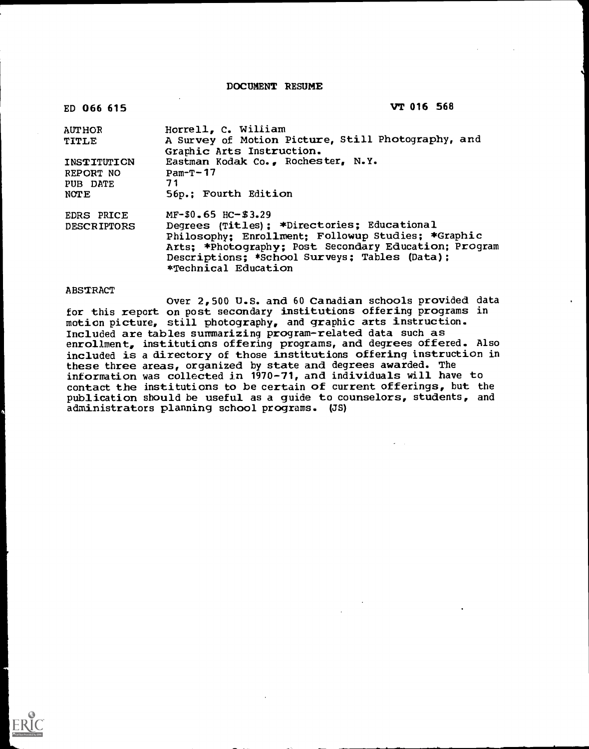# DOCUMENT RESUME

ED 066 615 VT 016 568

AUTHOR Horrell, C. William
TITLE A Survey of Motion Picture, Still Photography, and Graphic Arts Instruction.
INSTITUTION Eastman Kodak Co., Rochester, N.Y.
REPORT NO Pam-T-17
PUB DATE 71
NOTE 56p.; Fourth Edition

EDRS PRICE MF-$0.65 HC-$3.29
DESCRIPTORS Degrees (Titles); *Directories; Educational Philosophy; Enrollment; Followup Studies; *Graphic Arts; *Photography; Post Secondary Education; Program Descriptions; *School Surveys; Tables (Data); *Technical Education

ABSTRACT

Over 2,500 U.S. and 60 Canadian schools provided data for this report on post secondary institutions offering programs in motion picture, still photography, and graphic arts instruction. Included are tables summarizing program-related data such as enrollment, institutions offering programs, and degrees offered. Also included is a directory of those institutions offering instruction in these three areas, organized by state and degrees awarded. The information was collected in 1970-71, and individuals will have to contact the institutions to be certain of current offerings, but the publication should be useful as a guide to counselors, students, and administrators planning school programs. (JS)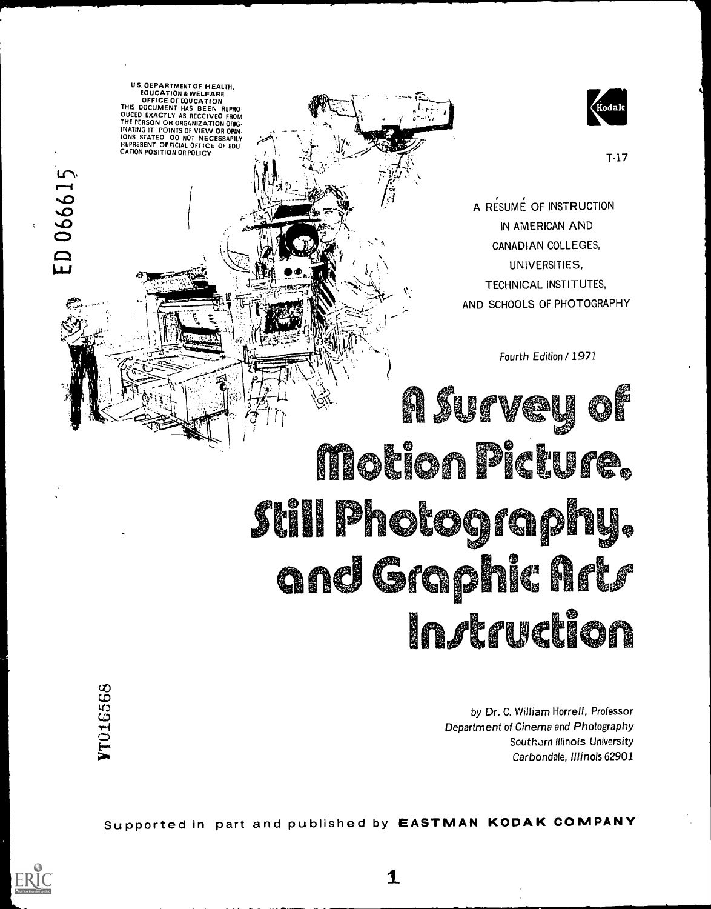U.S. DEPARTMENT OF HEALTH, EDUCATION & WELFARE
OFFICE OF EDUCATION
THIS DOCUMENT HAS BEEN REPRODUCED EXACTLY AS RECEIVED FROM THE PERSON OR ORGANIZATION ORIGINATING IT. POINTS OF VIEW OR OPINIONS STATED DO NOT NECESSARILY REPRESENT OFFICIAL OFFICE OF EDUCATION POSITION OR POLICY

ED 066615

Kodak

T-17

A RÉSUMÉ OF INSTRUCTION IN AMERICAN AND CANADIAN COLLEGES, UNIVERSITIES, TECHNICAL INSTITUTES, AND SCHOOLS OF PHOTOGRAPHY

*Fourth Edition / 1971*

# A Survey of Motion Picture, Still Photography, and Graphic Arts Instruction

VT016568

*by Dr. C. William Horrell, Professor*
*Department of Cinema and Photography*
*Southern Illinois University*
*Carbondale, Illinois 62901*

Supported in part and published by **EASTMAN KODAK COMPANY**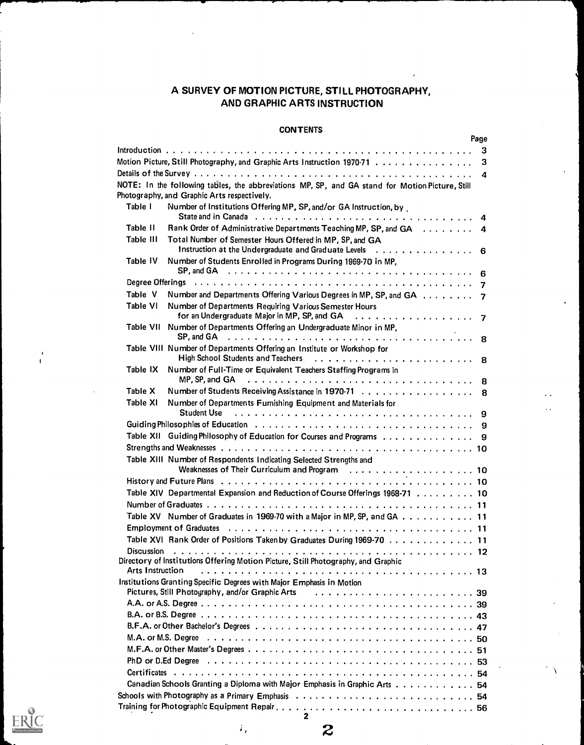# A SURVEY OF MOTION PICTURE, STILL PHOTOGRAPHY, AND GRAPHIC ARTS INSTRUCTION

## CONTENTS

| | Page |
|---|---|
| Introduction | 3 |
| Motion Picture, Still Photography, and Graphic Arts Instruction 1970-71 | 3 |
| Details of the Survey | 4 |
| NOTE: In the following tables, the abbreviations MP, SP, and GA stand for Motion Picture, Still Photography, and Graphic Arts respectively. | |
| Table I Number of Institutions Offering MP, SP, and/or GA Instruction, by State and in Canada | 4 |
| Table II Rank Order of Administrative Departments Teaching MP, SP, and GA | 4 |
| Table III Total Number of Semester Hours Offered in MP, SP, and GA Instruction at the Undergraduate and Graduate Levels | 6 |
| Table IV Number of Students Enrolled in Programs During 1969-70 in MP, SP, and GA | 6 |
| Degree Offerings | 7 |
| Table V Number and Departments Offering Various Degrees in MP, SP, and GA | 7 |
| Table VI Number of Departments Requiring Various Semester Hours for an Undergraduate Major in MP, SP, and GA | 7 |
| Table VII Number of Departments Offering an Undergraduate Minor in MP, SP, and GA | 8 |
| Table VIII Number of Departments Offering an Institute or Workshop for High School Students and Teachers | 8 |
| Table IX Number of Full-Time or Equivalent Teachers Staffing Programs in MP, SP, and GA | 8 |
| Table X Number of Students Receiving Assistance in 1970-71 | 8 |
| Table XI Number of Departments Furnishing Equipment and Materials for Student Use | 9 |
| Guiding Philosophies of Education | 9 |
| Table XII Guiding Philosophy of Education for Courses and Programs | 9 |
| Strengths and Weaknesses | 10 |
| Table XIII Number of Respondents Indicating Selected Strengths and Weaknesses of Their Curriculum and Program | 10 |
| History and Future Plans | 10 |
| Table XIV Departmental Expansion and Reduction of Course Offerings 1968-71 | 10 |
| Number of Graduates | 11 |
| Table XV Number of Graduates in 1969-70 with a Major in MP, SP, and GA | 11 |
| Employment of Graduates | 11 |
| Table XVI Rank Order of Positions Taken by Graduates During 1969-70 | 11 |
| Discussion | 12 |
| Directory of Institutions Offering Motion Picture, Still Photography, and Graphic Arts Instruction | 13 |
| Institutions Granting Specific Degrees with Major Emphasis in Motion Pictures, Still Photography, and/or Graphic Arts | 39 |
| A.A. or A.S. Degree | 39 |
| B.A. or B.S. Degree | 43 |
| B.F.A. or Other Bachelor's Degrees | 47 |
| M.A. or M.S. Degree | 50 |
| M.F.A. or Other Master's Degrees | 51 |
| PhD or D.Ed Degree | 53 |
| Certificates | 54 |
| Canadian Schools Granting a Diploma with Major Emphasis in Graphic Arts | 54 |
| Schools with Photography as a Primary Emphasis | 54 |
| Training for Photographic Equipment Repair | 56 |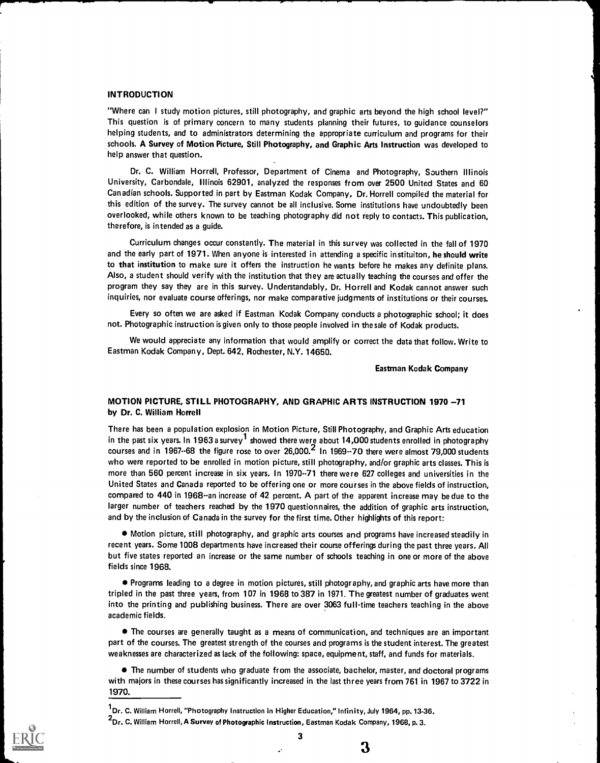## INTRODUCTION

"Where can I study motion pictures, still photography, and graphic arts beyond the high school level?" This question is of primary concern to many students planning their futures, to guidance counselors helping students, and to administrators determining the appropriate curriculum and programs for their schools. **A Survey of Motion Picture, Still Photography, and Graphic Arts Instruction** was developed to help answer that question.

Dr. C. William Horrell, Professor, Department of Cinema and Photography, Southern Illinois University, Carbondale, Illinois 62901, analyzed the responses from over 2500 United States and 60 Canadian schools. Supported in part by Eastman Kodak Company, Dr. Horrell compiled the material for this edition of the survey. The survey cannot be all inclusive. Some institutions have undoubtedly been overlooked, while others known to be teaching photography did not reply to contacts. This publication, therefore, is intended as a guide.

Curriculum changes occur constantly. The material in this survey was collected in the fall of 1970 and the early part of 1971. When anyone is interested in attending a specific instituiton, **he should write to that institution** to make sure it offers the instruction he wants before he makes any definite plans. Also, a student should verify with the institution that they are actually teaching the courses and offer the program they say they are in this survey. Understandably, Dr. Horrell and Kodak cannot answer such inquiries, nor evaluate course offerings, nor make comparative judgments of institutions or their courses.

Every so often we are asked if Eastman Kodak Company conducts a photographic school; it does not. Photographic instruction is given only to those people involved in the sale of Kodak products.

We would appreciate any information that would amplify or correct the data that follow. Write to Eastman Kodak Company, Dept. 642, Rochester, N.Y. 14650.

**Eastman Kodak Company**

## MOTION PICTURE, STILL PHOTOGRAPHY, AND GRAPHIC ARTS INSTRUCTION 1970 –71
**by Dr. C. William Horrell**

There has been a population explosion in Motion Picture, Still Photography, and Graphic Arts education in the past six years. In 1963 a survey[1] showed there were about 14,000 students enrolled in photography courses and in 1967--68 the figure rose to over 26,000.[2] In 1969--70 there were almost 79,000 students who were reported to be enrolled in motion picture, still photography, and/or graphic arts classes. This is more than 560 percent increase in six years. In 1970--71 there were 627 colleges and universities in the United States and Canada reported to be offering one or more courses in the above fields of instruction, compared to 440 in 1968--an increase of 42 percent. A part of the apparent increase may be due to the larger number of teachers reached by the 1970 questionnaires, the addition of graphic arts instruction, and by the inclusion of Canada in the survey for the first time. Other highlights of this report:

- Motion picture, still photography, and graphic arts courses and programs have increased steadily in recent years. Some 1008 departments have increased their course offerings during the past three years. All but five states reported an increase or the same number of schools teaching in one or more of the above fields since 1968.

- Programs leading to a degree in motion pictures, still photography, and graphic arts have more than tripled in the past three years, from 107 in 1968 to 387 in 1971. The greatest number of graduates went into the printing and publishing business. There are over 3063 full-time teachers teaching in the above academic fields.

- The courses are generally taught as a means of communication, and techniques are an important part of the courses. The greatest strength of the courses and programs is the student interest. The greatest weaknesses are characterized as lack of the following: space, equipment, staff, and funds for materials.

- The number of students who graduate from the associate, bachelor, master, and doctoral programs with majors in these courses has significantly increased in the last three years from 761 in 1967 to 3722 in 1970.

---

[1] Dr. C. William Horrell, "Photography Instruction in Higher Education," Infinity, July 1964, pp. 13-36.

[2] Dr. C. William Horrell, A Survey of Photographic Instruction, Eastman Kodak Company, 1968, p. 3.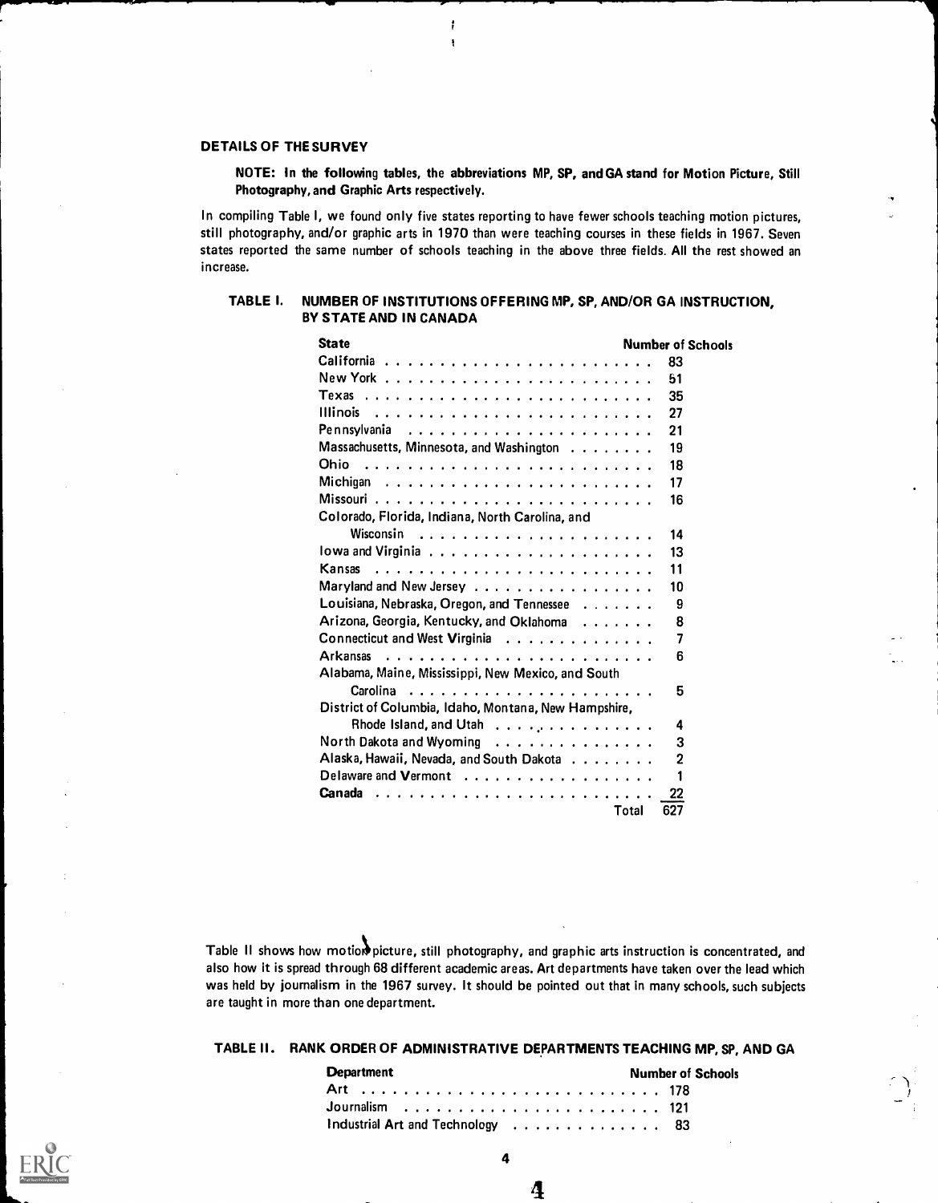### DETAILS OF THE SURVEY

**NOTE: In the following tables, the abbreviations MP, SP, and GA stand for Motion Picture, Still Photography, and Graphic Arts respectively.**

In compiling Table I, we found only five states reporting to have fewer schools teaching motion pictures, still photography, and/or graphic arts in 1970 than were teaching courses in these fields in 1967. Seven states reported the same number of schools teaching in the above three fields. All the rest showed an increase.

**TABLE I. NUMBER OF INSTITUTIONS OFFERING MP, SP, AND/OR GA INSTRUCTION, BY STATE AND IN CANADA**

| State | Number of Schools |
|---|---|
| California | 83 |
| New York | 51 |
| Texas | 35 |
| Illinois | 27 |
| Pennsylvania | 21 |
| Massachusetts, Minnesota, and Washington | 19 |
| Ohio | 18 |
| Michigan | 17 |
| Missouri | 16 |
| Colorado, Florida, Indiana, North Carolina, and Wisconsin | 14 |
| Iowa and Virginia | 13 |
| Kansas | 11 |
| Maryland and New Jersey | 10 |
| Louisiana, Nebraska, Oregon, and Tennessee | 9 |
| Arizona, Georgia, Kentucky, and Oklahoma | 8 |
| Connecticut and West Virginia | 7 |
| Arkansas | 6 |
| Alabama, Maine, Mississippi, New Mexico, and South Carolina | 5 |
| District of Columbia, Idaho, Montana, New Hampshire, Rhode Island, and Utah | 4 |
| North Dakota and Wyoming | 3 |
| Alaska, Hawaii, Nevada, and South Dakota | 2 |
| Delaware and Vermont | 1 |
| **Canada** | 22 |
| Total | 627 |

Table II shows how motion picture, still photography, and graphic arts instruction is concentrated, and also how it is spread through 68 different academic areas. Art departments have taken over the lead which was held by journalism in the 1967 survey. It should be pointed out that in many schools, such subjects are taught in more than one department.

**TABLE II. RANK ORDER OF ADMINISTRATIVE DEPARTMENTS TEACHING MP, SP, AND GA**

| Department | Number of Schools |
|---|---|
| Art | 178 |
| Journalism | 121 |
| Industrial Art and Technology | 83 |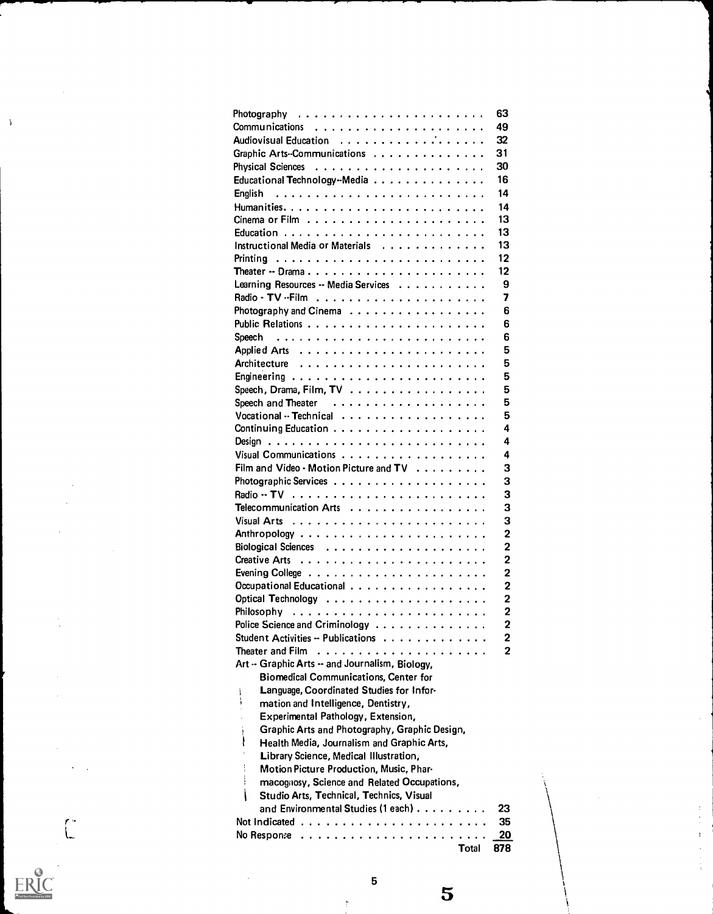| | |
|---|---|
| Photography | 63 |
| Communications | 49 |
| Audiovisual Education | 32 |
| Graphic Arts--Communications | 31 |
| Physical Sciences | 30 |
| Educational Technology--Media | 16 |
| English | 14 |
| Humanities | 14 |
| Cinema or Film | 13 |
| Education | 13 |
| Instructional Media or Materials | 13 |
| Printing | 12 |
| Theater -- Drama | 12 |
| Learning Resources -- Media Services | 9 |
| Radio - TV --Film | 7 |
| Photography and Cinema | 6 |
| Public Relations | 6 |
| Speech | 6 |
| Applied Arts | 5 |
| Architecture | 5 |
| Engineering | 5 |
| Speech, Drama, Film, TV | 5 |
| Speech and Theater | 5 |
| Vocational -- Technical | 5 |
| Continuing Education | 4 |
| Design | 4 |
| Visual Communications | 4 |
| Film and Video - Motion Picture and TV | 3 |
| Photographic Services | 3 |
| Radio -- TV | 3 |
| Telecommunication Arts | 3 |
| Visual Arts | 3 |
| Anthropology | 2 |
| Biological Sciences | 2 |
| Creative Arts | 2 |
| Evening College | 2 |
| Occupational Educational | 2 |
| Optical Technology | 2 |
| Philosophy | 2 |
| Police Science and Criminology | 2 |
| Student Activities -- Publications | 2 |
| Theater and Film | 2 |
| Art -- Graphic Arts -- and Journalism, Biology, Biomedical Communications, Center for Language, Coordinated Studies for Information and Intelligence, Dentistry, Experimental Pathology, Extension, Graphic Arts and Photography, Graphic Design, Health Media, Journalism and Graphic Arts, Library Science, Medical Illustration, Motion Picture Production, Music, Pharmacognosy, Science and Related Occupations, Studio Arts, Technical, Technics, Visual and Environmental Studies (1 each) | 23 |
| Not Indicated | 35 |
| No Response | 20 |
| Total | 878 |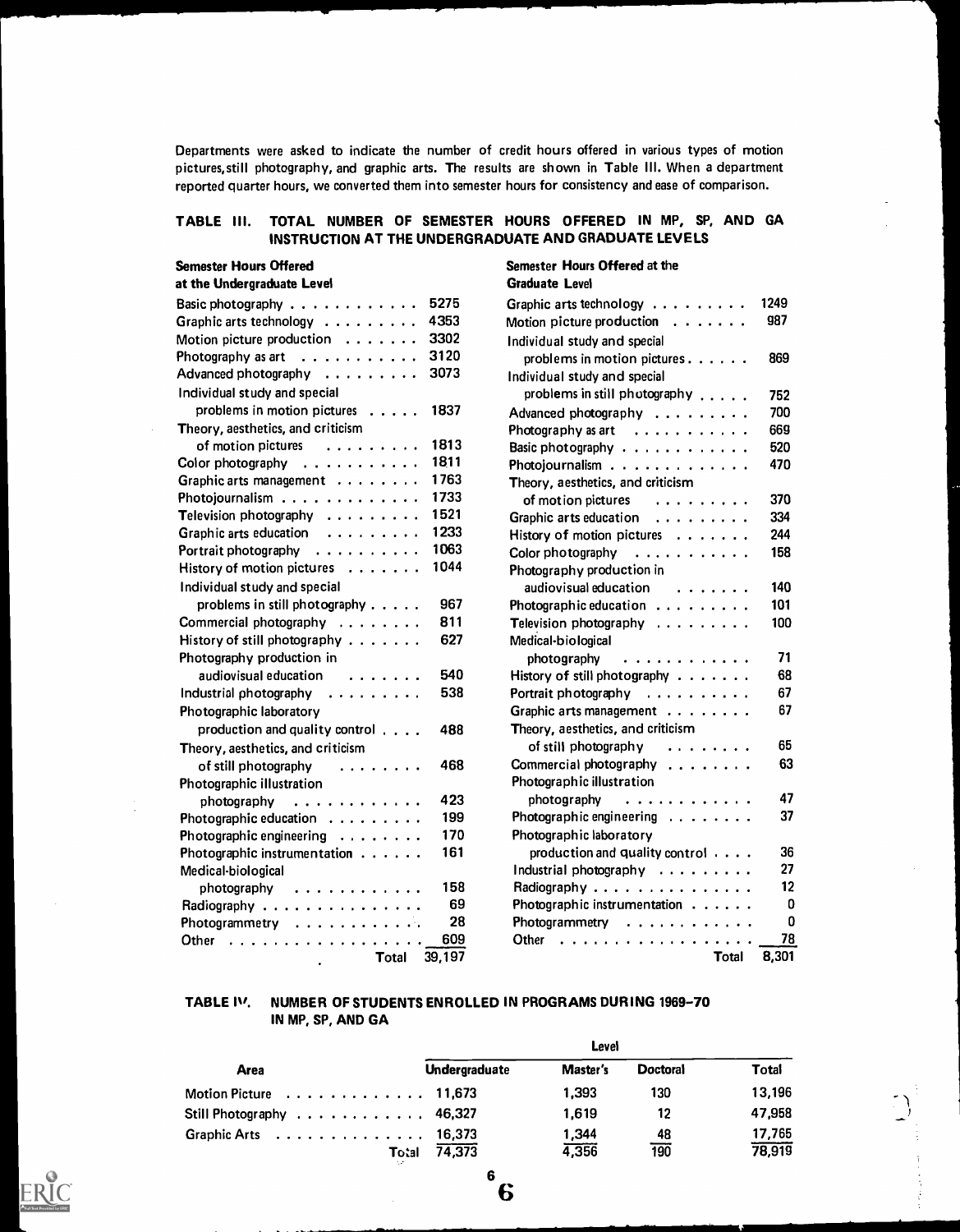Departments were asked to indicate the number of credit hours offered in various types of motion pictures, still photography, and graphic arts. The results are shown in Table III. When a department reported quarter hours, we converted them into semester hours for consistency and ease of comparison.

**TABLE III. TOTAL NUMBER OF SEMESTER HOURS OFFERED IN MP, SP, AND GA INSTRUCTION AT THE UNDERGRADUATE AND GRADUATE LEVELS**

| Semester Hours Offered at the Undergraduate Level | | Semester Hours Offered at the Graduate Level | |
|---|---|---|---|
| Basic photography | 5275 | Graphic arts technology | 1249 |
| Graphic arts technology | 4353 | Motion picture production | 987 |
| Motion picture production | 3302 | Individual study and special problems in motion pictures | 869 |
| Photography as art | 3120 | Individual study and special problems in still photography | 752 |
| Advanced photography | 3073 | Advanced photography | 700 |
| Individual study and special problems in motion pictures | 1837 | Photography as art | 669 |
| Theory, aesthetics, and criticism of motion pictures | 1813 | Basic photography | 520 |
| Color photography | 1811 | Photojournalism | 470 |
| Graphic arts management | 1763 | Theory, aesthetics, and criticism of motion pictures | 370 |
| Photojournalism | 1733 | Graphic arts education | 334 |
| Television photography | 1521 | History of motion pictures | 244 |
| Graphic arts education | 1233 | Color photography | 158 |
| Portrait photography | 1063 | Photography production in audiovisual education | 140 |
| History of motion pictures | 1044 | Photographic education | 101 |
| Individual study and special problems in still photography | 967 | Television photography | 100 |
| Commercial photography | 811 | Medical-biological photography | 71 |
| History of still photography | 627 | History of still photography | 68 |
| Photography production in audiovisual education | 540 | Portrait photography | 67 |
| Industrial photography | 538 | Graphic arts management | 67 |
| Photographic laboratory production and quality control | 488 | Theory, aesthetics, and criticism of still photography | 65 |
| Theory, aesthetics, and criticism of still photography | 468 | Commercial photography | 63 |
| Photographic illustration photography | 423 | Photographic illustration photography | 47 |
| Photographic education | 199 | Photographic engineering | 37 |
| Photographic engineering | 170 | Photographic laboratory production and quality control | 36 |
| Photographic instrumentation | 161 | Industrial photography | 27 |
| Medical-biological photography | 158 | Radiography | 12 |
| Radiography | 69 | Photographic instrumentation | 0 |
| Photogrammetry | 28 | Photogrammetry | 0 |
| Other | 609 | Other | 78 |
| Total | 39,197 | Total | 8,301 |

**TABLE IV. NUMBER OF STUDENTS ENROLLED IN PROGRAMS DURING 1969–70 IN MP, SP, AND GA**

| Area | Level | | | |
|---|---|---|---|---|
| | Undergraduate | Master's | Doctoral | Total |
| Motion Picture | 11,673 | 1,393 | 130 | 13,196 |
| Still Photography | 46,327 | 1,619 | 12 | 47,958 |
| Graphic Arts | 16,373 | 1,344 | 48 | 17,765 |
| Total | 74,373 | 4,356 | 190 | 78,919 |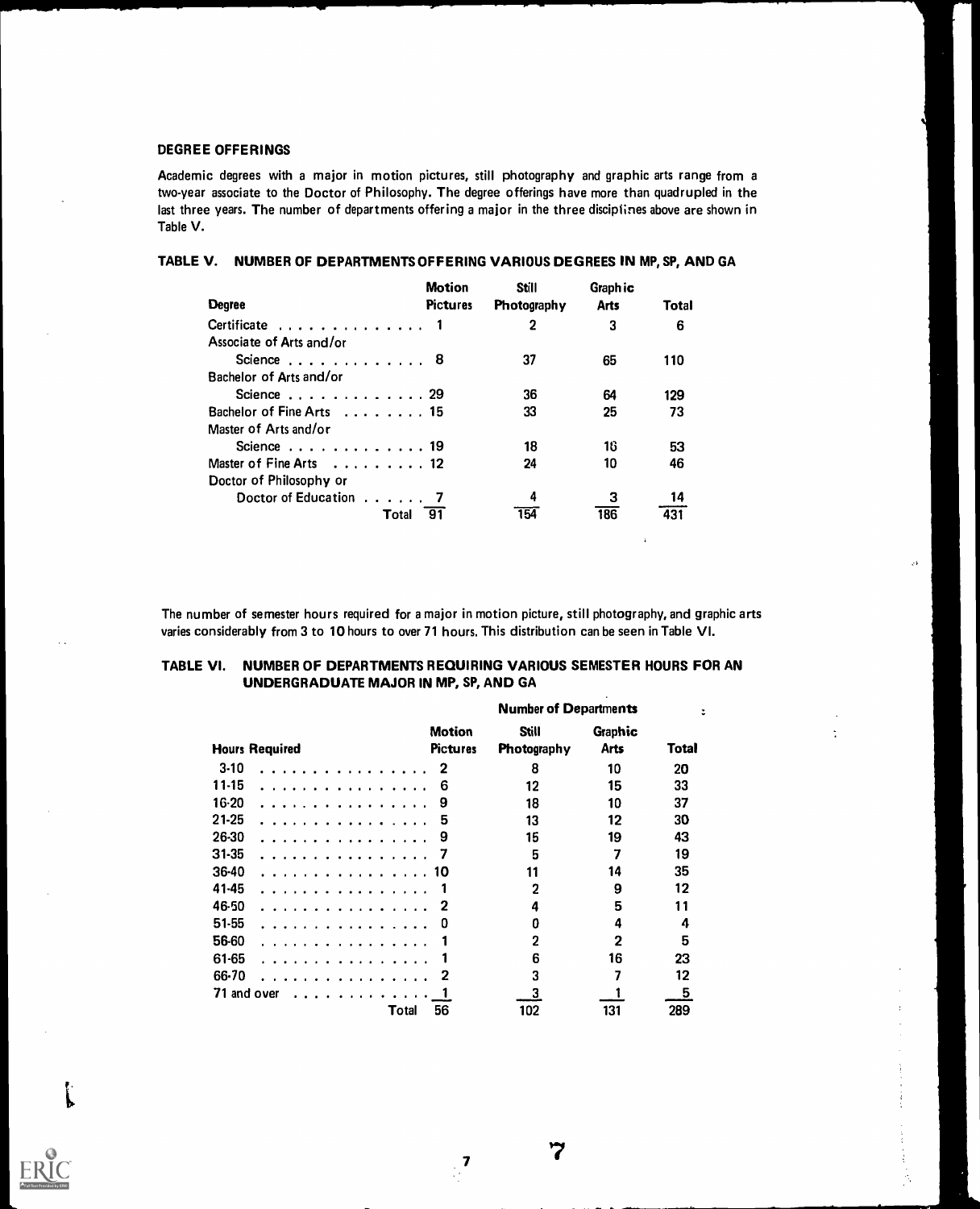## DEGREE OFFERINGS

Academic degrees with a major in motion pictures, still photography and graphic arts range from a two-year associate to the Doctor of Philosophy. The degree offerings have more than quadrupled in the last three years. The number of departments offering a major in the three disciplines above are shown in Table V.

### TABLE V. NUMBER OF DEPARTMENTS OFFERING VARIOUS DEGREES IN MP, SP, AND GA

| Degree | Motion Pictures | Still Photography | Graphic Arts | Total |
|---|---|---|---|---|
| Certificate | 1 | 2 | 3 | 6 |
| Associate of Arts and/or Science | 8 | 37 | 65 | 110 |
| Bachelor of Arts and/or Science | 29 | 36 | 64 | 129 |
| Bachelor of Fine Arts | 15 | 33 | 25 | 73 |
| Master of Arts and/or Science | 19 | 18 | 16 | 53 |
| Master of Fine Arts | 12 | 24 | 10 | 46 |
| Doctor of Philosophy or Doctor of Education | 7 | 4 | 3 | 14 |
| Total | 91 | 154 | 186 | 431 |

The number of semester hours required for a major in motion picture, still photography, and graphic arts varies considerably from 3 to 10 hours to over 71 hours. This distribution can be seen in Table VI.

### TABLE VI. NUMBER OF DEPARTMENTS REQUIRING VARIOUS SEMESTER HOURS FOR AN UNDERGRADUATE MAJOR IN MP, SP, AND GA

| | Number of Departments | | | |
|---|---|---|---|---|
| Hours Required | Motion Pictures | Still Photography | Graphic Arts | Total |
| 3-10 | 2 | 8 | 10 | 20 |
| 11-15 | 6 | 12 | 15 | 33 |
| 16-20 | 9 | 18 | 10 | 37 |
| 21-25 | 5 | 13 | 12 | 30 |
| 26-30 | 9 | 15 | 19 | 43 |
| 31-35 | 7 | 5 | 7 | 19 |
| 36-40 | 10 | 11 | 14 | 35 |
| 41-45 | 1 | 2 | 9 | 12 |
| 46-50 | 2 | 4 | 5 | 11 |
| 51-55 | 0 | 0 | 4 | 4 |
| 56-60 | 1 | 2 | 2 | 5 |
| 61-65 | 1 | 6 | 16 | 23 |
| 66-70 | 2 | 3 | 7 | 12 |
| 71 and over | 1 | 3 | 1 | 5 |
| Total | 56 | 102 | 131 | 289 |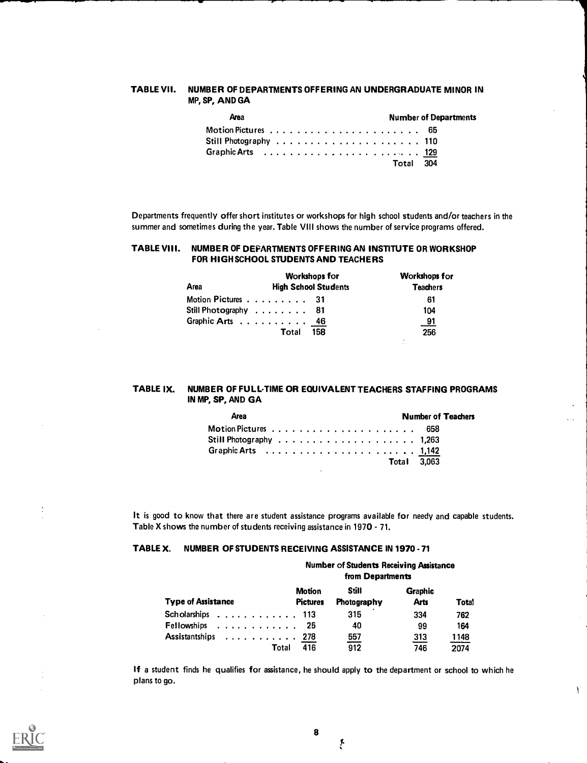### TABLE VII. NUMBER OF DEPARTMENTS OFFERING AN UNDERGRADUATE MINOR IN MP, SP, AND GA

| Area | Number of Departments |
|---|---|
| Motion Pictures | 65 |
| Still Photography | 110 |
| Graphic Arts | 129 |
| Total | 304 |

Departments frequently offer short institutes or workshops for high school students and/or teachers in the summer and sometimes during the year. Table VIII shows the number of service programs offered.

### TABLE VIII. NUMBER OF DEPARTMENTS OFFERING AN INSTITUTE OR WORKSHOP FOR HIGH SCHOOL STUDENTS AND TEACHERS

| Area | Workshops for High School Students | Workshops for Teachers |
|---|---|---|
| Motion Pictures | 31 | 61 |
| Still Photography | 81 | 104 |
| Graphic Arts | 46 | 91 |
| Total | 158 | 256 |

### TABLE IX. NUMBER OF FULL-TIME OR EQUIVALENT TEACHERS STAFFING PROGRAMS IN MP, SP, AND GA

| Area | Number of Teachers |
|---|---|
| Motion Pictures | 658 |
| Still Photography | 1,263 |
| Graphic Arts | 1,142 |
| Total | 3,063 |

It is good to know that there are student assistance programs available for needy and capable students. Table X shows the number of students receiving assistance in 1970 - 71.

### TABLE X. NUMBER OF STUDENTS RECEIVING ASSISTANCE IN 1970 - 71

| | Number of Students Receiving Assistance from Departments | | | |
|---|---|---|---|---|
| **Type of Assistance** | **Motion Pictures** | **Still Photography** | **Graphic Arts** | **Total** |
| Scholarships | 113 | 315 | 334 | 762 |
| Fellowships | 25 | 40 | 99 | 164 |
| Assistantships | 278 | 557 | 313 | 1148 |
| Total | 416 | 912 | 746 | 2074 |

If a student finds he qualifies for assistance, he should apply to the department or school to which he plans to go.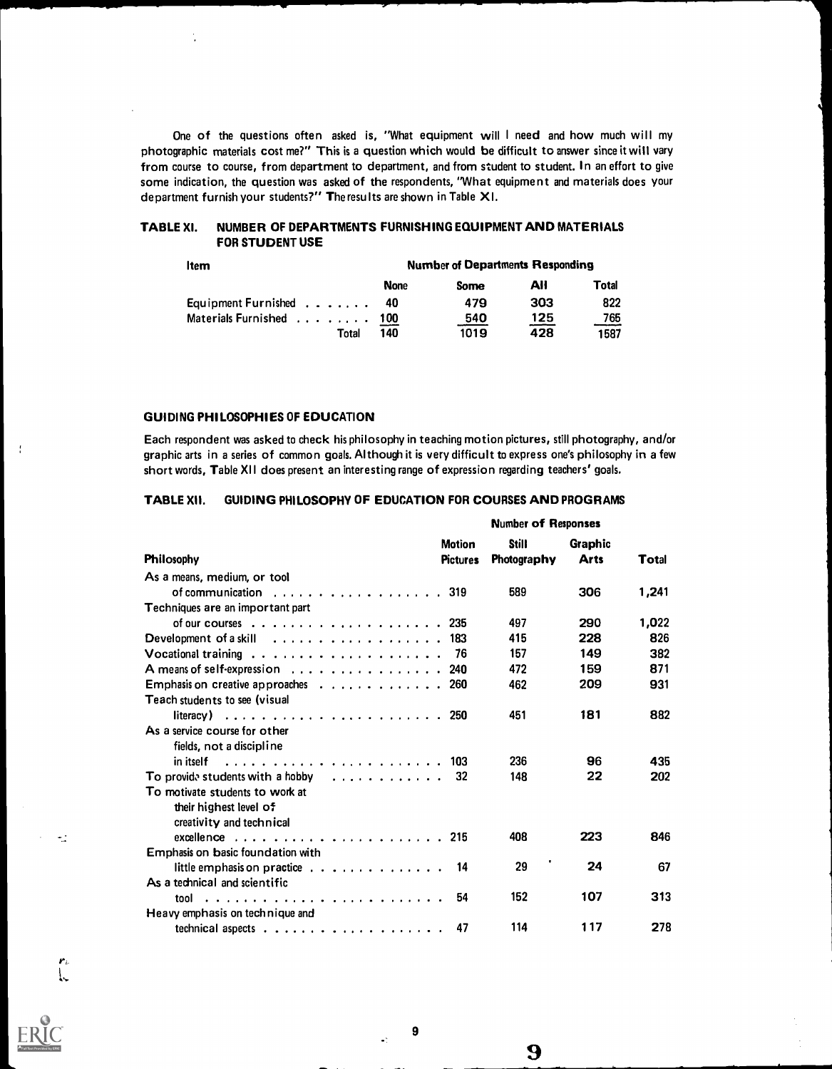One of the questions often asked is, "What equipment will I need and how much will my photographic materials cost me?" This is a question which would be difficult to answer since it will vary from course to course, from department to department, and from student to student. In an effort to give some indication, the question was asked of the respondents, "What equipment and materials does your department furnish your students?" The results are shown in Table XI.

**TABLE XI. NUMBER OF DEPARTMENTS FURNISHING EQUIPMENT AND MATERIALS FOR STUDENT USE**

| Item | Number of Departments Responding | | | |
|---|---|---|---|---|
| | None | Some | All | Total |
| Equipment Furnished | 40 | 479 | 303 | 822 |
| Materials Furnished | 100 | 540 | 125 | 765 |
| Total | 140 | 1019 | 428 | 1587 |

## GUIDING PHILOSOPHIES OF EDUCATION

Each respondent was asked to check his philosophy in teaching motion pictures, still photography, and/or graphic arts in a series of common goals. Although it is very difficult to express one's philosophy in a few short words, Table XII does present an interesting range of expression regarding teachers' goals.

**TABLE XII. GUIDING PHILOSOPHY OF EDUCATION FOR COURSES AND PROGRAMS**

| Philosophy | Number of Responses | | | |
|---|---|---|---|---|
| | Motion Pictures | Still Photography | Graphic Arts | Total |
| As a means, medium, or tool of communication | 319 | 589 | 306 | 1,241 |
| Techniques are an important part of our courses | 235 | 497 | 290 | 1,022 |
| Development of a skill | 183 | 415 | 228 | 826 |
| Vocational training | 76 | 157 | 149 | 382 |
| A means of self-expression | 240 | 472 | 159 | 871 |
| Emphasis on creative approaches | 260 | 462 | 209 | 931 |
| Teach students to see (visual literacy) | 250 | 451 | 181 | 882 |
| As a service course for other fields, not a discipline in itself | 103 | 236 | 96 | 435 |
| To provide students with a hobby | 32 | 148 | 22 | 202 |
| To motivate students to work at their highest level of creativity and technical excellence | 215 | 408 | 223 | 846 |
| Emphasis on basic foundation with little emphasis on practice | 14 | 29 | 24 | 67 |
| As a technical and scientific tool | 54 | 152 | 107 | 313 |
| Heavy emphasis on technique and technical aspects | 47 | 114 | 117 | 278 |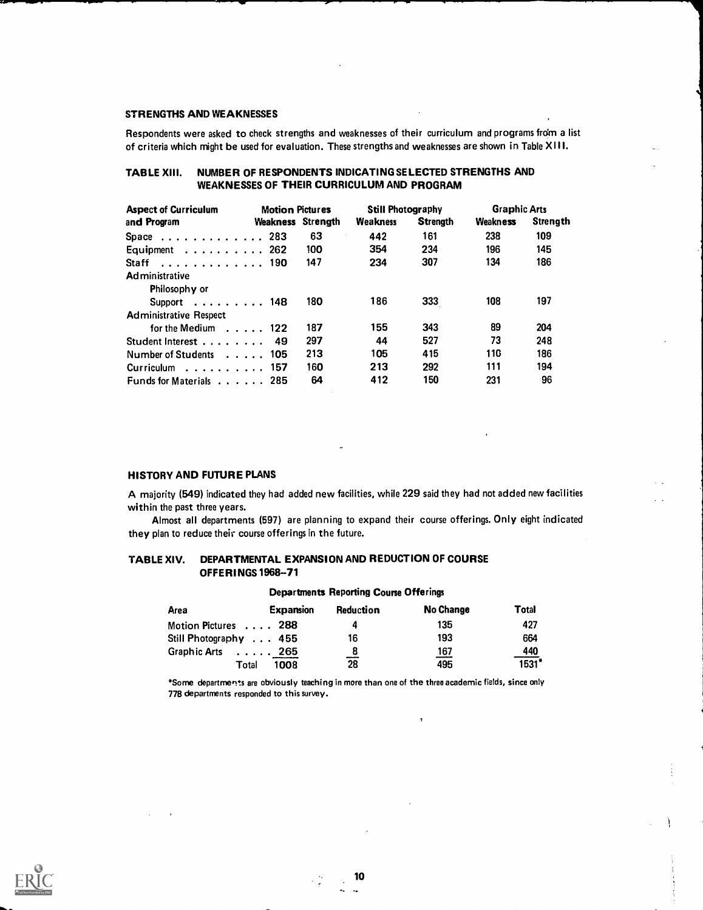### STRENGTHS AND WEAKNESSES

Respondents were asked to check strengths and weaknesses of their curriculum and programs from a list of criteria which might be used for evaluation. These strengths and weaknesses are shown in Table XIII.

**TABLE XIII. NUMBER OF RESPONDENTS INDICATING SELECTED STRENGTHS AND WEAKNESSES OF THEIR CURRICULUM AND PROGRAM**

| Aspect of Curriculum and Program | Motion Pictures | | Still Photography | | Graphic Arts | |
|---|---|---|---|---|---|---|
| | Weakness | Strength | Weakness | Strength | Weakness | Strength |
| Space | 283 | 63 | 442 | 161 | 238 | 109 |
| Equipment | 262 | 100 | 354 | 234 | 196 | 145 |
| Staff | 190 | 147 | 234 | 307 | 134 | 186 |
| Administrative Philosophy or Support | 148 | 180 | 186 | 333 | 108 | 197 |
| Administrative Respect for the Medium | 122 | 187 | 155 | 343 | 89 | 204 |
| Student Interest | 49 | 297 | 44 | 527 | 73 | 248 |
| Number of Students | 105 | 213 | 105 | 415 | 110 | 186 |
| Curriculum | 157 | 160 | 213 | 292 | 111 | 194 |
| Funds for Materials | 285 | 64 | 412 | 150 | 231 | 96 |

### HISTORY AND FUTURE PLANS

A majority (549) indicated they had added new facilities, while 229 said they had not added new facilities within the past three years.

Almost all departments (597) are planning to expand their course offerings. Only eight indicated they plan to reduce their course offerings in the future.

**TABLE XIV. DEPARTMENTAL EXPANSION AND REDUCTION OF COURSE OFFERINGS 1968–71**

Departments Reporting Course Offerings

| Area | Expansion | Reduction | No Change | Total |
|---|---|---|---|---|
| Motion Pictures | 288 | 4 | 135 | 427 |
| Still Photography | 455 | 16 | 193 | 664 |
| Graphic Arts | 265 | 8 | 167 | 440 |
| Total | 1008 | 28 | 495 | 1531* |

*Some departments are obviously teaching in more than one of the three academic fields, since only 778 departments responded to this survey.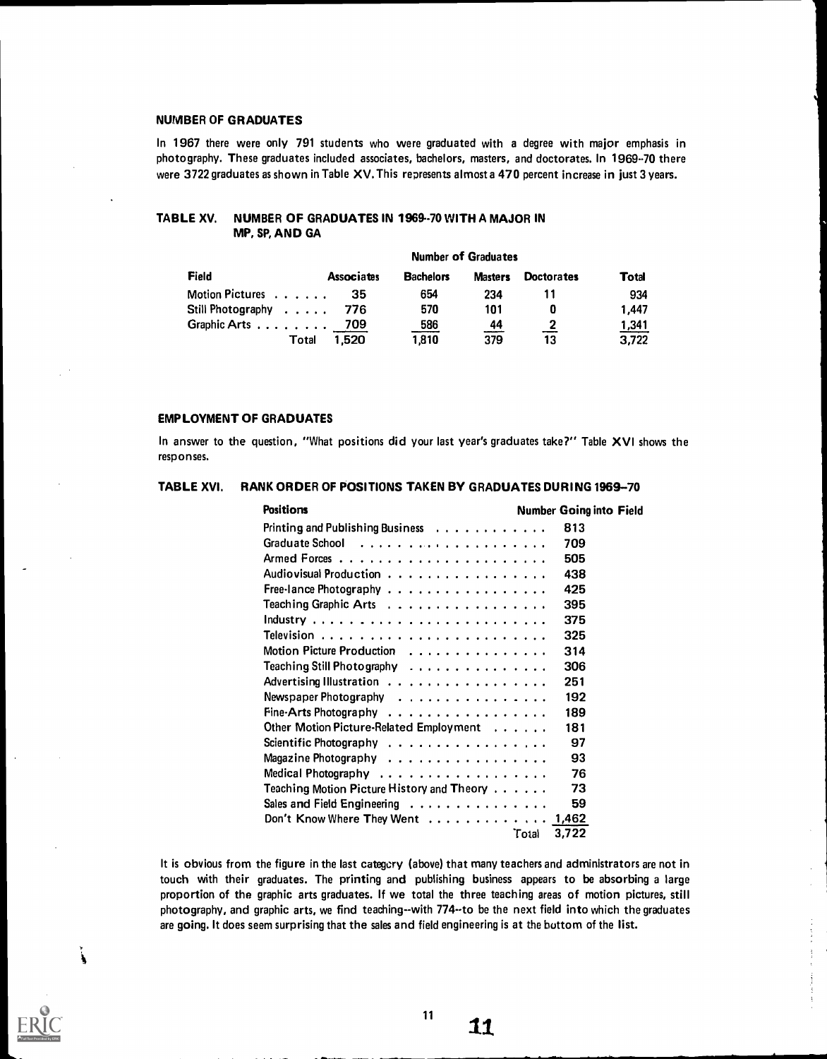## NUMBER OF GRADUATES

In 1967 there were only 791 students who were graduated with a degree with major emphasis in photography. These graduates included associates, bachelors, masters, and doctorates. In 1969–70 there were 3722 graduates as shown in Table XV. This represents almost a 470 percent increase in just 3 years.

### TABLE XV. NUMBER OF GRADUATES IN 1969–70 WITH A MAJOR IN MP, SP, AND GA

| | Number of Graduates | | | | |
|---|---|---|---|---|---|
| Field | Associates | Bachelors | Masters | Doctorates | Total |
| Motion Pictures | 35 | 654 | 234 | 11 | 934 |
| Still Photography | 776 | 570 | 101 | 0 | 1,447 |
| Graphic Arts | 709 | 586 | 44 | 2 | 1,341 |
| Total | 1,520 | 1,810 | 379 | 13 | 3,722 |

## EMPLOYMENT OF GRADUATES

In answer to the question, "What positions did your last year's graduates take?" Table XVI shows the responses.

### TABLE XVI. RANK ORDER OF POSITIONS TAKEN BY GRADUATES DURING 1969–70

| Positions | Number Going into Field |
|---|---|
| Printing and Publishing Business | 813 |
| Graduate School | 709 |
| Armed Forces | 505 |
| Audiovisual Production | 438 |
| Free-lance Photography | 425 |
| Teaching Graphic Arts | 395 |
| Industry | 375 |
| Television | 325 |
| Motion Picture Production | 314 |
| Teaching Still Photography | 306 |
| Advertising Illustration | 251 |
| Newspaper Photography | 192 |
| Fine-Arts Photography | 189 |
| Other Motion Picture-Related Employment | 181 |
| Scientific Photography | 97 |
| Magazine Photography | 93 |
| Medical Photography | 76 |
| Teaching Motion Picture History and Theory | 73 |
| Sales and Field Engineering | 59 |
| Don't Know Where They Went | 1,462 |
| Total | 3,722 |

It is obvious from the figure in the last category (above) that many teachers and administrators are not in touch with their graduates. The printing and publishing business appears to be absorbing a large proportion of the graphic arts graduates. If we total the three teaching areas of motion pictures, still photography, and graphic arts, we find teaching–with 774–to be the next field into which the graduates are going. It does seem surprising that the sales and field engineering is at the bottom of the list.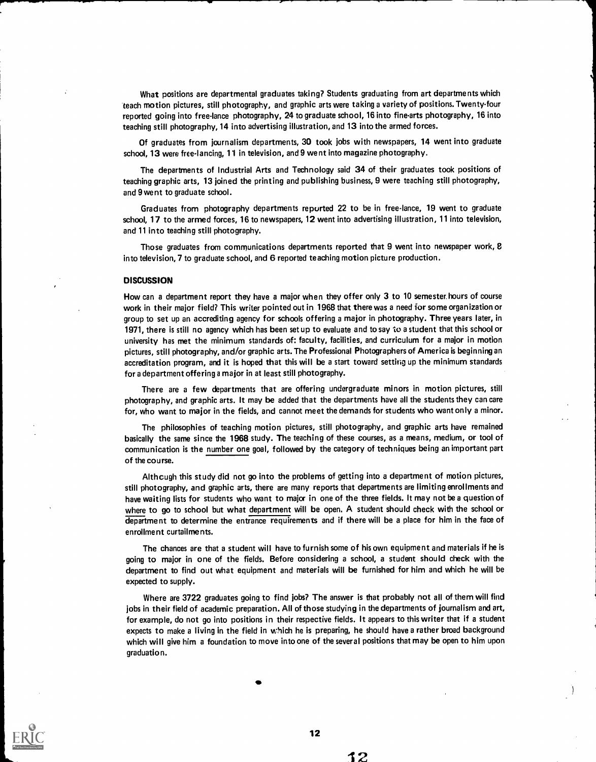What positions are departmental graduates taking? Students graduating from art departments which teach motion pictures, still photography, and graphic arts were taking a variety of positions. Twenty-four reported going into free-lance photography, 24 to graduate school, 16 into fine-arts photography, 16 into teaching still photography, 14 into advertising illustration, and 13 into the armed forces.

Of graduates from journalism departments, 30 took jobs with newspapers, 14 went into graduate school, 13 were free-lancing, 11 in television, and 9 went into magazine photography.

The departments of Industrial Arts and Technology said 34 of their graduates took positions of teaching graphic arts, 13 joined the printing and publishing business, 9 were teaching still photography, and 9 went to graduate school.

Graduates from photography departments reported 22 to be in free-lance, 19 went to graduate school, 17 to the armed forces, 16 to newspapers, 12 went into advertising illustration, 11 into television, and 11 into teaching still photography.

Those graduates from communications departments reported that 9 went into newspaper work, 8 into television, 7 to graduate school, and 6 reported teaching motion picture production.

## DISCUSSION

How can a department report they have a major when they offer only 3 to 10 semester hours of course work in their major field? This writer pointed out in 1968 that there was a need for some organization or group to set up an accrediting agency for schools offering a major in photography. Three years later, in 1971, there is still no agency which has been set up to evaluate and to say to a student that this school or university has met the minimum standards of: faculty, facilities, and curriculum for a major in motion pictures, still photography, and/or graphic arts. The Professional Photographers of America is beginning an accreditation program, and it is hoped that this will be a start toward setting up the minimum standards for a department offering a major in at least still photography.

There are a few departments that are offering undergraduate minors in motion pictures, still photography, and graphic arts. It may be added that the departments have all the students they can care for, who want to major in the fields, and cannot meet the demands for students who want only a minor.

The philosophies of teaching motion pictures, still photography, and graphic arts have remained basically the same since the 1968 study. The teaching of these courses, as a means, medium, or tool of communication is the number one goal, followed by the category of techniques being an important part of the course.

Although this study did not go into the problems of getting into a department of motion pictures, still photography, and graphic arts, there are many reports that departments are limiting enrollments and have waiting lists for students who want to major in one of the three fields. It may not be a question of where to go to school but what department will be open. A student should check with the school or department to determine the entrance requirements and if there will be a place for him in the face of enrollment curtailments.

The chances are that a student will have to furnish some of his own equipment and materials if he is going to major in one of the fields. Before considering a school, a student should check with the department to find out what equipment and materials will be furnished for him and which he will be expected to supply.

Where are 3722 graduates going to find jobs? The answer is that probably not all of them will find jobs in their field of academic preparation. All of those studying in the departments of journalism and art, for example, do not go into positions in their respective fields. It appears to this writer that if a student expects to make a living in the field in which he is preparing, he should have a rather broad background which will give him a foundation to move into one of the several positions that may be open to him upon graduation.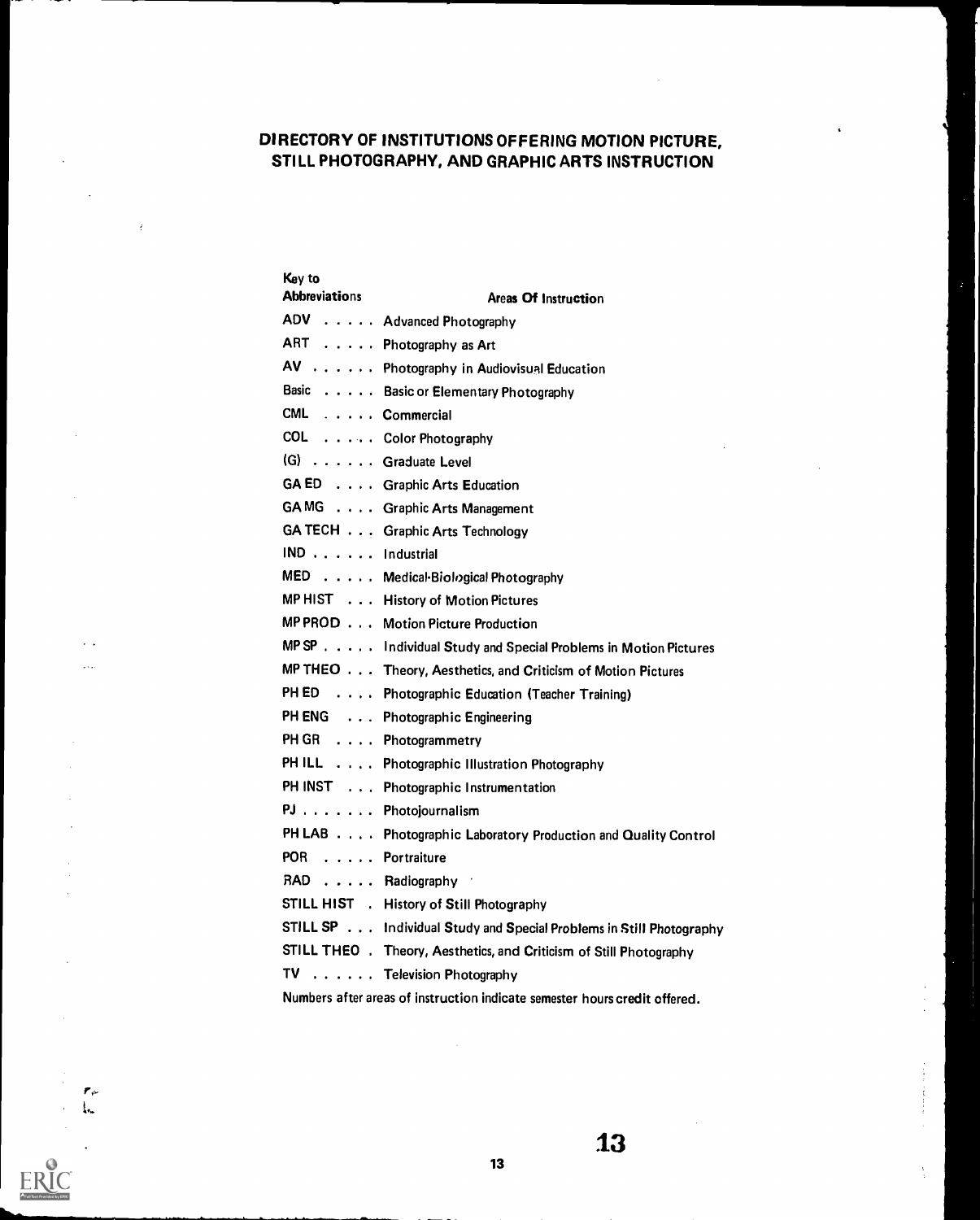# DIRECTORY OF INSTITUTIONS OFFERING MOTION PICTURE, STILL PHOTOGRAPHY, AND GRAPHIC ARTS INSTRUCTION

| Key to Abbreviations | Areas Of Instruction |
|---|---|
| ADV | Advanced Photography |
| ART | Photography as Art |
| AV | Photography in Audiovisual Education |
| Basic | Basic or Elementary Photography |
| CML | Commercial |
| COL | Color Photography |
| (G) | Graduate Level |
| GA ED | Graphic Arts Education |
| GA MG | Graphic Arts Management |
| GA TECH | Graphic Arts Technology |
| IND | Industrial |
| MED | Medical-Biological Photography |
| MP HIST | History of Motion Pictures |
| MP PROD | Motion Picture Production |
| MP SP | Individual Study and Special Problems in Motion Pictures |
| MP THEO | Theory, Aesthetics, and Criticism of Motion Pictures |
| PH ED | Photographic Education (Teacher Training) |
| PH ENG | Photographic Engineering |
| PH GR | Photogrammetry |
| PH ILL | Photographic Illustration Photography |
| PH INST | Photographic Instrumentation |
| PJ | Photojournalism |
| PH LAB | Photographic Laboratory Production and Quality Control |
| POR | Portraiture |
| RAD | Radiography |
| STILL HIST | History of Still Photography |
| STILL SP | Individual Study and Special Problems in Still Photography |
| STILL THEO | Theory, Aesthetics, and Criticism of Still Photography |
| TV | Television Photography |

Numbers after areas of instruction indicate semester hours credit offered.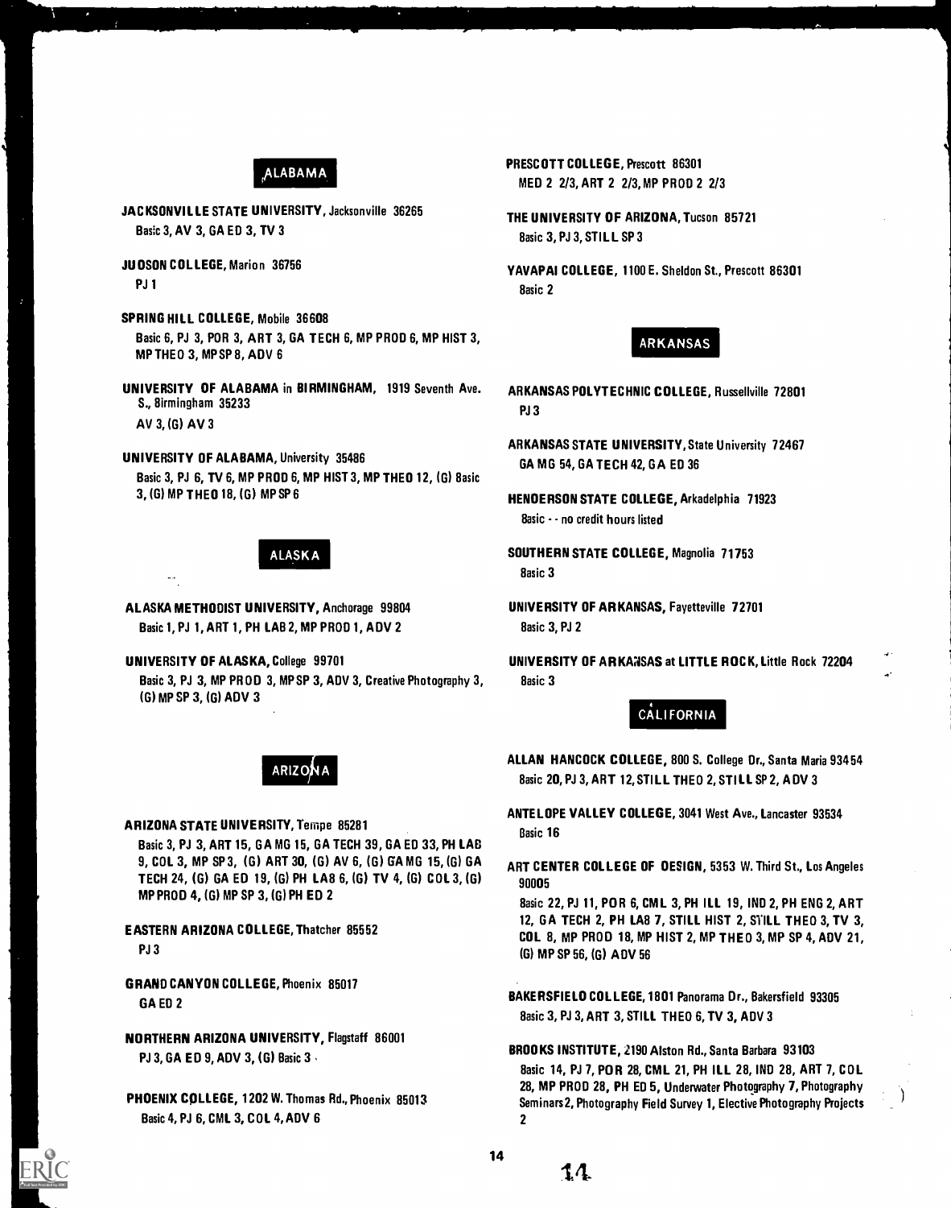## ALABAMA

**JACKSONVILLE STATE UNIVERSITY**, Jacksonville 36265
Basic 3, AV 3, GA ED 3, TV 3

**JUDSON COLLEGE**, Marion 36756
PJ 1

**SPRING HILL COLLEGE**, Mobile 36608
Basic 6, PJ 3, POR 3, ART 3, GA TECH 6, MP PROD 6, MP HIST 3, MP THEO 3, MP SP 8, ADV 6

**UNIVERSITY OF ALABAMA in BIRMINGHAM**, 1919 Seventh Ave. S., Birmingham 35233
AV 3, (G) AV 3

**UNIVERSITY OF ALABAMA**, University 35486
Basic 3, PJ 6, TV 6, MP PROD 6, MP HIST 3, MP THEO 12, (G) Basic 3, (G) MP THEO 18, (G) MP SP 6

## ALASKA

**ALASKA METHODIST UNIVERSITY**, Anchorage 99804
Basic 1, PJ 1, ART 1, PH LAB 2, MP PROD 1, ADV 2

**UNIVERSITY OF ALASKA**, College 99701
Basic 3, PJ 3, MP PROD 3, MP SP 3, ADV 3, Creative Photography 3, (G) MP SP 3, (G) ADV 3

## ARIZONA

**ARIZONA STATE UNIVERSITY**, Tempe 85281
Basic 3, PJ 3, ART 15, GA MG 15, GA TECH 39, GA ED 33, PH LAB 9, COL 3, MP SP 3, (G) ART 30, (G) AV 6, (G) GA MG 15, (G) GA TECH 24, (G) GA ED 19, (G) PH LAB 6, (G) TV 4, (G) COL 3, (G) MP PROD 4, (G) MP SP 3, (G) PH ED 2

**EASTERN ARIZONA COLLEGE**, Thatcher 85552
PJ 3

**GRAND CANYON COLLEGE**, Phoenix 85017
GA ED 2

**NORTHERN ARIZONA UNIVERSITY**, Flagstaff 86001
PJ 3, GA ED 9, ADV 3, (G) Basic 3

**PHOENIX COLLEGE**, 1202 W. Thomas Rd., Phoenix 85013
Basic 4, PJ 6, CML 3, COL 4, ADV 6

**PRESCOTT COLLEGE**, Prescott 86301
MED 2 2/3, ART 2 2/3, MP PROD 2 2/3

**THE UNIVERSITY OF ARIZONA**, Tucson 85721
Basic 3, PJ 3, STILL SP 3

**YAVAPAI COLLEGE**, 1100 E. Sheldon St., Prescott 86301
Basic 2

## ARKANSAS

**ARKANSAS POLYTECHNIC COLLEGE**, Russellville 72801
PJ 3

**ARKANSAS STATE UNIVERSITY**, State University 72467
GA MG 54, GA TECH 42, GA ED 36

**HENDERSON STATE COLLEGE**, Arkadelphia 71923
Basic - - no credit hours listed

**SOUTHERN STATE COLLEGE**, Magnolia 71753
Basic 3

**UNIVERSITY OF ARKANSAS**, Fayetteville 72701
Basic 3, PJ 2

**UNIVERSITY OF ARKANSAS at LITTLE ROCK**, Little Rock 72204
Basic 3

## CALIFORNIA

**ALLAN HANCOCK COLLEGE**, 800 S. College Dr., Santa Maria 93454
Basic 20, PJ 3, ART 12, STILL THEO 2, STILL SP 2, ADV 3

**ANTELOPE VALLEY COLLEGE**, 3041 West Ave., Lancaster 93534
Basic 16

**ART CENTER COLLEGE OF DESIGN**, 5353 W. Third St., Los Angeles 90005
Basic 22, PJ 11, POR 6, CML 3, PH ILL 19, IND 2, PH ENG 2, ART 12, GA TECH 2, PH LAB 7, STILL HIST 2, STILL THEO 3, TV 3, COL 8, MP PROD 18, MP HIST 2, MP THEO 3, MP SP 4, ADV 21, (G) MP SP 56, (G) ADV 56

**BAKERSFIELD COLLEGE**, 1801 Panorama Dr., Bakersfield 93305
Basic 3, PJ 3, ART 3, STILL THEO 6, TV 3, ADV 3

**BROOKS INSTITUTE**, 2190 Alston Rd., Santa Barbara 93103
Basic 14, PJ 7, POR 28, CML 21, PH ILL 28, IND 28, ART 7, COL 28, MP PROD 28, PH ED 5, Underwater Photography 7, Photography Seminars 2, Photography Field Survey 1, Elective Photography Projects 2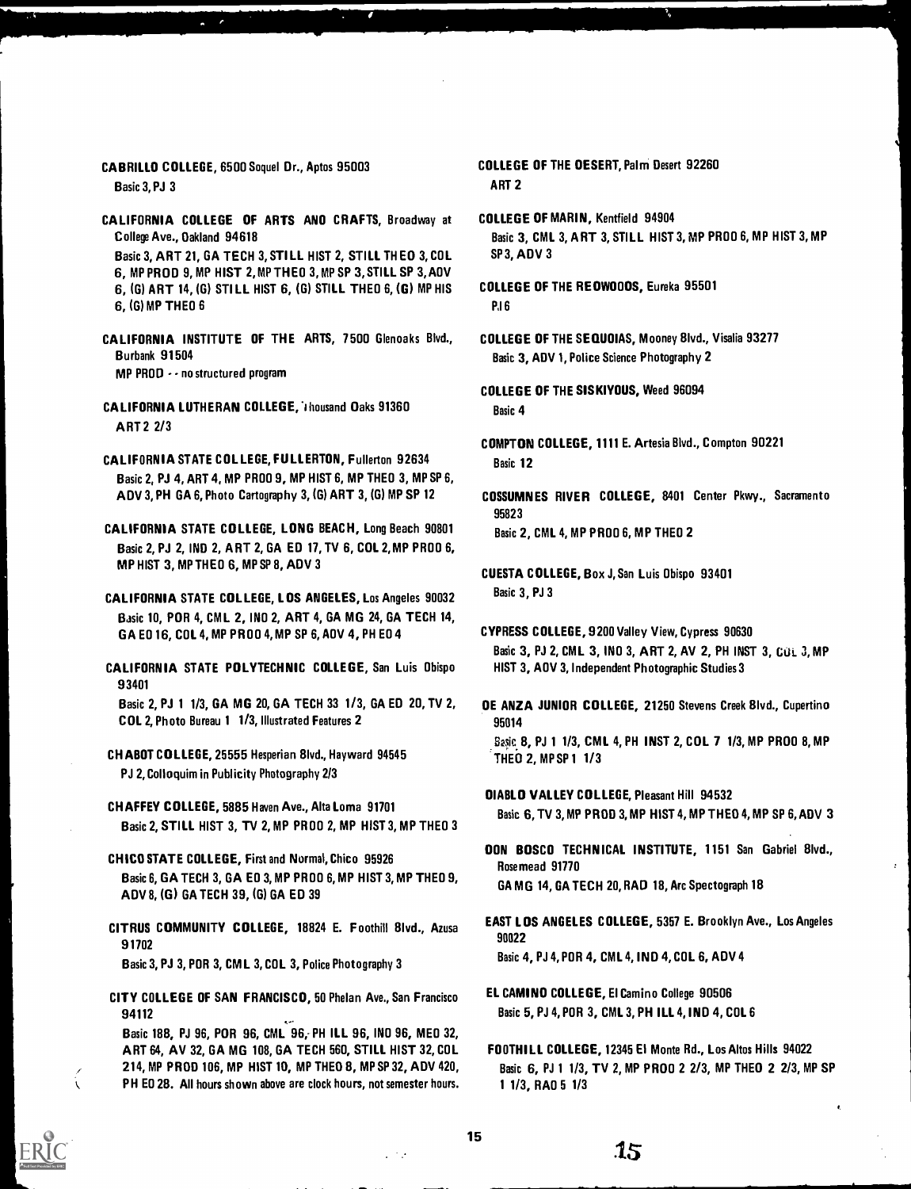**CABRILLO COLLEGE**, 6500 Soquel Dr., Aptos 95003
Basic 3, PJ 3

**CALIFORNIA COLLEGE OF ARTS AND CRAFTS**, Broadway at College Ave., Oakland 94618
Basic 3, ART 21, GA TECH 3, STILL HIST 2, STILL THEO 3, COL 6, MP PROD 9, MP HIST 2, MP THEO 3, MP SP 3, STILL SP 3, ADV 6, (G) ART 14, (G) STILL HIST 6, (G) STILL THEO 6, (G) MP HIS 6, (G) MP THEO 6

**CALIFORNIA INSTITUTE OF THE ARTS**, 7500 Glenoaks Blvd., Burbank 91504
MP PROD - - no structured program

**CALIFORNIA LUTHERAN COLLEGE**, Thousand Oaks 91360
ART 2 2/3

**CALIFORNIA STATE COLLEGE, FULLERTON**, Fullerton 92634
Basic 2, PJ 4, ART 4, MP PROD 9, MP HIST 6, MP THEO 3, MP SP 6, ADV 3, PH GA 6, Photo Cartography 3, (G) ART 3, (G) MP SP 12

**CALIFORNIA STATE COLLEGE, LONG BEACH**, Long Beach 90801
Basic 2, PJ 2, IND 2, ART 2, GA ED 17, TV 6, COL 2, MP PROD 6, MP HIST 3, MP THEO 6, MP SP 8, ADV 3

**CALIFORNIA STATE COLLEGE, LOS ANGELES**, Los Angeles 90032
Basic 10, POR 4, CML 2, IND 2, ART 4, GA MG 24, GA TECH 14, GA ED 16, COL 4, MP PROD 4, MP SP 6, ADV 4, PH ED 4

**CALIFORNIA STATE POLYTECHNIC COLLEGE**, San Luis Obispo 93401
Basic 2, PJ 1 1/3, GA MG 20, GA TECH 33 1/3, GA ED 20, TV 2, COL 2, Photo Bureau 1 1/3, Illustrated Features 2

**CHABOT COLLEGE**, 25555 Hesperian Blvd., Hayward 94545
PJ 2, Colloquim in Publicity Photography 2/3

**CHAFFEY COLLEGE**, 5885 Haven Ave., Alta Loma 91701
Basic 2, STILL HIST 3, TV 2, MP PROD 2, MP HIST 3, MP THEO 3

**CHICO STATE COLLEGE**, First and Normal, Chico 95926
Basic 6, GA TECH 3, GA ED 3, MP PROD 6, MP HIST 3, MP THEO 9, ADV 8, (G) GA TECH 39, (G) GA ED 39

**CITRUS COMMUNITY COLLEGE**, 18824 E. Foothill Blvd., Azusa 91702
Basic 3, PJ 3, POR 3, CML 3, COL 3, Police Photography 3

**CITY COLLEGE OF SAN FRANCISCO**, 50 Phelan Ave., San Francisco 94112
Basic 188, PJ 96, POR 96, CML 96, PH ILL 96, IND 96, MED 32, ART 64, AV 32, GA MG 108, GA TECH 560, STILL HIST 32, COL 214, MP PROD 106, MP HIST 10, MP THEO 8, MP SP 32, ADV 420, PH ED 28. All hours shown above are clock hours, not semester hours.

**COLLEGE OF THE DESERT**, Palm Desert 92260
ART 2

**COLLEGE OF MARIN**, Kentfield 94904
Basic 3, CML 3, ART 3, STILL HIST 3, MP PROD 6, MP HIST 3, MP SP 3, ADV 3

**COLLEGE OF THE REDWOODS**, Eureka 95501
PJ 6

**COLLEGE OF THE SEQUOIAS**, Mooney Blvd., Visalia 93277
Basic 3, ADV 1, Police Science Photography 2

**COLLEGE OF THE SISKIYOUS**, Weed 96094
Basic 4

**COMPTON COLLEGE**, 1111 E. Artesia Blvd., Compton 90221
Basic 12

**COSSUMNES RIVER COLLEGE**, 8401 Center Pkwy., Sacramento 95823
Basic 2, CML 4, MP PROD 6, MP THEO 2

**CUESTA COLLEGE**, Box J, San Luis Obispo 93401
Basic 3, PJ 3

**CYPRESS COLLEGE**, 9200 Valley View, Cypress 90630
Basic 3, PJ 2, CML 3, IND 3, ART 2, AV 2, PH INST 3, COL 3, MP HIST 3, ADV 3, Independent Photographic Studies 3

**DE ANZA JUNIOR COLLEGE**, 21250 Stevens Creek Blvd., Cupertino 95014
Basic 8, PJ 1 1/3, CML 4, PH INST 2, COL 7 1/3, MP PROD 8, MP THEO 2, MP SP 1 1/3

**DIABLO VALLEY COLLEGE**, Pleasant Hill 94532
Basic 6, TV 3, MP PROD 3, MP HIST 4, MP THEO 4, MP SP 6, ADV 3

**DON BOSCO TECHNICAL INSTITUTE**, 1151 San Gabriel Blvd., Rosemead 91770
GA MG 14, GA TECH 20, RAD 18, Arc Spectograph 18

**EAST LOS ANGELES COLLEGE**, 5357 E. Brooklyn Ave., Los Angeles 90022
Basic 4, PJ 4, POR 4, CML 4, IND 4, COL 6, ADV 4

**EL CAMINO COLLEGE**, El Camino College 90506
Basic 5, PJ 4, POR 3, CML 3, PH ILL 4, IND 4, COL 6

**FOOTHILL COLLEGE**, 12345 El Monte Rd., Los Altos Hills 94022
Basic 6, PJ 1 1/3, TV 2, MP PROD 2 2/3, MP THEO 2 2/3, MP SP 1 1/3, RAD 5 1/3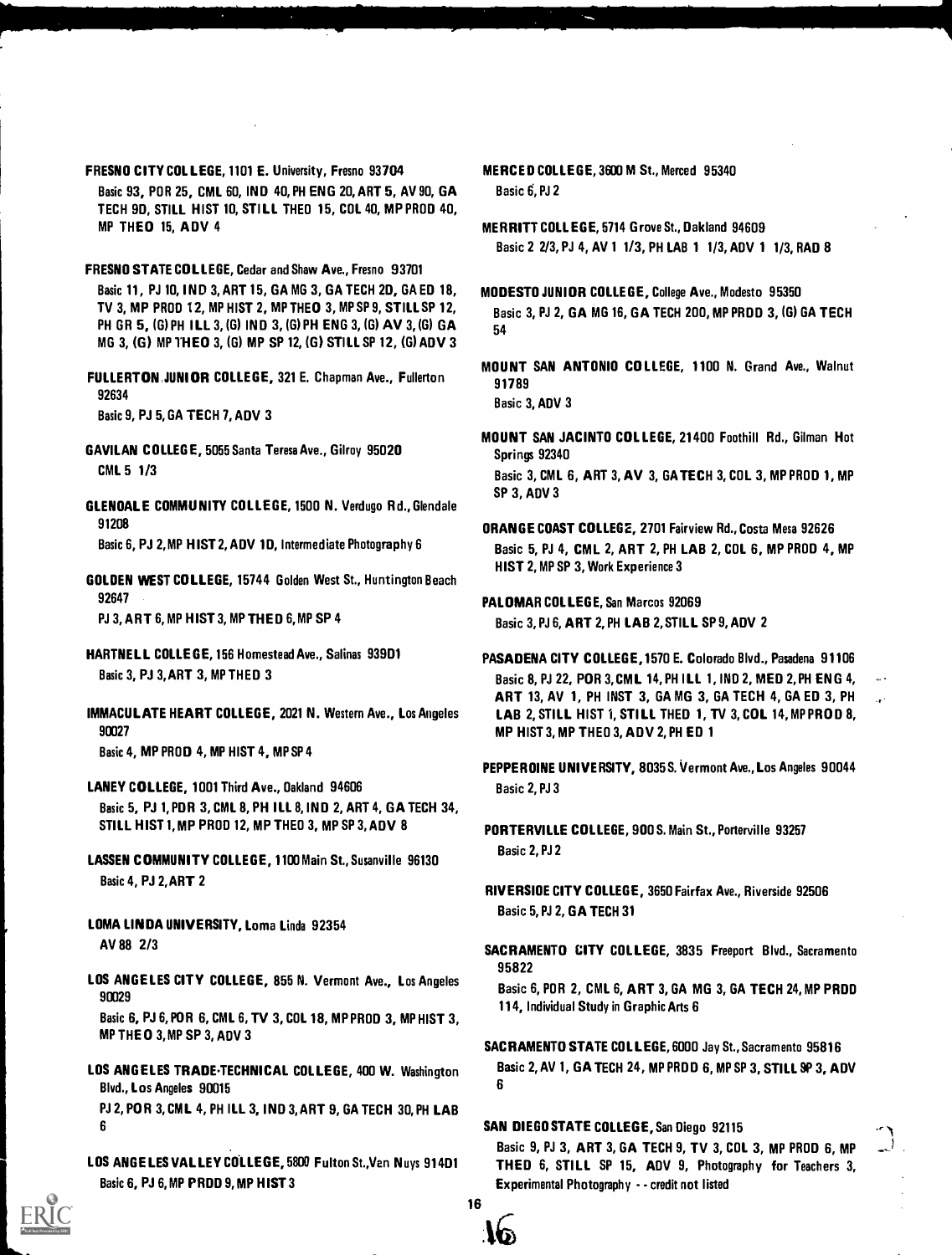**FRESNO CITY COLLEGE**, 1101 E. University, Fresno 93704
Basic 93, POR 25, CML 60, IND 40, PH ENG 20, ART 5, AV 90, GA TECH 9D, STILL HIST 10, STILL THEO 15, COL 40, MP PROD 40, MP THEO 15, ADV 4

**FRESNO STATE COLLEGE**, Cedar and Shaw Ave., Fresno 93701
Basic 11, PJ 10, IND 3, ART 15, GA MG 3, GA TECH 2D, GA ED 18, TV 3, MP PROD 12, MP HIST 2, MP THEO 3, MP SP 9, STILL SP 12, PH GR 5, (G) PH ILL 3, (G) IND 3, (G) PH ENG 3, (G) AV 3, (G) GA MG 3, (G) MP THEO 3, (G) MP SP 12, (G) STILL SP 12, (G) ADV 3

**FULLERTON JUNIOR COLLEGE**, 321 E. Chapman Ave., Fullerton 92634
Basic 9, PJ 5, GA TECH 7, ADV 3

**GAVILAN COLLEGE**, 5055 Santa Teresa Ave., Gilroy 95020
CML 5 1/3

**GLENDALE COMMUNITY COLLEGE**, 1500 N. Verdugo Rd., Glendale 91208
Basic 6, PJ 2, MP HIST 2, ADV 1D, Intermediate Photography 6

**GOLDEN WEST COLLEGE**, 15744 Golden West St., Huntington Beach 92647
PJ 3, ART 6, MP HIST 3, MP THEO 6, MP SP 4

**HARTNELL COLLEGE**, 156 Homestead Ave., Salinas 939D1
Basic 3, PJ 3, ART 3, MP THEO 3

**IMMACULATE HEART COLLEGE**, 2021 N. Western Ave., Los Angeles 90027
Basic 4, MP PROD 4, MP HIST 4, MP SP 4

**LANEY COLLEGE**, 1001 Third Ave., Oakland 94606
Basic 5, PJ 1, POR 3, CML 8, PH ILL 8, IND 2, ART 4, GA TECH 34, STILL HIST 1, MP PROD 12, MP THEO 3, MP SP 3, ADV 8

**LASSEN COMMUNITY COLLEGE**, 1100 Main St., Susanville 96130
Basic 4, PJ 2, ART 2

**LOMA LINDA UNIVERSITY**, Loma Linda 92354
AV 88 2/3

**LOS ANGELES CITY COLLEGE**, 855 N. Vermont Ave., Los Angeles 90029
Basic 6, PJ 6, POR 6, CML 6, TV 3, COL 18, MP PROD 3, MP HIST 3, MP THEO 3, MP SP 3, ADV 3

**LOS ANGELES TRADE-TECHNICAL COLLEGE**, 400 W. Washington Blvd., Los Angeles 90015
PJ 2, POR 3, CML 4, PH ILL 3, IND 3, ART 9, GA TECH 30, PH LAB 6

**LOS ANGELES VALLEY COLLEGE**, 5800 Fulton St., Van Nuys 914D1
Basic 6, PJ 6, MP PROD 9, MP HIST 3

**MERCED COLLEGE**, 3600 M St., Merced 95340
Basic 6, PJ 2

**MERRITT COLLEGE**, 5714 Grove St., Oakland 94609
Basic 2 2/3, PJ 4, AV 1 1/3, PH LAB 1 1/3, ADV 1 1/3, RAD 8

**MODESTO JUNIOR COLLEGE**, College Ave., Modesto 95350
Basic 3, PJ 2, GA MG 16, GA TECH 200, MP PROD 3, (G) GA TECH 54

**MOUNT SAN ANTONIO COLLEGE**, 1100 N. Grand Ave., Walnut 91789
Basic 3, ADV 3

**MOUNT SAN JACINTO COLLEGE**, 21400 Foothill Rd., Gilman Hot Springs 92340
Basic 3, CML 6, ART 3, AV 3, GA TECH 3, COL 3, MP PROD 1, MP SP 3, ADV 3

**ORANGE COAST COLLEGE**, 2701 Fairview Rd., Costa Mesa 92626
Basic 5, PJ 4, CML 2, ART 2, PH LAB 2, COL 6, MP PROD 4, MP HIST 2, MP SP 3, Work Experience 3

**PALOMAR COLLEGE**, San Marcos 92069
Basic 3, PJ 6, ART 2, PH LAB 2, STILL SP 9, ADV 2

**PASADENA CITY COLLEGE**, 1570 E. Colorado Blvd., Pasadena 91106
Basic 8, PJ 22, POR 3, CML 14, PH ILL 1, IND 2, MED 2, PH ENG 4, ART 13, AV 1, PH INST 3, GA MG 3, GA TECH 4, GA ED 3, PH LAB 2, STILL HIST 1, STILL THEO 1, TV 3, COL 14, MP PROD 8, MP HIST 3, MP THEO 3, ADV 2, PH ED 1

**PEPPERDINE UNIVERSITY**, 8035 S. Vermont Ave., Los Angeles 90044
Basic 2, PJ 3

**PORTERVILLE COLLEGE**, 900 S. Main St., Porterville 93257
Basic 2, PJ 2

**RIVERSIDE CITY COLLEGE**, 3650 Fairfax Ave., Riverside 92506
Basic 5, PJ 2, GA TECH 31

**SACRAMENTO CITY COLLEGE**, 3835 Freeport Blvd., Sacramento 95822
Basic 6, POR 2, CML 6, ART 3, GA MG 3, GA TECH 24, MP PROD 114, Individual Study in Graphic Arts 6

**SACRAMENTO STATE COLLEGE**, 6000 Jay St., Sacramento 95816
Basic 2, AV 1, GA TECH 24, MP PROD 6, MP SP 3, STILL SP 3, ADV 6

**SAN DIEGO STATE COLLEGE**, San Diego 92115
Basic 9, PJ 3, ART 3, GA TECH 9, TV 3, COL 3, MP PROD 6, MP THEO 6, STILL SP 15, ADV 9, Photography for Teachers 3, Experimental Photography - - credit not listed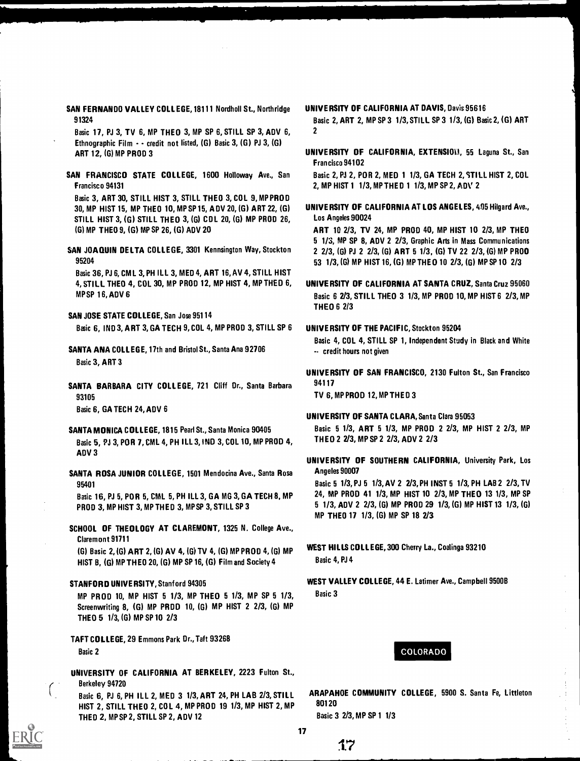**SAN FERNANDO VALLEY COLLEGE**, 18111 Nordholl St., Northridge 91324

Basic 17, PJ 3, TV 6, MP THEO 3, MP SP 6, STILL SP 3, ADV 6, Ethnographic Film - - credit not listed, (G) Basic 3, (G) PJ 3, (G) ART 12, (G) MP PROD 3

**SAN FRANCISCO STATE COLLEGE**, 1600 Holloway Ave., San Francisco 94131

Basic 3, ART 30, STILL HIST 3, STILL THEO 3, COL 9, MP PROD 30, MP HIST 15, MP THEO 10, MP SP 15, ADV 20, (G) ART 22, (G) STILL HIST 3, (G) STILL THEO 3, (G) COL 20, (G) MP PROD 26, (G) MP THEO 9, (G) MP SP 26, (G) ADV 20

**SAN JOAQUIN DELTA COLLEGE**, 3301 Kennsington Way, Stockton 95204

Basic 36, PJ 6, CML 3, PH ILL 3, MED 4, ART 16, AV 4, STILL HIST 4, STILL THEO 4, COL 30, MP PROD 12, MP HIST 4, MP THEO 6, MP SP 16, ADV 6

**SAN JOSE STATE COLLEGE**, San Jose 95114

Basic 6, IND 3, ART 3, GA TECH 9, COL 4, MP PROD 3, STILL SP 6

**SANTA ANA COLLEGE**, 17th and Bristol St., Santa Ana 92706

Basic 3, ART 3

**SANTA BARBARA CITY COLLEGE**, 721 Cliff Dr., Santa Barbara 93105

Basic 6, GA TECH 24, ADV 6

**SANTA MONICA COLLEGE**, 1815 Pearl St., Santa Monica 90405

Basic 5, PJ 3, POR 7, CML 4, PH ILL 3, IND 3, COL 10, MP PROD 4, ADV 3

**SANTA ROSA JUNIOR COLLEGE**, 1501 Mendocina Ave., Santa Rosa 95401

Basic 16, PJ 5, POR 5, CML 5, PH ILL 3, GA MG 3, GA TECH 8, MP PROD 3, MP HIST 3, MP THEO 3, MP SP 3, STILL SP 3

**SCHOOL OF THEOLOGY AT CLAREMONT**, 1325 N. College Ave., Claremont 91711

(G) Basic 2, (G) ART 2, (G) AV 4, (G) TV 4, (G) MP PROD 4, (G) MP HIST 8, (G) MP THEO 20, (G) MP SP 16, (G) Film and Society 4

**STANFORD UNIVERSITY**, Stanford 94305

MP PROD 10, MP HIST 5 1/3, MP THEO 5 1/3, MP SP 5 1/3, Screenwriting 8, (G) MP PROD 10, (G) MP HIST 2 2/3, (G) MP THEO 5 1/3, (G) MP SP 10 2/3

**TAFT COLLEGE**, 29 Emmons Park Dr., Taft 93268

Basic 2

**UNIVERSITY OF CALIFORNIA AT BERKELEY**, 2223 Fulton St., Berkeley 94720

Basic 6, PJ 6, PH ILL 2, MED 3 1/3, ART 24, PH LAB 2/3, STILL HIST 2, STILL THEO 2, COL 4, MP PROD 19 1/3, MP HIST 2, MP THEO 2, MP SP 2, STILL SP 2, ADV 12

**UNIVERSITY OF CALIFORNIA AT DAVIS**, Davis 95616

Basic 2, ART 2, MP SP 3 1/3, STILL SP 3 1/3, (G) Basic 2, (G) ART 2

**UNIVERSITY OF CALIFORNIA, EXTENSION**, 55 Laguna St., San Francisco 94102

Basic 2, PJ 2, POR 2, MED 1 1/3, GA TECH 2, STILL HIST 2, COL 2, MP HIST 1 1/3, MP THEO 1 1/3, MP SP 2, ADV 2

**UNIVERSITY OF CALIFORNIA AT LOS ANGELES**, 405 Hilgard Ave., Los Angeles 90024

ART 10 2/3, TV 24, MP PROD 40, MP HIST 10 2/3, MP THEO 5 1/3, MP SP 8, ADV 2 2/3, Graphic Arts in Mass Communications 2 2/3, (G) PJ 2 2/3, (G) ART 5 1/3, (G) TV 22 2/3, (G) MP PROD 53 1/3, (G) MP HIST 16, (G) MP THEO 10 2/3, (G) MP SP 10 2/3

**UNIVERSITY OF CALIFORNIA AT SANTA CRUZ**, Santa Cruz 95060

Basic 6 2/3, STILL THEO 3 1/3, MP PROD 10, MP HIST 6 2/3, MP THEO 6 2/3

**UNIVERSITY OF THE PACIFIC**, Stockton 95204

Basic 4, COL 4, STILL SP 1, Independent Study in Black and White -- credit hours not given

**UNIVERSITY OF SAN FRANCISCO**, 2130 Fulton St., San Francisco 94117

TV 6, MP PROD 12, MP THEO 3

**UNIVERSITY OF SANTA CLARA**, Santa Clara 95053

Basic 5 1/3, ART 5 1/3, MP PROD 2 2/3, MP HIST 2 2/3, MP THEO 2 2/3, MP SP 2 2/3, ADV 2 2/3

**UNIVERSITY OF SOUTHERN CALIFORNIA**, University Park, Los Angeles 90007

Basic 5 1/3, PJ 5 1/3, AV 2 2/3, PH INST 5 1/3, PH LAB 2 2/3, TV 24, MP PROD 41 1/3, MP HIST 10 2/3, MP THEO 13 1/3, MP SP 5 1/3, ADV 2 2/3, (G) MP PROD 29 1/3, (G) MP HIST 13 1/3, (G) MP THEO 17 1/3, (G) MP SP 18 2/3

**WEST HILLS COLLEGE**, 300 Cherry La., Coalinga 93210

Basic 4, PJ 4

**WEST VALLEY COLLEGE**, 44 E. Latimer Ave., Campbell 95008

Basic 3

## COLORADO

**ARAPAHOE COMMUNITY COLLEGE**, 5900 S. Santa Fe, Littleton 80120

Basic 3 2/3, MP SP 1 1/3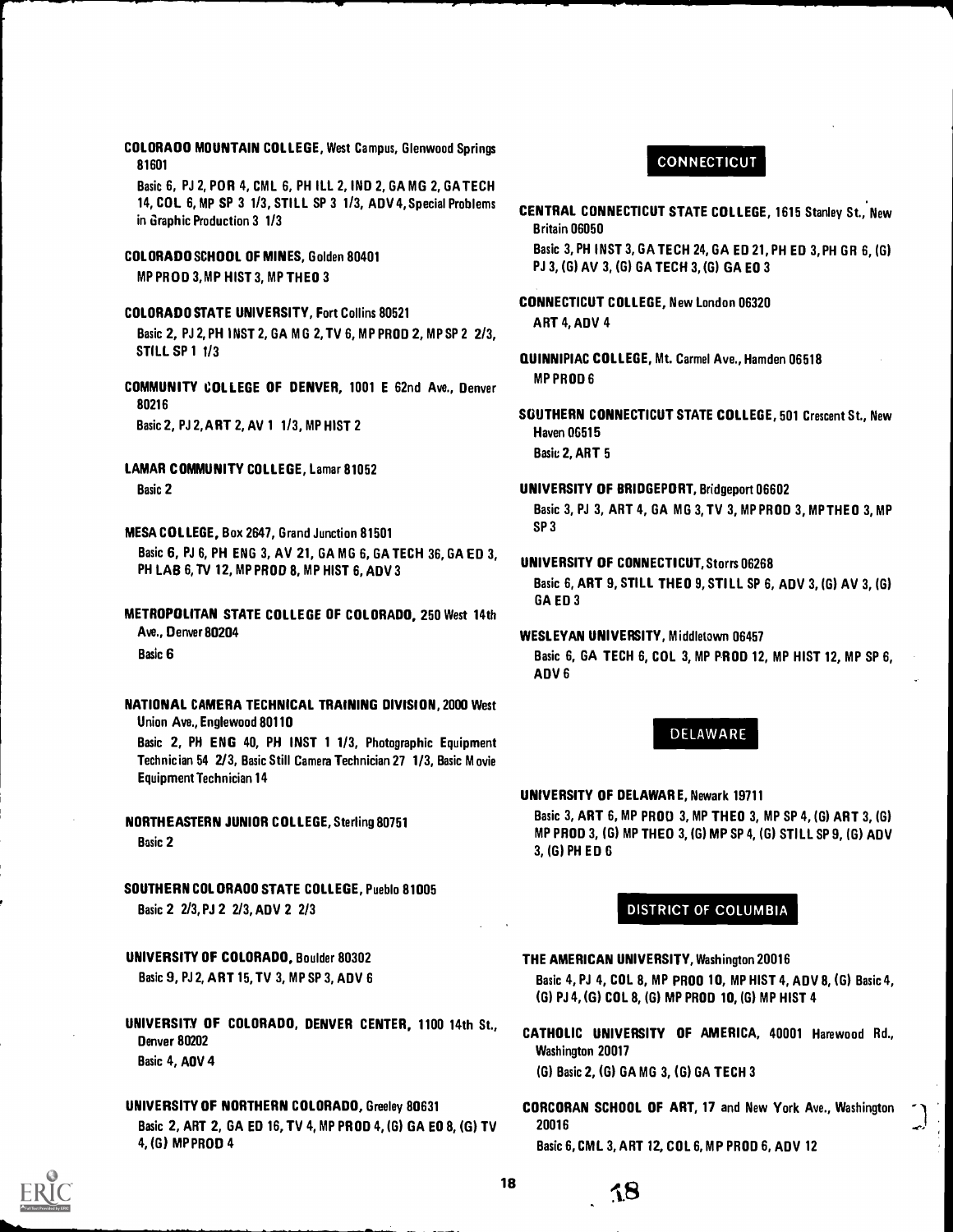**COLORADO MOUNTAIN COLLEGE**, West Campus, Glenwood Springs 81601

Basic 6, PJ 2, POR 4, CML 6, PH ILL 2, IND 2, GA MG 2, GA TECH 14, COL 6, MP SP 3 1/3, STILL SP 3 1/3, ADV 4, Special Problems in Graphic Production 3 1/3

**COLORADO SCHOOL OF MINES**, Golden 80401

MP PROD 3, MP HIST 3, MP THEO 3

**COLORADO STATE UNIVERSITY**, Fort Collins 80521

Basic 2, PJ 2, PH INST 2, GA MG 2, TV 6, MP PROD 2, MP SP 2 2/3, STILL SP 1 1/3

**COMMUNITY COLLEGE OF DENVER**, 1001 E 62nd Ave., Denver 80216

Basic 2, PJ 2, ART 2, AV 1 1/3, MP HIST 2

**LAMAR COMMUNITY COLLEGE**, Lamar 81052

Basic 2

**MESA COLLEGE**, Box 2647, Grand Junction 81501

Basic 6, PJ 6, PH ENG 3, AV 21, GA MG 6, GA TECH 36, GA ED 3, PH LAB 6, TV 12, MP PROD 8, MP HIST 6, ADV 3

**METROPOLITAN STATE COLLEGE OF COLORADO**, 250 West 14th Ave., Denver 80204

Basic 6

**NATIONAL CAMERA TECHNICAL TRAINING DIVISION**, 2000 West Union Ave., Englewood 80110

Basic 2, PH ENG 40, PH INST 1 1/3, Photographic Equipment Technician 54 2/3, Basic Still Camera Technician 27 1/3, Basic Movie Equipment Technician 14

**NORTHEASTERN JUNIOR COLLEGE**, Sterling 80751

Basic 2

**SOUTHERN COLORADO STATE COLLEGE**, Pueblo 81005

Basic 2 2/3, PJ 2 2/3, ADV 2 2/3

**UNIVERSITY OF COLORADO**, Boulder 80302

Basic 9, PJ 2, ART 15, TV 3, MP SP 3, ADV 6

**UNIVERSITY OF COLORADO, DENVER CENTER**, 1100 14th St., Denver 80202

Basic 4, ADV 4

**UNIVERSITY OF NORTHERN COLORADO**, Greeley 80631

Basic 2, ART 2, GA ED 16, TV 4, MP PROD 4, (G) GA ED 8, (G) TV 4, (G) MP PROD 4

## CONNECTICUT

**CENTRAL CONNECTICUT STATE COLLEGE**, 1615 Stanley St., New Britain 06050

Basic 3, PH INST 3, GA TECH 24, GA ED 21, PH ED 3, PH GR 6, (G) PJ 3, (G) AV 3, (G) GA TECH 3, (G) GA ED 3

**CONNECTICUT COLLEGE**, New London 06320

ART 4, ADV 4

**QUINNIPIAC COLLEGE**, Mt. Carmel Ave., Hamden 06518

MP PROD 6

**SOUTHERN CONNECTICUT STATE COLLEGE**, 501 Crescent St., New Haven 06515

Basic 2, ART 5

**UNIVERSITY OF BRIDGEPORT**, Bridgeport 06602

Basic 3, PJ 3, ART 4, GA MG 3, TV 3, MP PROD 3, MP THEO 3, MP SP 3

**UNIVERSITY OF CONNECTICUT**, Storrs 06268

Basic 6, ART 9, STILL THEO 9, STILL SP 6, ADV 3, (G) AV 3, (G) GA ED 3

**WESLEYAN UNIVERSITY**, Middletown 06457

Basic 6, GA TECH 6, COL 3, MP PROD 12, MP HIST 12, MP SP 6, ADV 6

## DELAWARE

**UNIVERSITY OF DELAWARE**, Newark 19711

Basic 3, ART 6, MP PROD 3, MP THEO 3, MP SP 4, (G) ART 3, (G) MP PROD 3, (G) MP THEO 3, (G) MP SP 4, (G) STILL SP 9, (G) ADV 3, (G) PH ED 6

## DISTRICT OF COLUMBIA

**THE AMERICAN UNIVERSITY**, Washington 20016

Basic 4, PJ 4, COL 8, MP PROD 10, MP HIST 4, ADV 8, (G) Basic 4, (G) PJ 4, (G) COL 8, (G) MP PROD 10, (G) MP HIST 4

**CATHOLIC UNIVERSITY OF AMERICA**, 40001 Harewood Rd., Washington 20017

(G) Basic 2, (G) GA MG 3, (G) GA TECH 3

**CORCORAN SCHOOL OF ART**, 17 and New York Ave., Washington 20016

Basic 6, CML 3, ART 12, COL 6, MP PROD 6, ADV 12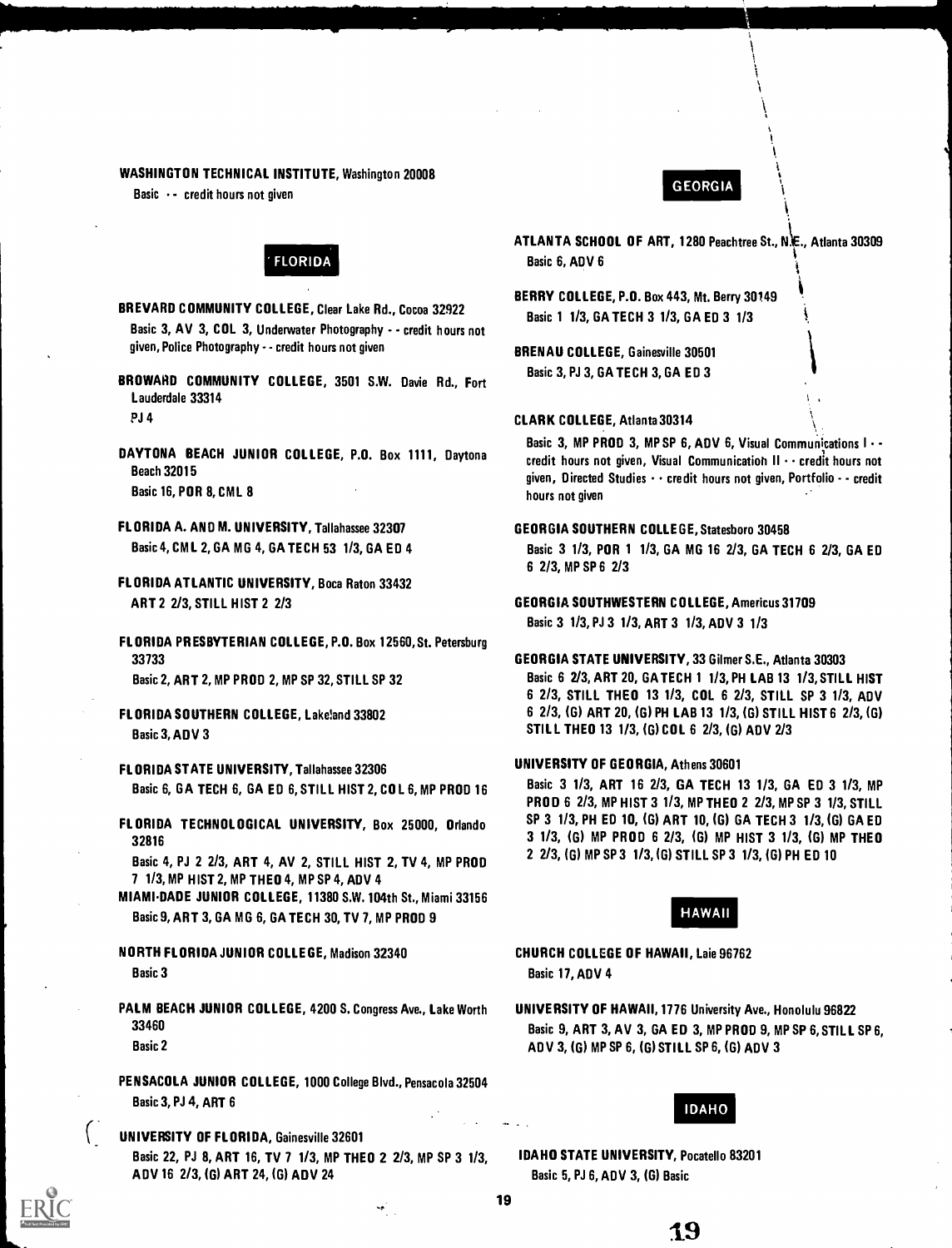**WASHINGTON TECHNICAL INSTITUTE**, Washington 20008
Basic -- credit hours not given

## FLORIDA

**BREVARD COMMUNITY COLLEGE**, Clear Lake Rd., Cocoa 32922
Basic 3, AV 3, COL 3, Underwater Photography -- credit hours not given, Police Photography -- credit hours not given

**BROWARD COMMUNITY COLLEGE**, 3501 S.W. Davie Rd., Fort Lauderdale 33314
PJ 4

**DAYTONA BEACH JUNIOR COLLEGE**, P.O. Box 1111, Daytona Beach 32015
Basic 16, POR 8, CML 8

**FLORIDA A. AND M. UNIVERSITY**, Tallahassee 32307
Basic 4, CML 2, GA MG 4, GA TECH 53 1/3, GA ED 4

**FLORIDA ATLANTIC UNIVERSITY**, Boca Raton 33432
ART 2 2/3, STILL HIST 2 2/3

**FLORIDA PRESBYTERIAN COLLEGE**, P.O. Box 12560, St. Petersburg 33733
Basic 2, ART 2, MP PROD 2, MP SP 32, STILL SP 32

**FLORIDA SOUTHERN COLLEGE**, Lakeland 33802
Basic 3, ADV 3

**FLORIDA STATE UNIVERSITY**, Tallahassee 32306
Basic 6, GA TECH 6, GA ED 6, STILL HIST 2, COL 6, MP PROD 16

**FLORIDA TECHNOLOGICAL UNIVERSITY**, Box 25000, Orlando 32816
Basic 4, PJ 2 2/3, ART 4, AV 2, STILL HIST 2, TV 4, MP PROD 7 1/3, MP HIST 2, MP THEO 4, MP SP 4, ADV 4

**MIAMI-DADE JUNIOR COLLEGE**, 11380 S.W. 104th St., Miami 33156
Basic 9, ART 3, GA MG 6, GA TECH 30, TV 7, MP PROD 9

**NORTH FLORIDA JUNIOR COLLEGE**, Madison 32340
Basic 3

**PALM BEACH JUNIOR COLLEGE**, 4200 S. Congress Ave., Lake Worth 33460
Basic 2

**PENSACOLA JUNIOR COLLEGE**, 1000 College Blvd., Pensacola 32504
Basic 3, PJ 4, ART 6

**UNIVERSITY OF FLORIDA**, Gainesville 32601
Basic 22, PJ 8, ART 16, TV 7 1/3, MP THEO 2 2/3, MP SP 3 1/3, ADV 16 2/3, (G) ART 24, (G) ADV 24

## GEORGIA

**ATLANTA SCHOOL OF ART**, 1280 Peachtree St., N.E., Atlanta 30309
Basic 6, ADV 6

**BERRY COLLEGE**, P.O. Box 443, Mt. Berry 30149
Basic 1 1/3, GA TECH 3 1/3, GA ED 3 1/3

**BRENAU COLLEGE**, Gainesville 30501
Basic 3, PJ 3, GA TECH 3, GA ED 3

**CLARK COLLEGE**, Atlanta 30314
Basic 3, MP PROD 3, MP SP 6, ADV 6, Visual Communications I -- credit hours not given, Visual Communication II -- credit hours not given, Directed Studies -- credit hours not given, Portfolio -- credit hours not given

**GEORGIA SOUTHERN COLLEGE**, Statesboro 30458
Basic 3 1/3, POR 1 1/3, GA MG 16 2/3, GA TECH 6 2/3, GA ED 6 2/3, MP SP 6 2/3

**GEORGIA SOUTHWESTERN COLLEGE**, Americus 31709
Basic 3 1/3, PJ 3 1/3, ART 3 1/3, ADV 3 1/3

**GEORGIA STATE UNIVERSITY**, 33 Gilmer S.E., Atlanta 30303
Basic 6 2/3, ART 20, GA TECH 1 1/3, PH LAB 13 1/3, STILL HIST 6 2/3, STILL THEO 13 1/3, COL 6 2/3, STILL SP 3 1/3, ADV 6 2/3, (G) ART 20, (G) PH LAB 13 1/3, (G) STILL HIST 6 2/3, (G) STILL THEO 13 1/3, (G) COL 6 2/3, (G) ADV 2/3

**UNIVERSITY OF GEORGIA**, Athens 30601
Basic 3 1/3, ART 16 2/3, GA TECH 13 1/3, GA ED 3 1/3, MP PROD 6 2/3, MP HIST 3 1/3, MP THEO 2 2/3, MP SP 3 1/3, STILL SP 3 1/3, PH ED 10, (G) ART 10, (G) GA TECH 3 1/3, (G) GA ED 3 1/3, (G) MP PROD 6 2/3, (G) MP HIST 3 1/3, (G) MP THEO 2 2/3, (G) MP SP 3 1/3, (G) STILL SP 3 1/3, (G) PH ED 10

## HAWAII

**CHURCH COLLEGE OF HAWAII**, Laie 96762
Basic 17, ADV 4

**UNIVERSITY OF HAWAII**, 1776 University Ave., Honolulu 96822
Basic 9, ART 3, AV 3, GA ED 3, MP PROD 9, MP SP 6, STILL SP 6, ADV 3, (G) MP SP 6, (G) STILL SP 6, (G) ADV 3

## IDAHO

**IDAHO STATE UNIVERSITY**, Pocatello 83201
Basic 5, PJ 6, ADV 3, (G) Basic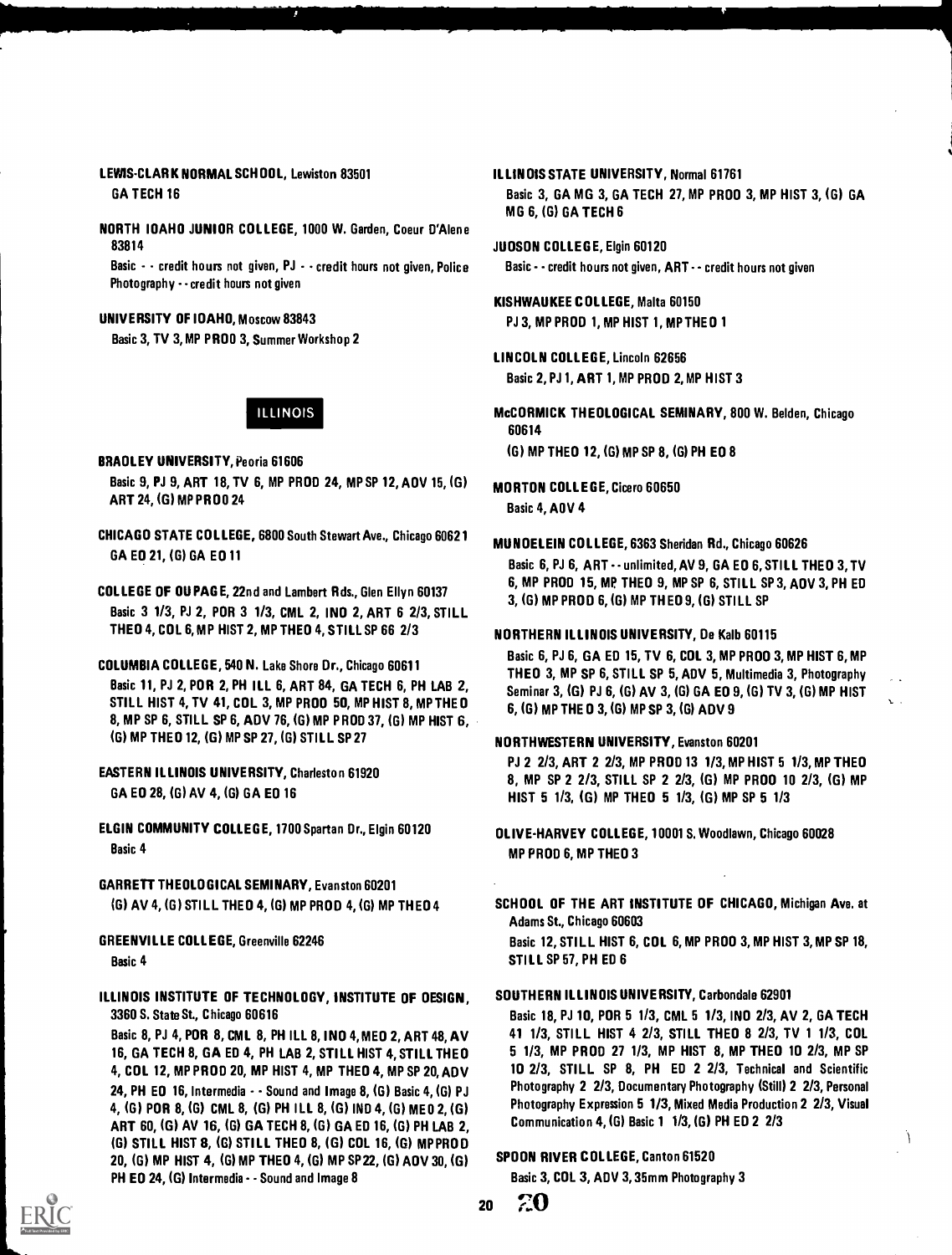**LEWIS-CLARK NORMAL SCHOOL**, Lewiston 83501
GA TECH 16

**NORTH IDAHO JUNIOR COLLEGE**, 1000 W. Garden, Coeur D'Alene 83814
Basic - - credit hours not given, PJ - - credit hours not given, Police Photography - - credit hours not given

**UNIVERSITY OF IDAHO**, Moscow 83843
Basic 3, TV 3, MP PROD 3, Summer Workshop 2

## ILLINOIS

**BRADLEY UNIVERSITY**, Peoria 61606
Basic 9, PJ 9, ART 18, TV 6, MP PROD 24, MP SP 12, ADV 15, (G) ART 24, (G) MP PROD 24

**CHICAGO STATE COLLEGE**, 6800 South Stewart Ave., Chicago 60621
GA ED 21, (G) GA ED 11

**COLLEGE OF DUPAGE**, 22nd and Lambert Rds., Glen Ellyn 60137
Basic 3 1/3, PJ 2, POR 3 1/3, CML 2, IND 2, ART 6 2/3, STILL THEO 4, COL 6, MP HIST 2, MP THEO 4, STILL SP 66 2/3

**COLUMBIA COLLEGE**, 540 N. Lake Shore Dr., Chicago 60611
Basic 11, PJ 2, POR 2, PH ILL 6, ART 84, GA TECH 6, PH LAB 2, STILL HIST 4, TV 41, COL 3, MP PROD 50, MP HIST 8, MP THEO 8, MP SP 6, STILL SP 6, ADV 76, (G) MP PROD 37, (G) MP HIST 6, (G) MP THEO 12, (G) MP SP 27, (G) STILL SP 27

**EASTERN ILLINOIS UNIVERSITY**, Charleston 61920
GA ED 28, (G) AV 4, (G) GA ED 16

**ELGIN COMMUNITY COLLEGE**, 1700 Spartan Dr., Elgin 60120
Basic 4

**GARRETT THEOLOGICAL SEMINARY**, Evanston 60201
(G) AV 4, (G) STILL THEO 4, (G) MP PROD 4, (G) MP THEO 4

**GREENVILLE COLLEGE**, Greenville 62246
Basic 4

**ILLINOIS INSTITUTE OF TECHNOLOGY, INSTITUTE OF DESIGN**, 3360 S. State St., Chicago 60616
Basic 8, PJ 4, POR 8, CML 8, PH ILL 8, IND 4, MED 2, ART 48, AV 16, GA TECH 8, GA ED 4, PH LAB 2, STILL HIST 4, STILL THEO 4, COL 12, MP PROD 20, MP HIST 4, MP THEO 4, MP SP 20, ADV 24, PH ED 16, Intermedia - - Sound and Image 8, (G) Basic 4, (G) PJ 4, (G) POR 8, (G) CML 8, (G) PH ILL 8, (G) IND 4, (G) MED 2, (G) ART 60, (G) AV 16, (G) GA TECH 8, (G) GA ED 16, (G) PH LAB 2, (G) STILL HIST 8, (G) STILL THEO 8, (G) COL 16, (G) MP PROD 20, (G) MP HIST 4, (G) MP THEO 4, (G) MP SP 22, (G) ADV 30, (G) PH ED 24, (G) Intermedia - - Sound and Image 8

**ILLINOIS STATE UNIVERSITY**, Normal 61761
Basic 3, GA MG 3, GA TECH 27, MP PROD 3, MP HIST 3, (G) GA MG 6, (G) GA TECH 6

**JUDSON COLLEGE**, Elgin 60120
Basic - - credit hours not given, ART - - credit hours not given

**KISHWAUKEE COLLEGE**, Malta 60150
PJ 3, MP PROD 1, MP HIST 1, MP THEO 1

**LINCOLN COLLEGE**, Lincoln 62656
Basic 2, PJ 1, ART 1, MP PROD 2, MP HIST 3

**McCORMICK THEOLOGICAL SEMINARY**, 800 W. Belden, Chicago 60614
(G) MP THEO 12, (G) MP SP 8, (G) PH ED 8

**MORTON COLLEGE**, Cicero 60650
Basic 4, ADV 4

**MUNDELEIN COLLEGE**, 6363 Sheridan Rd., Chicago 60626
Basic 6, PJ 6, ART - - unlimited, AV 9, GA ED 6, STILL THEO 3, TV 6, MP PROD 15, MP THEO 9, MP SP 6, STILL SP 3, ADV 3, PH ED 3, (G) MP PROD 6, (G) MP THEO 9, (G) STILL SP

**NORTHERN ILLINOIS UNIVERSITY**, De Kalb 60115
Basic 6, PJ 6, GA ED 15, TV 6, COL 3, MP PROD 3, MP HIST 6, MP THEO 3, MP SP 6, STILL SP 5, ADV 5, Multimedia 3, Photography Seminar 3, (G) PJ 6, (G) AV 3, (G) GA ED 9, (G) TV 3, (G) MP HIST 6, (G) MP THEO 3, (G) MP SP 3, (G) ADV 9

**NORTHWESTERN UNIVERSITY**, Evanston 60201
PJ 2 2/3, ART 2 2/3, MP PROD 13 1/3, MP HIST 5 1/3, MP THEO 8, MP SP 2 2/3, STILL SP 2 2/3, (G) MP PROD 10 2/3, (G) MP HIST 5 1/3, (G) MP THEO 5 1/3, (G) MP SP 5 1/3

**OLIVE-HARVEY COLLEGE**, 10001 S. Woodlawn, Chicago 60028
MP PROD 6, MP THEO 3

**SCHOOL OF THE ART INSTITUTE OF CHICAGO**, Michigan Ave. at Adams St., Chicago 60603
Basic 12, STILL HIST 6, COL 6, MP PROD 3, MP HIST 3, MP SP 18, STILL SP 57, PH ED 6

**SOUTHERN ILLINOIS UNIVERSITY**, Carbondale 62901
Basic 18, PJ 10, POR 5 1/3, CML 5 1/3, IND 2/3, AV 2, GA TECH 41 1/3, STILL HIST 4 2/3, STILL THEO 8 2/3, TV 1 1/3, COL 5 1/3, MP PROD 27 1/3, MP HIST 8, MP THEO 10 2/3, MP SP 10 2/3, STILL SP 8, PH ED 2 2/3, Technical and Scientific Photography 2 2/3, Documentary Photography (Still) 2 2/3, Personal Photography Expression 5 1/3, Mixed Media Production 2 2/3, Visual Communication 4, (G) Basic 1 1/3, (G) PH ED 2 2/3

**SPOON RIVER COLLEGE**, Canton 61520
Basic 3, COL 3, ADV 3, 35mm Photography 3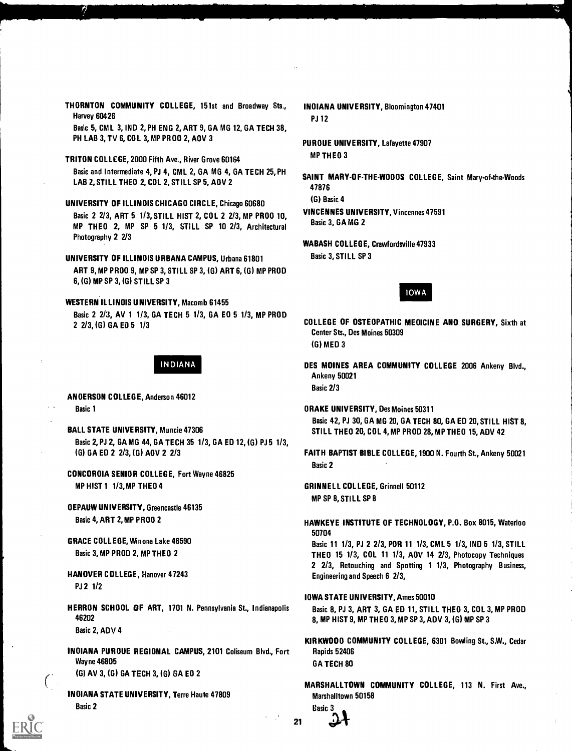**THORNTON COMMUNITY COLLEGE**, 151st and Broadway Sts., Harvey 60426

Basic 5, CML 3, IND 2, PH ENG 2, ART 9, GA MG 12, GA TECH 38, PH LAB 3, TV 6, COL 3, MP PROD 2, ADV 3

**TRITON COLLEGE**, 2000 Fifth Ave., River Grove 60164

Basic and Intermediate 4, PJ 4, CML 2, GA MG 4, GA TECH 25, PH LAB 2, STILL THEO 2, COL 2, STILL SP 5, ADV 2

**UNIVERSITY OF ILLINOIS CHICAGO CIRCLE**, Chicago 60680

Basic 2 2/3, ART 5 1/3, STILL HIST 2, COL 2 2/3, MP PROD 10, MP THEO 2, MP SP 5 1/3, STILL SP 10 2/3, Architectural Photography 2 2/3

**UNIVERSITY OF ILLINOIS URBANA CAMPUS**, Urbana 61801

ART 9, MP PROD 9, MP SP 3, STILL SP 3, (G) ART 6, (G) MP PROD 6, (G) MP SP 3, (G) STILL SP 3

**WESTERN ILLINOIS UNIVERSITY**, Macomb 61455

Basic 2 2/3, AV 1 1/3, GA TECH 5 1/3, GA ED 5 1/3, MP PROD 2 2/3, (G) GA ED 5 1/3

## INDIANA

**ANDERSON COLLEGE**, Anderson 46012

Basic 1

**BALL STATE UNIVERSITY**, Muncie 47306

Basic 2, PJ 2, GA MG 44, GA TECH 35 1/3, GA ED 12, (G) PJ 5 1/3, (G) GA ED 2 2/3, (G) ADV 2 2/3

**CONCORDIA SENIOR COLLEGE**, Fort Wayne 46825

MP HIST 1 1/3, MP THEO 4

**DEPAUW UNIVERSITY**, Greencastle 46135

Basic 4, ART 2, MP PROD 2

**GRACE COLLEGE**, Winona Lake 46590

Basic 3, MP PROD 2, MP THEO 2

**HANOVER COLLEGE**, Hanover 47243

PJ 2 1/2

**HERRON SCHOOL OF ART**, 1701 N. Pennsylvania St., Indianapolis 46202

Basic 2, ADV 4

**INDIANA PURDUE REGIONAL CAMPUS**, 2101 Coliseum Blvd., Fort Wayne 46805

(G) AV 3, (G) GA TECH 3, (G) GA ED 2

**INDIANA STATE UNIVERSITY**, Terre Haute 47809

Basic 2

**INDIANA UNIVERSITY**, Bloomington 47401

PJ 12

**PURDUE UNIVERSITY**, Lafayette 47907

MP THEO 3

**SAINT MARY-OF-THE-WOODS COLLEGE**, Saint Mary-of-the-Woods 47876

(G) Basic 4

**VINCENNES UNIVERSITY**, Vincennes 47591

Basic 3, GA MG 2

**WABASH COLLEGE**, Crawfordsville 47933

Basic 3, STILL SP 3

## IOWA

**COLLEGE OF OSTEOPATHIC MEDICINE AND SURGERY**, Sixth at Center Sts., Des Moines 50309

(G) MED 3

**DES MOINES AREA COMMUNITY COLLEGE** 2006 Ankeny Blvd., Ankeny 50021

Basic 2/3

**DRAKE UNIVERSITY**, Des Moines 50311

Basic 42, PJ 30, GA MG 20, GA TECH 80, GA ED 20, STILL HIST 8, STILL THEO 20, COL 4, MP PROD 28, MP THEO 15, ADV 42

**FAITH BAPTIST BIBLE COLLEGE**, 1900 N. Fourth St., Ankeny 50021

Basic 2

**GRINNELL COLLEGE**, Grinnell 50112

MP SP 8, STILL SP 8

**HAWKEYE INSTITUTE OF TECHNOLOGY**, P.O. Box 8015, Waterloo 50704

Basic 11 1/3, PJ 2 2/3, POR 11 1/3, CML 5 1/3, IND 5 1/3, STILL THEO 15 1/3, COL 11 1/3, ADV 14 2/3, Photocopy Techniques 2 2/3, Retouching and Spotting 1 1/3, Photography Business, Engineering and Speech 6 2/3,

**IOWA STATE UNIVERSITY**, Ames 50010

Basic 8, PJ 3, ART 3, GA ED 11, STILL THEO 3, COL 3, MP PROD 8, MP HIST 9, MP THEO 3, MP SP 3, ADV 3, (G) MP SP 3

**KIRKWOOD COMMUNITY COLLEGE**, 6301 Bowling St., S.W., Cedar Rapids 52406

GA TECH 80

**MARSHALLTOWN COMMUNITY COLLEGE**, 113 N. First Ave., Marshalltown 50158

Basic 3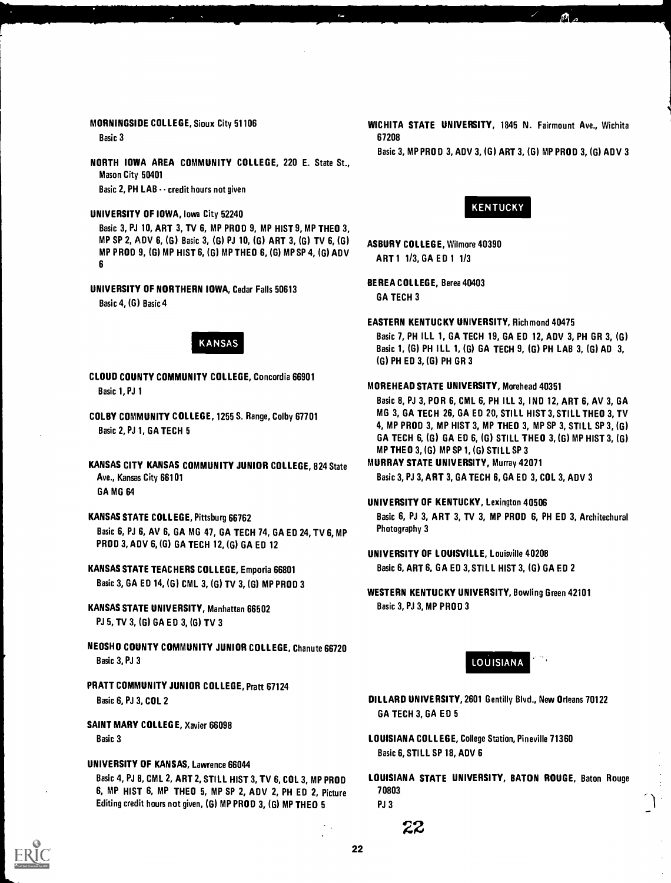**MORNINGSIDE COLLEGE**, Sioux City 51106
Basic 3

**NORTH IOWA AREA COMMUNITY COLLEGE**, 220 E. State St., Mason City 50401
Basic 2, PH LAB -- credit hours not given

**UNIVERSITY OF IOWA**, Iowa City 52240
Basic 3, PJ 10, ART 3, TV 6, MP PROD 9, MP HIST 9, MP THEO 3, MP SP 2, ADV 6, (G) Basic 3, (G) PJ 10, (G) ART 3, (G) TV 6, (G) MP PROD 9, (G) MP HIST 6, (G) MP THEO 6, (G) MP SP 4, (G) ADV 6

**UNIVERSITY OF NORTHERN IOWA**, Cedar Falls 50613
Basic 4, (G) Basic 4

## KANSAS

**CLOUD COUNTY COMMUNITY COLLEGE**, Concordia 66901
Basic 1, PJ 1

**COLBY COMMUNITY COLLEGE**, 1255 S. Range, Colby 67701
Basic 2, PJ 1, GA TECH 5

**KANSAS CITY KANSAS COMMUNITY JUNIOR COLLEGE**, 824 State Ave., Kansas City 66101
GA MG 64

**KANSAS STATE COLLEGE**, Pittsburg 66762
Basic 6, PJ 6, AV 6, GA MG 47, GA TECH 74, GA ED 24, TV 6, MP PROD 3, ADV 6, (G) GA TECH 12, (G) GA ED 12

**KANSAS STATE TEACHERS COLLEGE**, Emporia 66801
Basic 3, GA ED 14, (G) CML 3, (G) TV 3, (G) MP PROD 3

**KANSAS STATE UNIVERSITY**, Manhattan 66502
PJ 5, TV 3, (G) GA ED 3, (G) TV 3

**NEOSHO COUNTY COMMUNITY JUNIOR COLLEGE**, Chanute 66720
Basic 3, PJ 3

**PRATT COMMUNITY JUNIOR COLLEGE**, Pratt 67124
Basic 6, PJ 3, COL 2

**SAINT MARY COLLEGE**, Xavier 66098
Basic 3

**UNIVERSITY OF KANSAS**, Lawrence 66044
Basic 4, PJ 8, CML 2, ART 2, STILL HIST 3, TV 6, COL 3, MP PROD 6, MP HIST 6, MP THEO 5, MP SP 2, ADV 2, PH ED 2, Picture Editing credit hours not given, (G) MP PROD 3, (G) MP THEO 5

**WICHITA STATE UNIVERSITY**, 1845 N. Fairmount Ave., Wichita 67208
Basic 3, MP PROD 3, ADV 3, (G) ART 3, (G) MP PROD 3, (G) ADV 3

## KENTUCKY

**ASBURY COLLEGE**, Wilmore 40390
ART 1 1/3, GA ED 1 1/3

**BEREA COLLEGE**, Berea 40403
GA TECH 3

**EASTERN KENTUCKY UNIVERSITY**, Richmond 40475
Basic 7, PH ILL 1, GA TECH 19, GA ED 12, ADV 3, PH GR 3, (G) Basic 1, (G) PH ILL 1, (G) GA TECH 9, (G) PH LAB 3, (G) AD 3, (G) PH ED 3, (G) PH GR 3

**MOREHEAD STATE UNIVERSITY**, Morehead 40351
Basic 8, PJ 3, POR 6, CML 6, PH ILL 3, IND 12, ART 6, AV 3, GA MG 3, GA TECH 26, GA ED 20, STILL HIST 3, STILL THEO 3, TV 4, MP PROD 3, MP HIST 3, MP THEO 3, MP SP 3, STILL SP 3, (G) GA TECH 6, (G) GA ED 6, (G) STILL THEO 3, (G) MP HIST 3, (G) MP THEO 3, (G) MP SP 1, (G) STILL SP 3

**MURRAY STATE UNIVERSITY**, Murray 42071
Basic 3, PJ 3, ART 3, GA TECH 6, GA ED 3, COL 3, ADV 3

**UNIVERSITY OF KENTUCKY**, Lexington 40506
Basic 6, PJ 3, ART 3, TV 3, MP PROD 6, PH ED 3, Architechural Photography 3

**UNIVERSITY OF LOUISVILLE**, Louisville 40208
Basic 6, ART 6, GA ED 3, STILL HIST 3, (G) GA ED 2

**WESTERN KENTUCKY UNIVERSITY**, Bowling Green 42101
Basic 3, PJ 3, MP PROD 3

## LOUISIANA

**DILLARD UNIVERSITY**, 2601 Gentilly Blvd., New Orleans 70122
GA TECH 3, GA ED 5

**LOUISIANA COLLEGE**, College Station, Pineville 71360
Basic 6, STILL SP 18, ADV 6

**LOUISIANA STATE UNIVERSITY, BATON ROUGE**, Baton Rouge 70803
PJ 3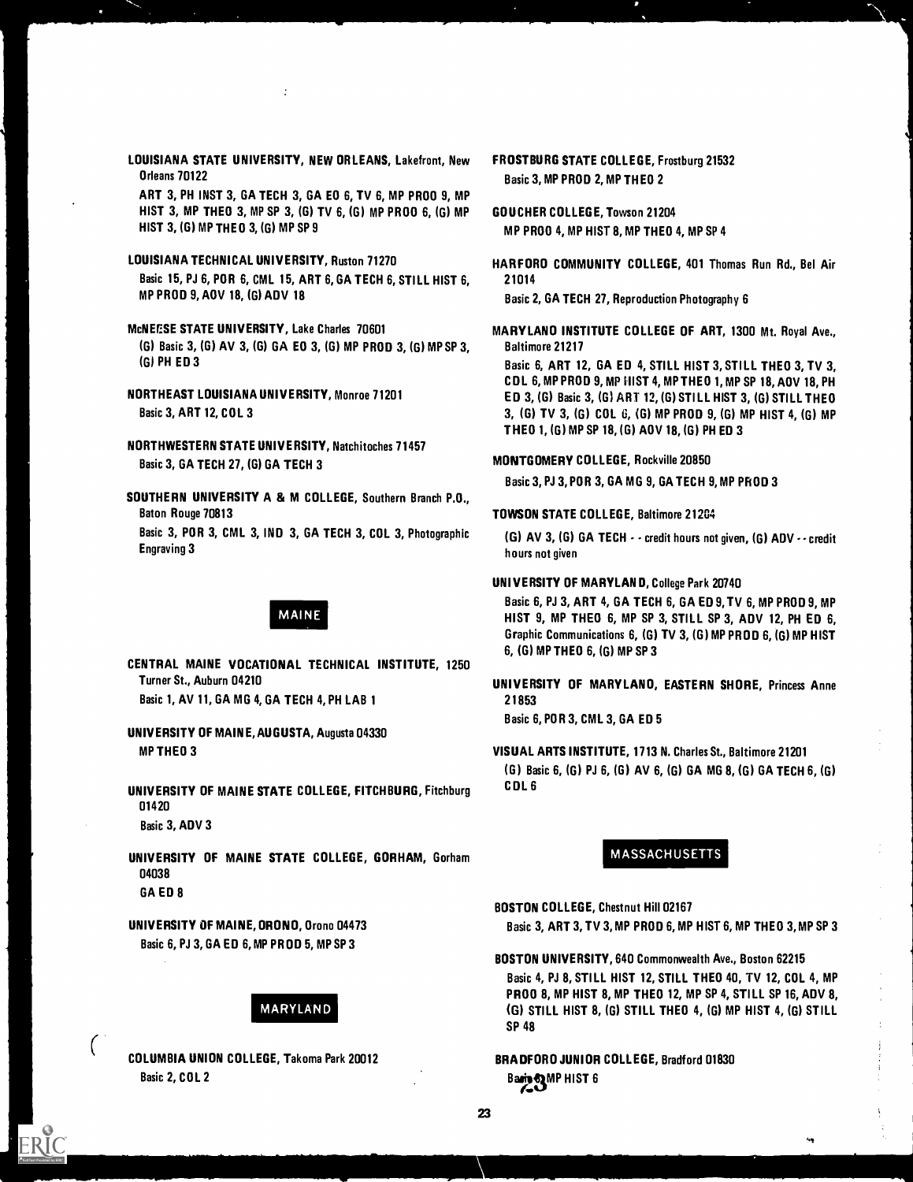**LOUISIANA STATE UNIVERSITY, NEW ORLEANS,** Lakefront, New Orleans 70122
ART 3, PH INST 3, GA TECH 3, GA ED 6, TV 6, MP PROD 9, MP HIST 3, MP THEO 3, MP SP 3, (G) TV 6, (G) MP PROD 6, (G) MP HIST 3, (G) MP THEO 3, (G) MP SP 9

**LOUISIANA TECHNICAL UNIVERSITY,** Ruston 71270
Basic 15, PJ 6, POR 6, CML 15, ART 6, GA TECH 6, STILL HIST 6, MP PROD 9, ADV 18, (G) ADV 18

**McNEESE STATE UNIVERSITY,** Lake Charles 70601
(G) Basic 3, (G) AV 3, (G) GA ED 3, (G) MP PROD 3, (G) MP SP 3, (G) PH ED 3

**NORTHEAST LOUISIANA UNIVERSITY,** Monroe 71201
Basic 3, ART 12, COL 3

**NORTHWESTERN STATE UNIVERSITY,** Natchitoches 71457
Basic 3, GA TECH 27, (G) GA TECH 3

**SOUTHERN UNIVERSITY A & M COLLEGE,** Southern Branch P.O., Baton Rouge 70813
Basic 3, POR 3, CML 3, IND 3, GA TECH 3, COL 3, Photographic Engraving 3

## MAINE

**CENTRAL MAINE VOCATIONAL TECHNICAL INSTITUTE,** 1250 Turner St., Auburn 04210
Basic 1, AV 11, GA MG 4, GA TECH 4, PH LAB 1

**UNIVERSITY OF MAINE, AUGUSTA,** Augusta 04330
MP THEO 3

**UNIVERSITY OF MAINE STATE COLLEGE, FITCHBURG,** Fitchburg 01420
Basic 3, ADV 3

**UNIVERSITY OF MAINE STATE COLLEGE, GORHAM,** Gorham 04038
GA ED 8

**UNIVERSITY OF MAINE, ORONO,** Orono 04473
Basic 6, PJ 3, GA ED 6, MP PROD 5, MP SP 3

## MARYLAND

**COLUMBIA UNION COLLEGE,** Takoma Park 20012
Basic 2, COL 2

**FROSTBURG STATE COLLEGE,** Frostburg 21532
Basic 3, MP PROD 2, MP THEO 2

**GOUCHER COLLEGE,** Towson 21204
MP PROD 4, MP HIST 8, MP THEO 4, MP SP 4

**HARFORD COMMUNITY COLLEGE,** 401 Thomas Run Rd., Bel Air 21014
Basic 2, GA TECH 27, Reproduction Photography 6

**MARYLAND INSTITUTE COLLEGE OF ART,** 1300 Mt. Royal Ave., Baltimore 21217
Basic 6, ART 12, GA ED 4, STILL HIST 3, STILL THEO 3, TV 3, COL 6, MP PROD 9, MP HIST 4, MP THEO 1, MP SP 18, ADV 18, PH ED 3, (G) Basic 3, (G) ART 12, (G) STILL HIST 3, (G) STILL THEO 3, (G) TV 3, (G) COL 6, (G) MP PROD 9, (G) MP HIST 4, (G) MP THEO 1, (G) MP SP 18, (G) ADV 18, (G) PH ED 3

**MONTGOMERY COLLEGE,** Rockville 20850
Basic 3, PJ 3, POR 3, GA MG 9, GA TECH 9, MP PROD 3

**TOWSON STATE COLLEGE,** Baltimore 21204
(G) AV 3, (G) GA TECH - - credit hours not given, (G) ADV - - credit hours not given

**UNIVERSITY OF MARYLAND,** College Park 20740
Basic 6, PJ 3, ART 4, GA TECH 6, GA ED 9, TV 6, MP PROD 9, MP HIST 9, MP THEO 6, MP SP 3, STILL SP 3, ADV 12, PH ED 6, Graphic Communications 6, (G) TV 3, (G) MP PROD 6, (G) MP HIST 6, (G) MP THEO 6, (G) MP SP 3

**UNIVERSITY OF MARYLAND, EASTERN SHORE,** Princess Anne 21853
Basic 6, POR 3, CML 3, GA ED 5

**VISUAL ARTS INSTITUTE,** 1713 N. Charles St., Baltimore 21201
(G) Basic 6, (G) PJ 6, (G) AV 6, (G) GA MG 8, (G) GA TECH 6, (G) COL 6

## MASSACHUSETTS

**BOSTON COLLEGE,** Chestnut Hill 02167
Basic 3, ART 3, TV 3, MP PROD 6, MP HIST 6, MP THEO 3, MP SP 3

**BOSTON UNIVERSITY,** 640 Commonwealth Ave., Boston 62215
Basic 4, PJ 8, STILL HIST 12, STILL THEO 40, TV 12, COL 4, MP PROD 8, MP HIST 8, MP THEO 12, MP SP 4, STILL SP 16, ADV 8, (G) STILL HIST 8, (G) STILL THEO 4, (G) MP HIST 4, (G) STILL SP 48

**BRADFORD JUNIOR COLLEGE,** Bradford 01830
Basic 3, MP HIST 6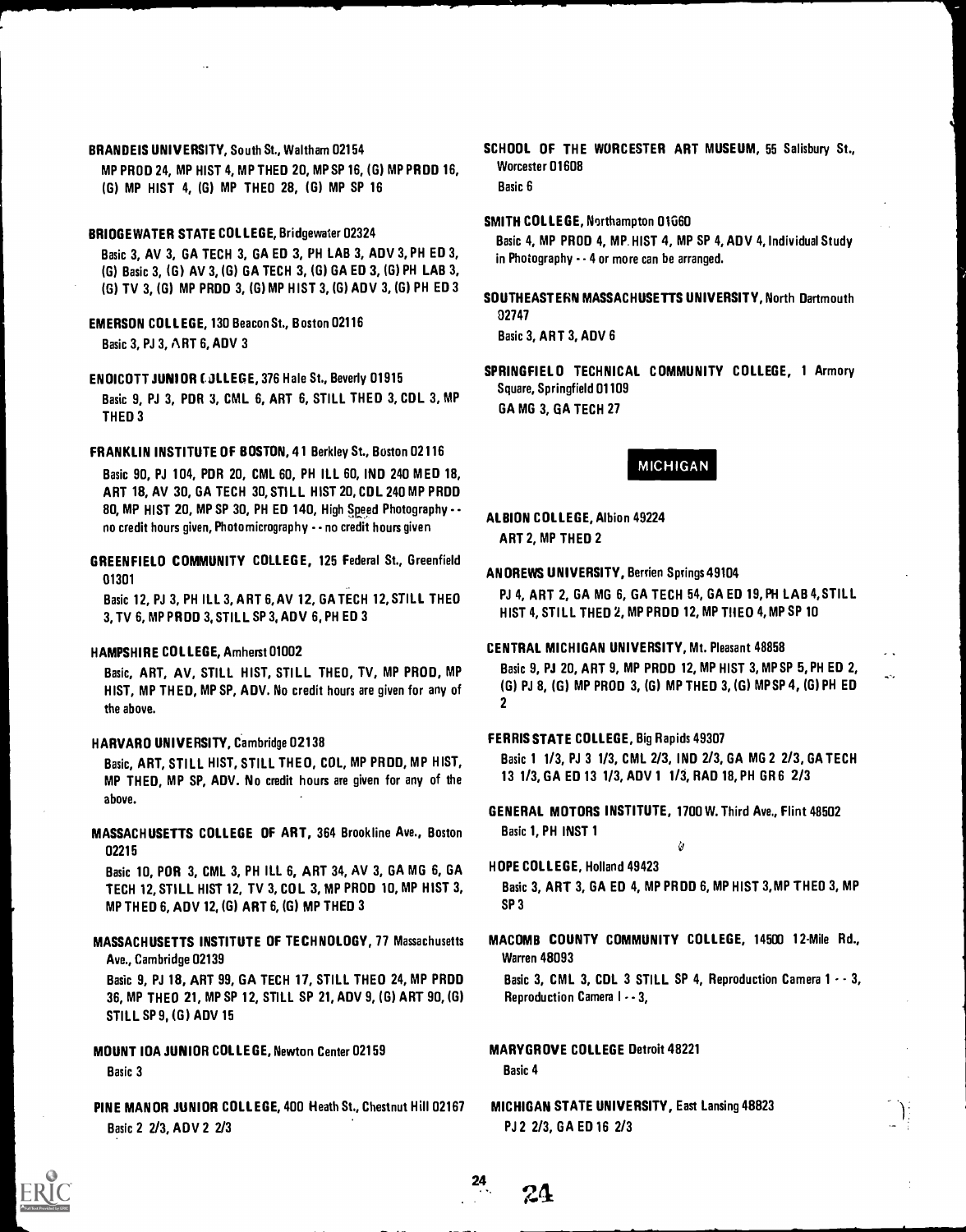**BRANDEIS UNIVERSITY**, South St., Waltham 02154
MP PROD 24, MP HIST 4, MP THEO 20, MP SP 16, (G) MP PROD 16, (G) MP HIST 4, (G) MP THEO 28, (G) MP SP 16

**BRIDGEWATER STATE COLLEGE**, Bridgewater 02324
Basic 3, AV 3, GA TECH 3, GA ED 3, PH LAB 3, ADV 3, PH ED 3, (G) Basic 3, (G) AV 3, (G) GA TECH 3, (G) GA ED 3, (G) PH LAB 3, (G) TV 3, (G) MP PROD 3, (G) MP HIST 3, (G) ADV 3, (G) PH ED 3

**EMERSON COLLEGE**, 130 Beacon St., Boston 02116
Basic 3, PJ 3, ART 6, ADV 3

**ENDICOTT JUNIOR COLLEGE**, 376 Hale St., Beverly 01915
Basic 9, PJ 3, PDR 3, CML 6, ART 6, STILL THEO 3, CDL 3, MP THEO 3

**FRANKLIN INSTITUTE OF BOSTON**, 41 Berkley St., Boston 02116
Basic 90, PJ 104, PDR 20, CML 60, PH ILL 60, IND 240 MED 18, ART 18, AV 30, GA TECH 30, STILL HIST 20, CDL 240 MP PROD 80, MP HIST 20, MP SP 30, PH ED 140, High Speed Photography -- no credit hours given, Photomicrography -- no credit hours given

**GREENFIELD COMMUNITY COLLEGE**, 125 Federal St., Greenfield 01301
Basic 12, PJ 3, PH ILL 3, ART 6, AV 12, GA TECH 12, STILL THEO 3, TV 6, MP PROD 3, STILL SP 3, ADV 6, PH ED 3

**HAMPSHIRE COLLEGE**, Amherst 01002
Basic, ART, AV, STILL HIST, STILL THEO, TV, MP PROD, MP HIST, MP THEO, MP SP, ADV. No credit hours are given for any of the above.

**HARVARD UNIVERSITY**, Cambridge 02138
Basic, ART, STILL HIST, STILL THEO, COL, MP PROD, MP HIST, MP THEO, MP SP, ADV. No credit hours are given for any of the above.

**MASSACHUSETTS COLLEGE OF ART**, 364 Brookline Ave., Boston 02215
Basic 10, PDR 3, CML 3, PH ILL 6, ART 34, AV 3, GA MG 6, GA TECH 12, STILL HIST 12, TV 3, COL 3, MP PROD 10, MP HIST 3, MP THEO 6, ADV 12, (G) ART 6, (G) MP THEO 3

**MASSACHUSETTS INSTITUTE OF TECHNOLOGY**, 77 Massachusetts Ave., Cambridge 02139
Basic 9, PJ 18, ART 99, GA TECH 17, STILL THEO 24, MP PROD 36, MP THEO 21, MP SP 12, STILL SP 21, ADV 9, (G) ART 90, (G) STILL SP 9, (G) ADV 15

**MOUNT IDA JUNIOR COLLEGE**, Newton Center 02159
Basic 3

**PINE MANOR JUNIOR COLLEGE**, 400 Heath St., Chestnut Hill 02167
Basic 2 2/3, ADV 2 2/3

**SCHOOL OF THE WORCESTER ART MUSEUM**, 55 Salisbury St., Worcester 01608
Basic 6

**SMITH COLLEGE**, Northampton 01060
Basic 4, MP PROD 4, MP HIST 4, MP SP 4, ADV 4, Individual Study in Photography -- 4 or more can be arranged.

**SOUTHEASTERN MASSACHUSETTS UNIVERSITY**, North Dartmouth 02747
Basic 3, ART 3, ADV 6

**SPRINGFIELD TECHNICAL COMMUNITY COLLEGE**, 1 Armory Square, Springfield 01109
GA MG 3, GA TECH 27

## MICHIGAN

**ALBION COLLEGE**, Albion 49224
ART 2, MP THEO 2

**ANDREWS UNIVERSITY**, Berrien Springs 49104
PJ 4, ART 2, GA MG 6, GA TECH 54, GA ED 19, PH LAB 4, STILL HIST 4, STILL THEO 2, MP PROD 12, MP THEO 4, MP SP 10

**CENTRAL MICHIGAN UNIVERSITY**, Mt. Pleasant 48858
Basic 9, PJ 20, ART 9, MP PROD 12, MP HIST 3, MP SP 5, PH ED 2, (G) PJ 8, (G) MP PROD 3, (G) MP THEO 3, (G) MP SP 4, (G) PH ED 2

**FERRIS STATE COLLEGE**, Big Rapids 49307
Basic 1 1/3, PJ 3 1/3, CML 2/3, IND 2/3, GA MG 2 2/3, GA TECH 13 1/3, GA ED 13 1/3, ADV 1 1/3, RAD 18, PH GR 6 2/3

**GENERAL MOTORS INSTITUTE**, 1700 W. Third Ave., Flint 48502
Basic 1, PH INST 1

**HOPE COLLEGE**, Holland 49423
Basic 3, ART 3, GA ED 4, MP PROD 6, MP HIST 3, MP THEO 3, MP SP 3

**MACOMB COUNTY COMMUNITY COLLEGE**, 14500 12-Mile Rd., Warren 48093
Basic 3, CML 3, CDL 3 STILL SP 4, Reproduction Camera 1 -- 3, Reproduction Camera I -- 3,

**MARYGROVE COLLEGE** Detroit 48221
Basic 4

**MICHIGAN STATE UNIVERSITY**, East Lansing 48823
PJ 2 2/3, GA ED 16 2/3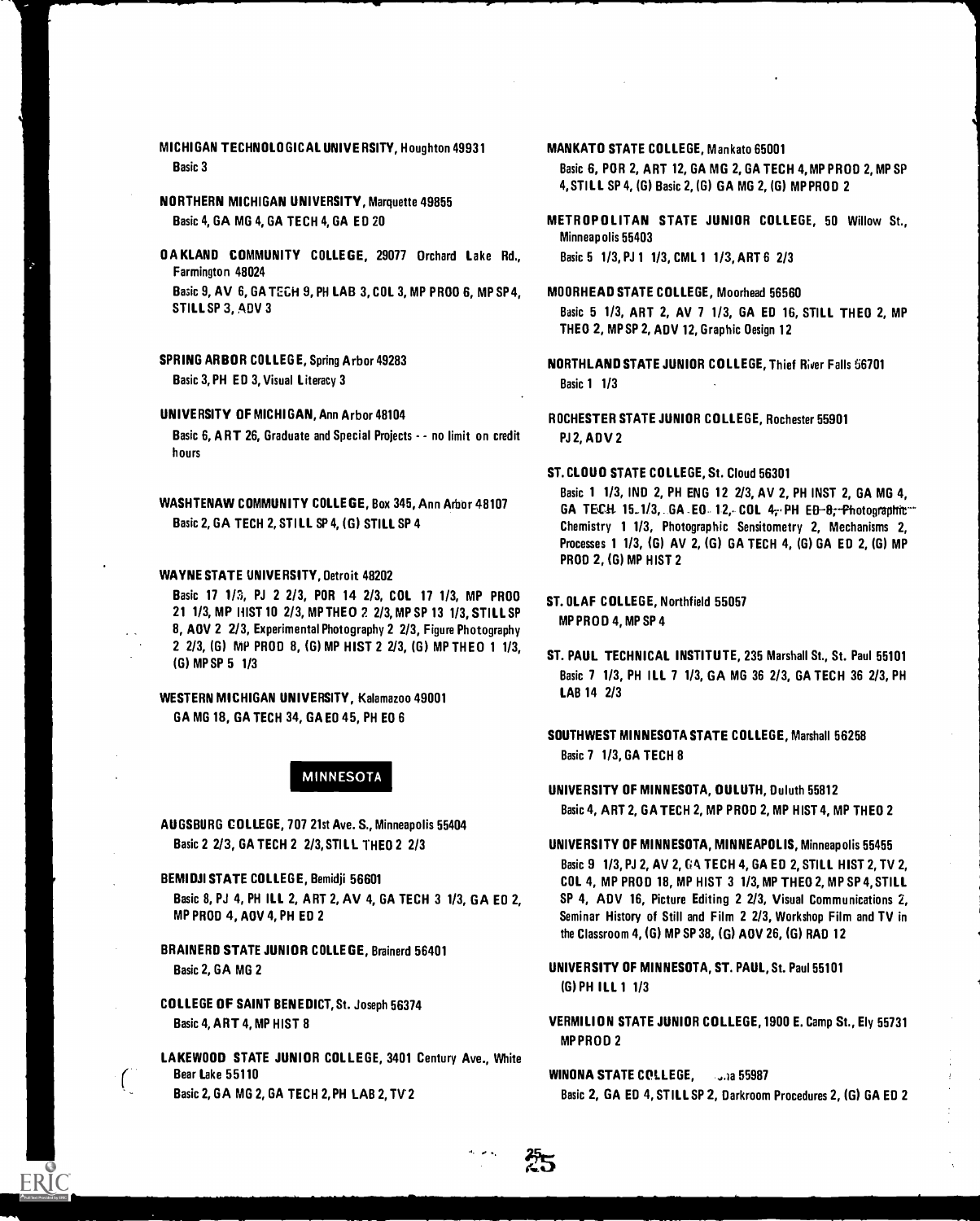**MICHIGAN TECHNOLOGICAL UNIVERSITY**, Houghton 49931
Basic 3

**NORTHERN MICHIGAN UNIVERSITY**, Marquette 49855
Basic 4, GA MG 4, GA TECH 4, GA ED 20

**OAKLAND COMMUNITY COLLEGE**, 29077 Orchard Lake Rd., Farmington 48024
Basic 9, AV 6, GA TECH 9, PH LAB 3, COL 3, MP PROD 6, MP SP 4, STILL SP 3, ADV 3

**SPRING ARBOR COLLEGE**, Spring Arbor 49283
Basic 3, PH ED 3, Visual Literacy 3

**UNIVERSITY OF MICHIGAN**, Ann Arbor 48104
Basic 6, ART 26, Graduate and Special Projects - - no limit on credit hours

**WASHTENAW COMMUNITY COLLEGE**, Box 345, Ann Arbor 48107
Basic 2, GA TECH 2, STILL SP 4, (G) STILL SP 4

**WAYNE STATE UNIVERSITY**, Detroit 48202
Basic 17 1/3, PJ 2 2/3, POR 14 2/3, COL 17 1/3, MP PROD 21 1/3, MP HIST 10 2/3, MP THEO 2 2/3, MP SP 13 1/3, STILL SP 8, ADV 2 2/3, Experimental Photography 2 2/3, Figure Photography 2 2/3, (G) MP PROD 8, (G) MP HIST 2 2/3, (G) MP THEO 1 1/3, (G) MP SP 5 1/3

**WESTERN MICHIGAN UNIVERSITY**, Kalamazoo 49001
GA MG 18, GA TECH 34, GA ED 45, PH ED 6

## MINNESOTA

**AUGSBURG COLLEGE**, 707 21st Ave. S., Minneapolis 55404
Basic 2 2/3, GA TECH 2 2/3, STILL THEO 2 2/3

**BEMIDJI STATE COLLEGE**, Bemidji 56601
Basic 8, PJ 4, PH ILL 2, ART 2, AV 4, GA TECH 3 1/3, GA ED 2, MP PROD 4, ADV 4, PH ED 2

**BRAINERD STATE JUNIOR COLLEGE**, Brainerd 56401
Basic 2, GA MG 2

**COLLEGE OF SAINT BENEDICT**, St. Joseph 56374
Basic 4, ART 4, MP HIST 8

**LAKEWOOD STATE JUNIOR COLLEGE**, 3401 Century Ave., White Bear Lake 55110
Basic 2, GA MG 2, GA TECH 2, PH LAB 2, TV 2

**MANKATO STATE COLLEGE**, Mankato 65001
Basic 6, POR 2, ART 12, GA MG 2, GA TECH 4, MP PROD 2, MP SP 4, STILL SP 4, (G) Basic 2, (G) GA MG 2, (G) MP PROD 2

**METROPOLITAN STATE JUNIOR COLLEGE**, 50 Willow St., Minneapolis 55403
Basic 5 1/3, PJ 1 1/3, CML 1 1/3, ART 6 2/3

**MOORHEAD STATE COLLEGE**, Moorhead 56560
Basic 5 1/3, ART 2, AV 7 1/3, GA ED 16, STILL THEO 2, MP THEO 2, MP SP 2, ADV 12, Graphic Design 12

**NORTHLAND STATE JUNIOR COLLEGE**, Thief River Falls 56701
Basic 1 1/3

**ROCHESTER STATE JUNIOR COLLEGE**, Rochester 55901
PJ 2, ADV 2

**ST. CLOUD STATE COLLEGE**, St. Cloud 56301
Basic 1 1/3, IND 2, PH ENG 12 2/3, AV 2, PH INST 2, GA MG 4, GA TECH 15 1/3, GA ED 12, COL 4, PH ED 8, Photographic Chemistry 1 1/3, Photographic Sensitometry 2, Mechanisms 2, Processes 1 1/3, (G) AV 2, (G) GA TECH 4, (G) GA ED 2, (G) MP PROD 2, (G) MP HIST 2

**ST. OLAF COLLEGE**, Northfield 55057
MP PROD 4, MP SP 4

**ST. PAUL TECHNICAL INSTITUTE**, 235 Marshall St., St. Paul 55101
Basic 7 1/3, PH ILL 7 1/3, GA MG 36 2/3, GA TECH 36 2/3, PH LAB 14 2/3

**SOUTHWEST MINNESOTA STATE COLLEGE**, Marshall 56258
Basic 7 1/3, GA TECH 8

**UNIVERSITY OF MINNESOTA, DULUTH**, Duluth 55812
Basic 4, ART 2, GA TECH 2, MP PROD 2, MP HIST 4, MP THEO 2

**UNIVERSITY OF MINNESOTA, MINNEAPOLIS**, Minneapolis 55455
Basic 9 1/3, PJ 2, AV 2, GA TECH 4, GA ED 2, STILL HIST 2, TV 2, COL 4, MP PROD 18, MP HIST 3 1/3, MP THEO 2, MP SP 4, STILL SP 4, ADV 16, Picture Editing 2 2/3, Visual Communications 2, Seminar History of Still and Film 2 2/3, Workshop Film and TV in the Classroom 4, (G) MP SP 38, (G) ADV 26, (G) RAD 12

**UNIVERSITY OF MINNESOTA, ST. PAUL**, St. Paul 55101
(G) PH ILL 1 1/3

**VERMILION STATE JUNIOR COLLEGE**, 1900 E. Camp St., Ely 55731
MP PROD 2

**WINONA STATE COLLEGE**, Winona 55987
Basic 2, GA ED 4, STILL SP 2, Darkroom Procedures 2, (G) GA ED 2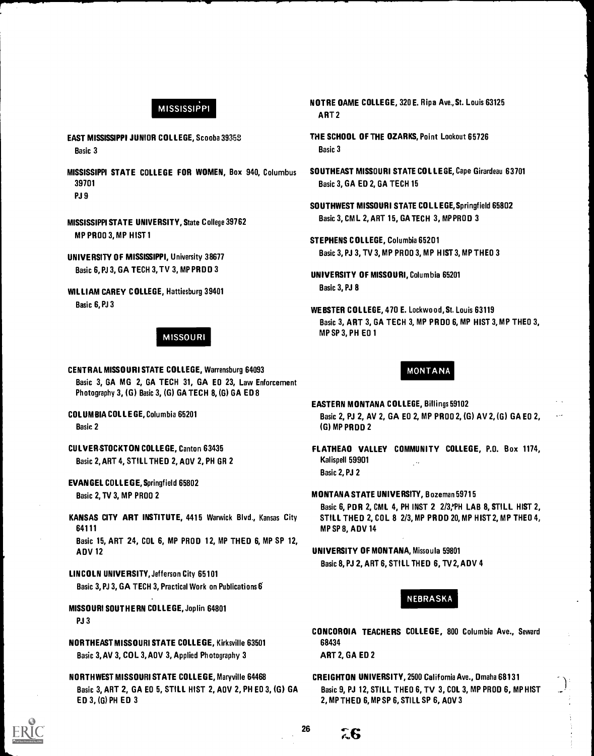## MISSISSIPPI

**EAST MISSISSIPPI JUNIOR COLLEGE**, Scooba 39358
Basic 3

**MISSISSIPPI STATE COLLEGE FOR WOMEN**, Box 940, Columbus 39701
PJ 9

**MISSISSIPPI STATE UNIVERSITY**, State College 39762
MP PROD 3, MP HIST 1

**UNIVERSITY OF MISSISSIPPI**, University 38677
Basic 6, PJ 3, GA TECH 3, TV 3, MP PROD 3

**WILLIAM CAREY COLLEGE**, Hattiesburg 39401
Basic 6, PJ 3

## MISSOURI

**CENTRAL MISSOURI STATE COLLEGE**, Warrensburg 64093
Basic 3, GA MG 2, GA TECH 31, GA ED 23, Law Enforcement Photography 3, (G) Basic 3, (G) GA TECH 8, (G) GA ED 8

**COLUMBIA COLLEGE**, Columbia 65201
Basic 2

**CULVER-STOCKTON COLLEGE**, Canton 63435
Basic 2, ART 4, STILL THED 2, ADV 2, PH GR 2

**EVANGEL COLLEGE**, Springfield 65802
Basic 2, TV 3, MP PROD 2

**KANSAS CITY ART INSTITUTE**, 4415 Warwick Blvd., Kansas City 64111
Basic 15, ART 24, COL 6, MP PROD 12, MP THED 6, MP SP 12, ADV 12

**LINCOLN UNIVERSITY**, Jefferson City 65101
Basic 3, PJ 3, GA TECH 3, Practical Work on Publications 6

**MISSOURI SOUTHERN COLLEGE**, Joplin 64801
PJ 3

**NORTHEAST MISSOURI STATE COLLEGE**, Kirksville 63501
Basic 3, AV 3, COL 3, ADV 3, Applied Photography 3

**NORTHWEST MISSOURI STATE COLLEGE**, Maryville 64468
Basic 3, ART 2, GA ED 5, STILL HIST 2, ADV 2, PH ED 3, (G) GA ED 3, (G) PH ED 3

**NOTRE DAME COLLEGE**, 320 E. Ripa Ave., St. Louis 63125
ART 2

**THE SCHOOL OF THE OZARKS**, Point Lookout 65726
Basic 3

**SOUTHEAST MISSOURI STATE COLLEGE**, Cape Girardeau 63701
Basic 3, GA ED 2, GA TECH 15

**SOUTHWEST MISSOURI STATE COLLEGE**, Springfield 65802
Basic 3, CML 2, ART 15, GA TECH 3, MP PROD 3

**STEPHENS COLLEGE**, Columbia 65201
Basic 3, PJ 3, TV 3, MP PROD 3, MP HIST 3, MP THED 3

**UNIVERSITY OF MISSOURI**, Columbia 65201
Basic 3, PJ 8

**WEBSTER COLLEGE**, 470 E. Lockwood, St. Louis 63119
Basic 3, ART 3, GA TECH 3, MP PROD 6, MP HIST 3, MP THED 3, MP SP 3, PH ED 1

## MONTANA

**EASTERN MONTANA COLLEGE**, Billings 59102
Basic 2, PJ 2, AV 2, GA ED 2, MP PROD 2, (G) AV 2, (G) GA ED 2, (G) MP PROD 2

**FLATHEAD VALLEY COMMUNITY COLLEGE**, P.O. Box 1174, Kalispell 59901
Basic 2, PJ 2

**MONTANA STATE UNIVERSITY**, Bozeman 59715
Basic 6, PDR 2, CML 4, PH INST 2 2/3, PH LAB 8, STILL HIST 2, STILL THED 2, COL 8 2/3, MP PROD 20, MP HIST 2, MP THED 4, MP SP 8, ADV 14

**UNIVERSITY OF MONTANA**, Missoula 59801
Basic 8, PJ 2, ART 6, STILL THED 6, TV 2, ADV 4

## NEBRASKA

**CONCORDIA TEACHERS COLLEGE**, 800 Columbia Ave., Seward 68434
ART 2, GA ED 2

**CREIGHTON UNIVERSITY**, 2500 California Ave., Omaha 68131
Basic 9, PJ 12, STILL THED 6, TV 3, COL 3, MP PROD 6, MP HIST 2, MP THED 6, MP SP 6, STILL SP 6, ADV 3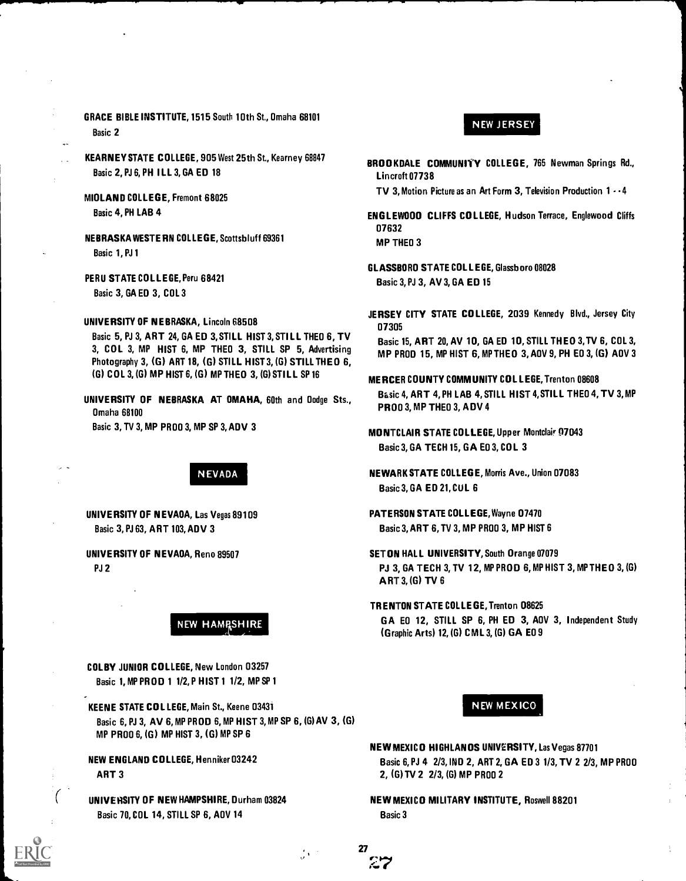**GRACE BIBLE INSTITUTE**, 1515 South 10th St., Omaha 68101
Basic 2

**KEARNEY STATE COLLEGE**, 905 West 25th St., Kearney 68847
Basic 2, PJ 6, PH ILL 3, GA ED 18

**MIDLAND COLLEGE**, Fremont 68025
Basic 4, PH LAB 4

**NEBRASKA WESTERN COLLEGE**, Scottsbluff 69361
Basic 1, PJ 1

**PERU STATE COLLEGE**, Peru 68421
Basic 3, GA ED 3, COL 3

**UNIVERSITY OF NEBRASKA**, Lincoln 68508
Basic 5, PJ 3, ART 24, GA ED 3, STILL HIST 3, STILL THEO 6, TV 3, COL 3, MP HIST 6, MP THEO 3, STILL SP 5, Advertising Photography 3, (G) ART 18, (G) STILL HIST 3, (G) STILL THEO 6, (G) COL 3, (G) MP HIST 6, (G) MP THEO 3, (G) STILL SP 16

**UNIVERSITY OF NEBRASKA AT OMAHA**, 60th and Dodge Sts., Omaha 68100
Basic 3, TV 3, MP PROD 3, MP SP 3, ADV 3

## NEVADA

**UNIVERSITY OF NEVADA**, Las Vegas 89109
Basic 3, PJ 63, ART 103, ADV 3

**UNIVERSITY OF NEVADA**, Reno 89507
PJ 2

## NEW HAMPSHIRE

**COLBY JUNIOR COLLEGE**, New London 03257
Basic 1, MP PROD 1 1/2, P HIST 1 1/2, MP SP 1

**KEENE STATE COLLEGE**, Main St., Keene 03431
Basic 6, PJ 3, AV 6, MP PROD 6, MP HIST 3, MP SP 6, (G) AV 3, (G) MP PROD 6, (G) MP HIST 3, (G) MP SP 6

**NEW ENGLAND COLLEGE**, Henniker 03242
ART 3

**UNIVERSITY OF NEW HAMPSHIRE**, Durham 03824
Basic 70, COL 14, STILL SP 6, ADV 14

## NEW JERSEY

**BROOKDALE COMMUNITY COLLEGE**, 765 Newman Springs Rd., Lincroft 07738
TV 3, Motion Picture as an Art Form 3, Television Production 1 - - 4

**ENGLEWOOD CLIFFS COLLEGE**, Hudson Terrace, Englewood Cliffs 07632
MP THEO 3

**GLASSBORO STATE COLLEGE**, Glassboro 08028
Basic 3, PJ 3, AV 3, GA ED 15

**JERSEY CITY STATE COLLEGE**, 2039 Kennedy Blvd., Jersey City 07305
Basic 15, ART 20, AV 10, GA ED 10, STILL THEO 3, TV 6, COL 3, MP PROD 15, MP HIST 6, MP THEO 3, ADV 9, PH ED 3, (G) ADV 3

**MERCER COUNTY COMMUNITY COLLEGE**, Trenton 08608
Basic 4, ART 4, PH LAB 4, STILL HIST 4, STILL THEO 4, TV 3, MP PROD 3, MP THEO 3, ADV 4

**MONTCLAIR STATE COLLEGE**, Upper Montclair 07043
Basic 3, GA TECH 15, GA ED 3, COL 3

**NEWARK STATE COLLEGE**, Morris Ave., Union 07083
Basic 3, GA ED 21, CUL 6

**PATERSON STATE COLLEGE**, Wayne 07470
Basic 3, ART 6, TV 3, MP PROD 3, MP HIST 6

**SETON HALL UNIVERSITY**, South Orange 07079
PJ 3, GA TECH 3, TV 12, MP PROD 6, MP HIST 3, MP THEO 3, (G) ART 3, (G) TV 6

**TRENTON STATE COLLEGE**, Trenton 08625
GA ED 12, STILL SP 6, PH ED 3, ADV 3, Independent Study (Graphic Arts) 12, (G) CML 3, (G) GA ED 9

## NEW MEXICO

**NEW MEXICO HIGHLANDS UNIVERSITY**, Las Vegas 87701
Basic 6, PJ 4 2/3, IND 2, ART 2, GA ED 3 1/3, TV 2 2/3, MP PROD 2, (G) TV 2 2/3, (G) MP PROD 2

**NEW MEXICO MILITARY INSTITUTE**, Roswell 88201
Basic 3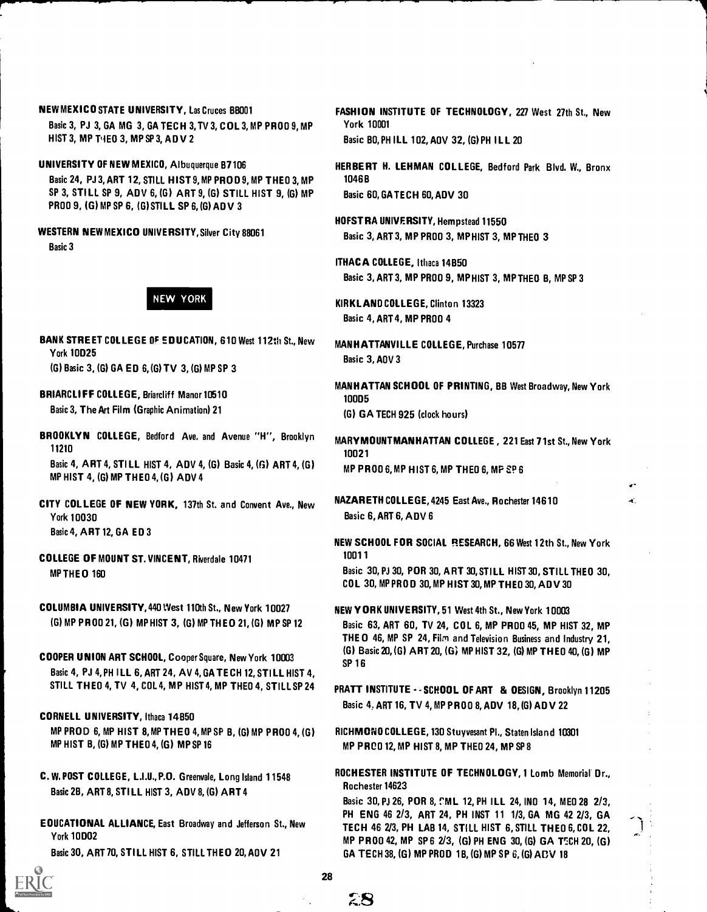**NEW MEXICO STATE UNIVERSITY**, Las Cruces 88001
Basic 3, PJ 3, GA MG 3, GA TECH 3, TV 3, COL 3, MP PROD 9, MP HIST 3, MP THEO 3, MP SP 3, ADV 2

**UNIVERSITY OF NEW MEXICO**, Albuquerque 87106
Basic 24, PJ 3, ART 12, STILL HIST 9, MP PROD 9, MP THEO 3, MP SP 3, STILL SP 9, ADV 6, (G) ART 9, (G) STILL HIST 9, (G) MP PROD 9, (G) MP SP 6, (G) STILL SP 6, (G) ADV 3

**WESTERN NEW MEXICO UNIVERSITY**, Silver City 88061
Basic 3

## NEW YORK

**BANK STREET COLLEGE OF EDUCATION**, 610 West 112th St., New York 10025
(G) Basic 3, (G) GA ED 6, (G) TV 3, (G) MP SP 3

**BRIARCLIFF COLLEGE**, Briarcliff Manor 10510
Basic 3, The Art Film (Graphic Animation) 21

**BROOKLYN COLLEGE**, Bedford Ave. and Avenue "H", Brooklyn 11210
Basic 4, ART 4, STILL HIST 4, ADV 4, (G) Basic 4, (G) ART 4, (G) MP HIST 4, (G) MP THEO 4, (G) ADV 4

**CITY COLLEGE OF NEW YORK**, 137th St. and Convent Ave., New York 10030
Basic 4, ART 12, GA ED 3

**COLLEGE OF MOUNT ST. VINCENT**, Riverdale 10471
MP THEO 160

**COLUMBIA UNIVERSITY**, 440 West 110th St., New York 10027
(G) MP PROD 21, (G) MP HIST 3, (G) MP THEO 21, (G) MP SP 12

**COOPER UNION ART SCHOOL**, Cooper Square, New York 10003
Basic 4, PJ 4, PH ILL 6, ART 24, AV 4, GA TECH 12, STILL HIST 4, STILL THEO 4, TV 4, COL 4, MP HIST 4, MP THEO 4, STILL SP 24

**CORNELL UNIVERSITY**, Ithaca 14850
MP PROD 6, MP HIST 8, MP THEO 4, MP SP 8, (G) MP PROD 4, (G) MP HIST 8, (G) MP THEO 4, (G) MP SP 16

**C. W. POST COLLEGE, L.I.U., P.O.** Greenvale, Long Island 11548
Basic 28, ART 8, STILL HIST 3, ADV 8, (G) ART 4

**EDUCATIONAL ALLIANCE**, East Broadway and Jefferson St., New York 10002
Basic 30, ART 70, STILL HIST 6, STILL THEO 20, ADV 21

**FASHION INSTITUTE OF TECHNOLOGY**, 227 West 27th St., New York 10001
Basic 80, PH ILL 102, ADV 32, (G) PH ILL 20

**HERBERT H. LEHMAN COLLEGE**, Bedford Park Blvd. W., Bronx 10468
Basic 60, GA TECH 60, ADV 30

**HOFSTRA UNIVERSITY**, Hempstead 11550
Basic 3, ART 3, MP PROD 3, MP HIST 3, MP THEO 3

**ITHACA COLLEGE**, Ithaca 14850
Basic 3, ART 3, MP PROD 9, MP HIST 3, MP THEO 8, MP SP 3

**KIRKLAND COLLEGE**, Clinton 13323
Basic 4, ART 4, MP PROD 4

**MANHATTANVILLE COLLEGE**, Purchase 10577
Basic 3, ADV 3

**MANHATTAN SCHOOL OF PRINTING**, 88 West Broadway, New York 10005
(G) GA TECH 925 (clock hours)

**MARYMOUNT MANHATTAN COLLEGE**, 221 East 71st St., New York 10021
MP PROD 6, MP HIST 6, MP THEO 6, MP SP 6

**NAZARETH COLLEGE**, 4245 East Ave., Rochester 14610
Basic 6, ART 6, ADV 6

**NEW SCHOOL FOR SOCIAL RESEARCH**, 66 West 12th St., New York 10011
Basic 30, PJ 30, POR 30, ART 30, STILL HIST 30, STILL THEO 30, COL 30, MP PROD 30, MP HIST 30, MP THEO 30, ADV 30

**NEW YORK UNIVERSITY**, 51 West 4th St., New York 10003
Basic 63, ART 60, TV 24, COL 6, MP PROD 45, MP HIST 32, MP THEO 46, MP SP 24, Film and Television Business and Industry 21, (G) Basic 20, (G) ART 20, (G) MP HIST 32, (G) MP THEO 40, (G) MP SP 16

**PRATT INSTITUTE -- SCHOOL OF ART & DESIGN**, Brooklyn 11205
Basic 4, ART 16, TV 4, MP PROD 8, ADV 18, (G) ADV 22

**RICHMOND COLLEGE**, 130 Stuyvesant Pl., Staten Island 10301
MP PROD 12, MP HIST 8, MP THEO 24, MP SP 8

**ROCHESTER INSTITUTE OF TECHNOLOGY**, 1 Lomb Memorial Dr., Rochester 14623
Basic 30, PJ 26, POR 8, CML 12, PH ILL 24, IND 14, MED 28 2/3, PH ENG 46 2/3, ART 24, PH INST 11 1/3, GA MG 42 2/3, GA TECH 46 2/3, PH LAB 14, STILL HIST 6, STILL THEO 6, COL 22, MP PROD 42, MP SP 6 2/3, (G) PH ENG 30, (G) GA TECH 20, (G) GA TECH 38, (G) MP PROD 18, (G) MP SP 6, (G) ADV 18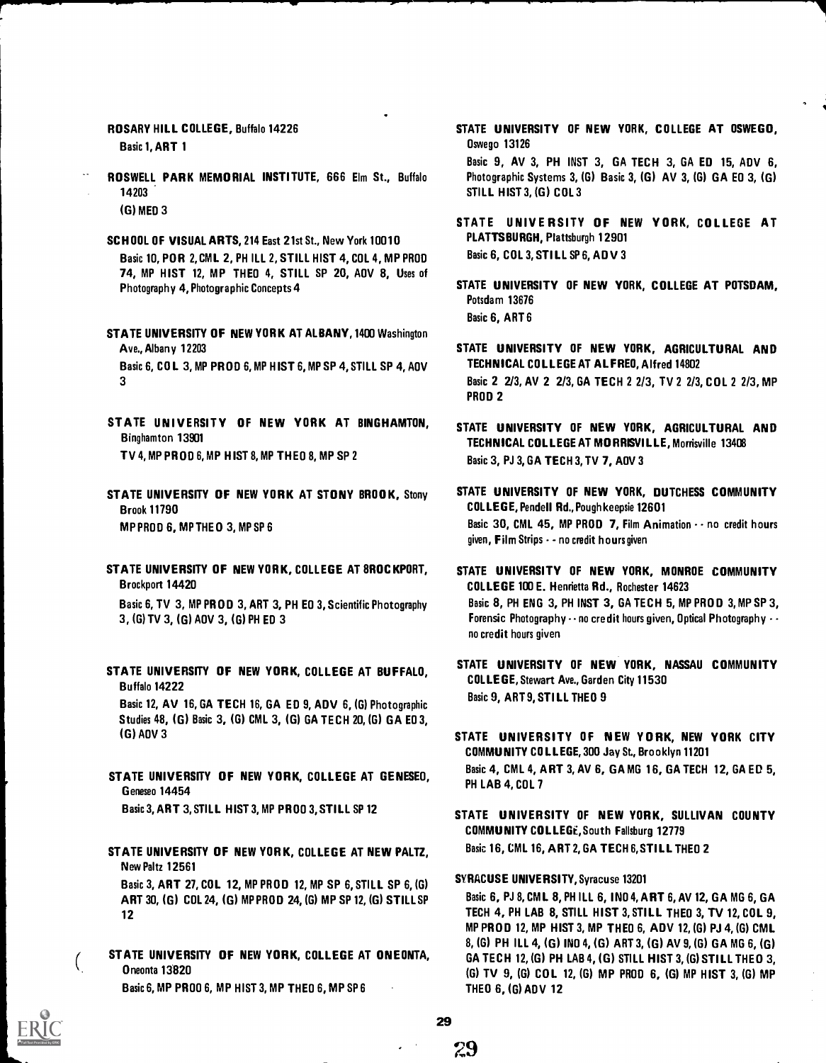**ROSARY HILL COLLEGE**, Buffalo 14226
Basic 1, ART 1

**ROSWELL PARK MEMORIAL INSTITUTE**, 666 Elm St., Buffalo 14203
(G) MED 3

**SCHOOL OF VISUAL ARTS**, 214 East 21st St., New York 10010
Basic 10, POR 2, CML 2, PH ILL 2, STILL HIST 4, COL 4, MP PROD 74, MP HIST 12, MP THEO 4, STILL SP 20, ADV 8, Uses of Photography 4, Photographic Concepts 4

**STATE UNIVERSITY OF NEW YORK AT ALBANY**, 1400 Washington Ave., Albany 12203
Basic 6, COL 3, MP PROD 6, MP HIST 6, MP SP 4, STILL SP 4, ADV 3

**STATE UNIVERSITY OF NEW YORK AT BINGHAMTON**, Binghamton 13901
TV 4, MP PROD 6, MP HIST 8, MP THEO 8, MP SP 2

**STATE UNIVERSITY OF NEW YORK AT STONY BROOK**, Stony Brook 11790
MP PROD 6, MP THEO 3, MP SP 6

**STATE UNIVERSITY OF NEW YORK, COLLEGE AT BROCKPORT**, Brockport 14420
Basic 6, TV 3, MP PROD 3, ART 3, PH ED 3, Scientific Photography 3, (G) TV 3, (G) ADV 3, (G) PH ED 3

**STATE UNIVERSITY OF NEW YORK, COLLEGE AT BUFFALO**, Buffalo 14222
Basic 12, AV 16, GA TECH 16, GA ED 9, ADV 6, (G) Photographic Studies 48, (G) Basic 3, (G) CML 3, (G) GA TECH 20, (G) GA ED 3, (G) ADV 3

**STATE UNIVERSITY OF NEW YORK, COLLEGE AT GENESEO**, Geneseo 14454
Basic 3, ART 3, STILL HIST 3, MP PROD 3, STILL SP 12

**STATE UNIVERSITY OF NEW YORK, COLLEGE AT NEW PALTZ**, New Paltz 12561
Basic 3, ART 27, COL 12, MP PROD 12, MP SP 6, STILL SP 6, (G) ART 30, (G) COL 24, (G) MP PROD 24, (G) MP SP 12, (G) STILL SP 12

**STATE UNIVERSITY OF NEW YORK, COLLEGE AT ONEONTA**, Oneonta 13820
Basic 6, MP PROD 6, MP HIST 3, MP THEO 6, MP SP 6

**STATE UNIVERSITY OF NEW YORK, COLLEGE AT OSWEGO**, Oswego 13126
Basic 9, AV 3, PH INST 3, GA TECH 3, GA ED 15, ADV 6, Photographic Systems 3, (G) Basic 3, (G) AV 3, (G) GA ED 3, (G) STILL HIST 3, (G) COL 3

**STATE UNIVERSITY OF NEW YORK, COLLEGE AT PLATTSBURGH**, Plattsburgh 12901
Basic 6, COL 3, STILL SP 6, ADV 3

**STATE UNIVERSITY OF NEW YORK, COLLEGE AT POTSDAM**, Potsdam 13676
Basic 6, ART 6

**STATE UNIVERSITY OF NEW YORK, AGRICULTURAL AND TECHNICAL COLLEGE AT ALFRED**, Alfred 14802
Basic 2 2/3, AV 2 2/3, GA TECH 2 2/3, TV 2 2/3, COL 2 2/3, MP PROD 2

**STATE UNIVERSITY OF NEW YORK, AGRICULTURAL AND TECHNICAL COLLEGE AT MORRISVILLE**, Morrisville 13408
Basic 3, PJ 3, GA TECH 3, TV 7, ADV 3

**STATE UNIVERSITY OF NEW YORK, DUTCHESS COMMUNITY COLLEGE**, Pendell Rd., Poughkeepsie 12601
Basic 30, CML 45, MP PROD 7, Film Animation -- no credit hours given, Film Strips -- no credit hours given

**STATE UNIVERSITY OF NEW YORK, MONROE COMMUNITY COLLEGE** 100 E. Henrietta Rd., Rochester 14623
Basic 8, PH ENG 3, PH INST 3, GA TECH 5, MP PROD 3, MP SP 3, Forensic Photography -- no credit hours given, Optical Photography -- no credit hours given

**STATE UNIVERSITY OF NEW YORK, NASSAU COMMUNITY COLLEGE**, Stewart Ave., Garden City 11530
Basic 9, ART 9, STILL THEO 9

**STATE UNIVERSITY OF NEW YORK, NEW YORK CITY COMMUNITY COLLEGE**, 300 Jay St., Brooklyn 11201
Basic 4, CML 4, ART 3, AV 6, GA MG 16, GA TECH 12, GA ED 5, PH LAB 4, COL 7

**STATE UNIVERSITY OF NEW YORK, SULLIVAN COUNTY COMMUNITY COLLEGE**, South Fallsburg 12779
Basic 16, CML 16, ART 2, GA TECH 6, STILL THEO 2

**SYRACUSE UNIVERSITY**, Syracuse 13201
Basic 6, PJ 8, CML 8, PH ILL 6, IND 4, ART 6, AV 12, GA MG 6, GA TECH 4, PH LAB 8, STILL HIST 3, STILL THEO 3, TV 12, COL 9, MP PROD 12, MP HIST 3, MP THEO 6, ADV 12, (G) PJ 4, (G) CML 8, (G) PH ILL 4, (G) IND 4, (G) ART 3, (G) AV 9, (G) GA MG 6, (G) GA TECH 12, (G) PH LAB 4, (G) STILL HIST 3, (G) STILL THEO 3, (G) TV 9, (G) COL 12, (G) MP PROD 6, (G) MP HIST 3, (G) MP THEO 6, (G) ADV 12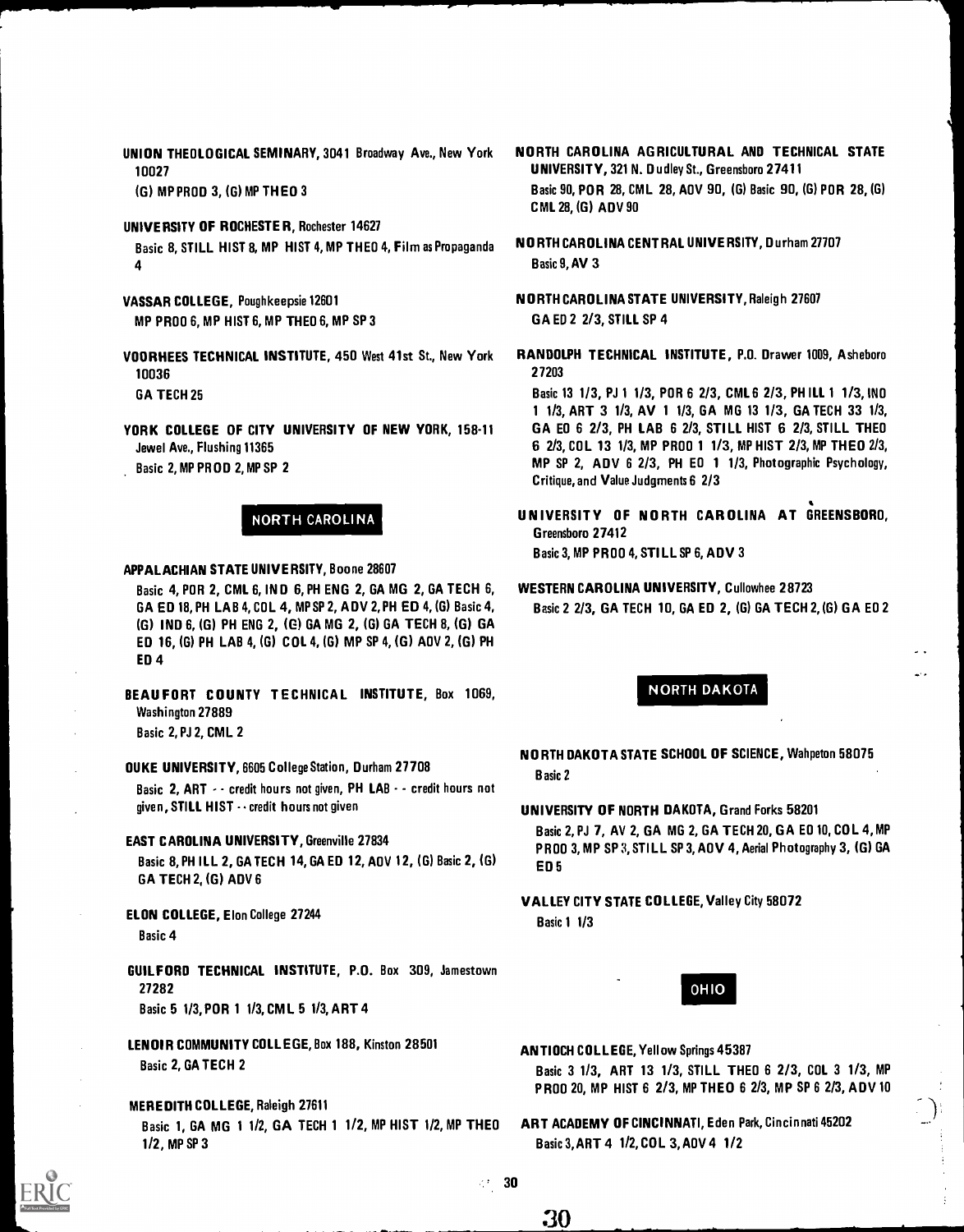**UNION THEOLOGICAL SEMINARY**, 3041 Broadway Ave., New York 10027
(G) MP PROD 3, (G) MP THEO 3

**UNIVERSITY OF ROCHESTER**, Rochester 14627
Basic 8, STILL HIST 8, MP HIST 4, MP THEO 4, Film as Propaganda 4

**VASSAR COLLEGE**, Poughkeepsie 12601
MP PROD 6, MP HIST 6, MP THEO 6, MP SP 3

**VOORHEES TECHNICAL INSTITUTE**, 450 West 41st St., New York 10036
GA TECH 25

**YORK COLLEGE OF CITY UNIVERSITY OF NEW YORK**, 158-11 Jewel Ave., Flushing 11365
Basic 2, MP PROD 2, MP SP 2

## NORTH CAROLINA

**APPALACHIAN STATE UNIVERSITY**, Boone 28607
Basic 4, POR 2, CML 6, IND 6, PH ENG 2, GA MG 2, GA TECH 6, GA ED 18, PH LAB 4, COL 4, MP SP 2, ADV 2, PH ED 4, (G) Basic 4, (G) IND 6, (G) PH ENG 2, (G) GA MG 2, (G) GA TECH 8, (G) GA ED 16, (G) PH LAB 4, (G) COL 4, (G) MP SP 4, (G) ADV 2, (G) PH ED 4

**BEAUFORT COUNTY TECHNICAL INSTITUTE**, Box 1069, Washington 27889
Basic 2, PJ 2, CML 2

**DUKE UNIVERSITY**, 6605 College Station, Durham 27708
Basic 2, ART -- credit hours not given, PH LAB -- credit hours not given, STILL HIST -- credit hours not given

**EAST CAROLINA UNIVERSITY**, Greenville 27834
Basic 8, PH ILL 2, GA TECH 14, GA ED 12, ADV 12, (G) Basic 2, (G) GA TECH 2, (G) ADV 6

**ELON COLLEGE**, Elon College 27244
Basic 4

**GUILFORD TECHNICAL INSTITUTE**, P.O. Box 309, Jamestown 27282
Basic 5 1/3, POR 1 1/3, CML 5 1/3, ART 4

**LENOIR COMMUNITY COLLEGE**, Box 188, Kinston 28501
Basic 2, GA TECH 2

**MEREDITH COLLEGE**, Raleigh 27611
Basic 1, GA MG 1 1/2, GA TECH 1 1/2, MP HIST 1/2, MP THEO 1/2, MP SP 3

**NORTH CAROLINA AGRICULTURAL AND TECHNICAL STATE UNIVERSITY**, 321 N. Dudley St., Greensboro 27411
Basic 90, POR 28, CML 28, ADV 90, (G) Basic 90, (G) POR 28, (G) CML 28, (G) ADV 90

**NORTH CAROLINA CENTRAL UNIVERSITY**, Durham 27707
Basic 9, AV 3

**NORTH CAROLINA STATE UNIVERSITY**, Raleigh 27607
GA ED 2 2/3, STILL SP 4

**RANDOLPH TECHNICAL INSTITUTE**, P.O. Drawer 1009, Asheboro 27203
Basic 13 1/3, PJ 1 1/3, POR 6 2/3, CML 6 2/3, PH ILL 1 1/3, IND 1 1/3, ART 3 1/3, AV 1 1/3, GA MG 13 1/3, GA TECH 33 1/3, GA ED 6 2/3, PH LAB 6 2/3, STILL HIST 6 2/3, STILL THEO 6 2/3, COL 13 1/3, MP PROD 1 1/3, MP HIST 2/3, MP THEO 2/3, MP SP 2, ADV 6 2/3, PH ED 1 1/3, Photographic Psychology, Critique, and Value Judgments 6 2/3

**UNIVERSITY OF NORTH CAROLINA AT GREENSBORO**, Greensboro 27412
Basic 3, MP PROD 4, STILL SP 6, ADV 3

**WESTERN CAROLINA UNIVERSITY**, Cullowhee 28723
Basic 2 2/3, GA TECH 10, GA ED 2, (G) GA TECH 2, (G) GA ED 2

## NORTH DAKOTA

**NORTH DAKOTA STATE SCHOOL OF SCIENCE**, Wahpeton 58075
Basic 2

**UNIVERSITY OF NORTH DAKOTA**, Grand Forks 58201
Basic 2, PJ 7, AV 2, GA MG 2, GA TECH 20, GA ED 10, COL 4, MP PROD 3, MP SP 3, STILL SP 3, ADV 4, Aerial Photography 3, (G) GA ED 5

**VALLEY CITY STATE COLLEGE**, Valley City 58072
Basic 1 1/3

## OHIO

**ANTIOCH COLLEGE**, Yellow Springs 45387
Basic 3 1/3, ART 13 1/3, STILL THEO 6 2/3, COL 3 1/3, MP PROD 20, MP HIST 6 2/3, MP THEO 6 2/3, MP SP 6 2/3, ADV 10

**ART ACADEMY OF CINCINNATI**, Eden Park, Cincinnati 45202
Basic 3, ART 4 1/2, COL 3, ADV 4 1/2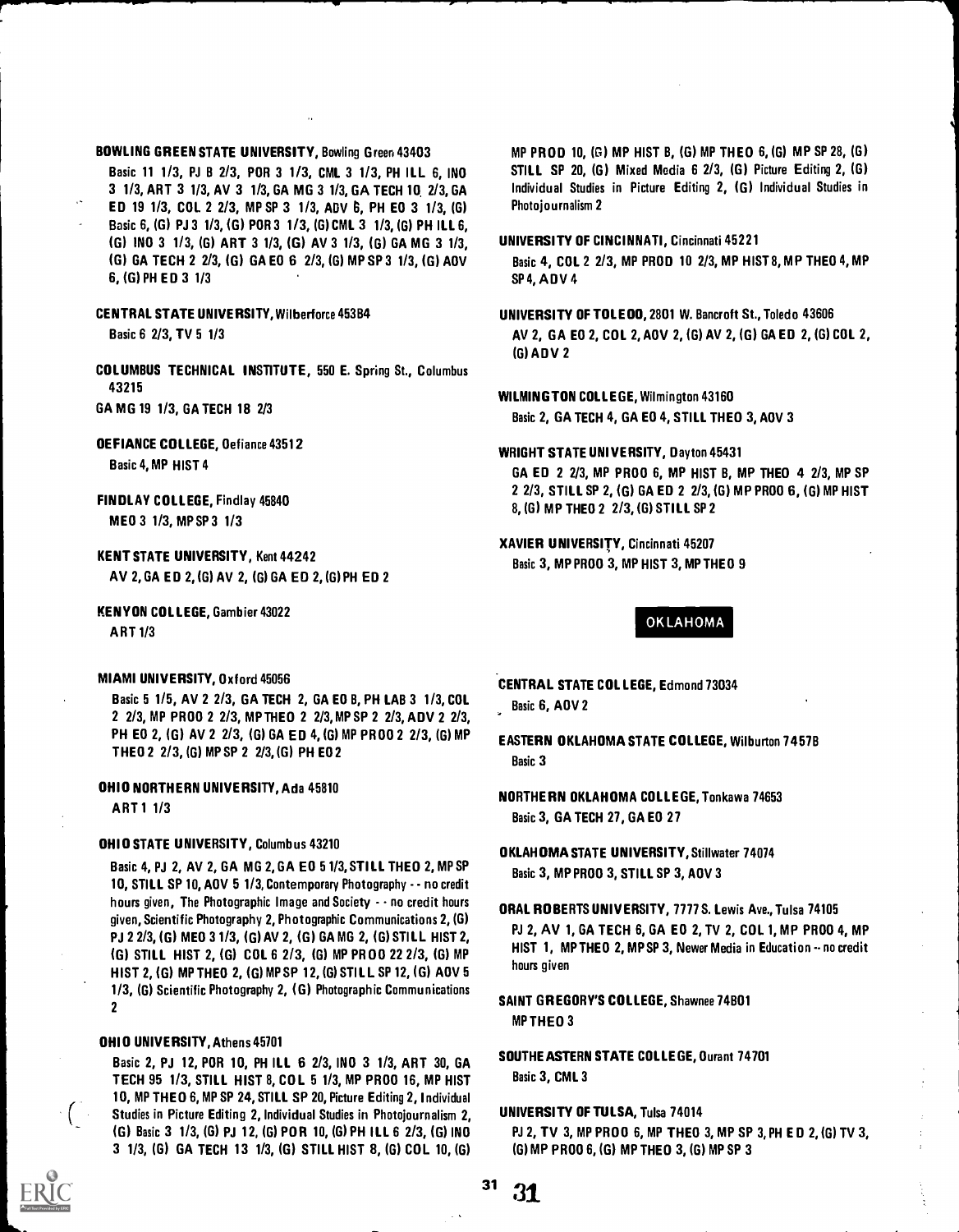**BOWLING GREEN STATE UNIVERSITY**, Bowling Green 43403

Basic 11 1/3, PJ 8 2/3, POR 3 1/3, CML 3 1/3, PH ILL 6, INO 3 1/3, ART 3 1/3, AV 3 1/3, GA MG 3 1/3, GA TECH 10 2/3, GA ED 19 1/3, COL 2 2/3, MP SP 3 1/3, ADV 6, PH ED 3 1/3, (G) Basic 6, (G) PJ 3 1/3, (G) POR 3 1/3, (G) CML 3 1/3, (G) PH ILL 6, (G) INO 3 1/3, (G) ART 3 1/3, (G) AV 3 1/3, (G) GA MG 3 1/3, (G) GA TECH 2 2/3, (G) GA ED 6 2/3, (G) MP SP 3 1/3, (G) ADV 6, (G) PH ED 3 1/3

**CENTRAL STATE UNIVERSITY**, Wilberforce 45384

Basic 6 2/3, TV 5 1/3

**COLUMBUS TECHNICAL INSTITUTE**, 550 E. Spring St., Columbus 43215

GA MG 19 1/3, GA TECH 18 2/3

**DEFIANCE COLLEGE**, Defiance 43512

Basic 4, MP HIST 4

**FINDLAY COLLEGE**, Findlay 45840

MED 3 1/3, MP SP 3 1/3

**KENT STATE UNIVERSITY**, Kent 44242

AV 2, GA ED 2, (G) AV 2, (G) GA ED 2, (G) PH ED 2

**KENYON COLLEGE**, Gambier 43022

ART 1/3

**MIAMI UNIVERSITY**, Oxford 45056

Basic 5 1/5, AV 2 2/3, GA TECH 2, GA ED 8, PH LAB 3 1/3, COL 2 2/3, MP PROD 2 2/3, MP THEO 2 2/3, MP SP 2 2/3, ADV 2 2/3, PH ED 2, (G) AV 2 2/3, (G) GA ED 4, (G) MP PROD 2 2/3, (G) MP THEO 2 2/3, (G) MP SP 2 2/3, (G) PH ED 2

**OHIO NORTHERN UNIVERSITY**, Ada 45810

ART 1 1/3

**OHIO STATE UNIVERSITY**, Columbus 43210

Basic 4, PJ 2, AV 2, GA MG 2, GA ED 5 1/3, STILL THEO 2, MP SP 10, STILL SP 10, ADV 5 1/3, Contemporary Photography -- no credit hours given, The Photographic Image and Society -- no credit hours given, Scientific Photography 2, Photographic Communications 2, (G) PJ 2 2/3, (G) MED 3 1/3, (G) AV 2, (G) GA MG 2, (G) STILL HIST 2, (G) STILL HIST 2, (G) COL 6 2/3, (G) MP PROD 22 2/3, (G) MP HIST 2, (G) MP THEO 2, (G) MP SP 12, (G) STILL SP 12, (G) ADV 5 1/3, (G) Scientific Photography 2, (G) Photographic Communications 2

**OHIO UNIVERSITY**, Athens 45701

Basic 2, PJ 12, POR 10, PH ILL 6 2/3, INO 3 1/3, ART 30, GA TECH 95 1/3, STILL HIST 8, COL 5 1/3, MP PROD 16, MP HIST 10, MP THEO 6, MP SP 24, STILL SP 20, Picture Editing 2, Individual Studies in Picture Editing 2, Individual Studies in Photojournalism 2, (G) Basic 3 1/3, (G) PJ 12, (G) POR 10, (G) PH ILL 6 2/3, (G) INO 3 1/3, (G) GA TECH 13 1/3, (G) STILL HIST 8, (G) COL 10, (G) MP PROD 10, (G) MP HIST 8, (G) MP THEO 6, (G) MP SP 28, (G) STILL SP 20, (G) Mixed Media 6 2/3, (G) Picture Editing 2, (G) Individual Studies in Picture Editing 2, (G) Individual Studies in Photojournalism 2

**UNIVERSITY OF CINCINNATI**, Cincinnati 45221

Basic 4, COL 2 2/3, MP PROD 10 2/3, MP HIST 8, MP THEO 4, MP SP 4, ADV 4

**UNIVERSITY OF TOLEDO**, 2801 W. Bancroft St., Toledo 43606

AV 2, GA ED 2, COL 2, ADV 2, (G) AV 2, (G) GA ED 2, (G) COL 2, (G) ADV 2

**WILMINGTON COLLEGE**, Wilmington 43160

Basic 2, GA TECH 4, GA ED 4, STILL THEO 3, ADV 3

**WRIGHT STATE UNIVERSITY**, Dayton 45431

GA ED 2 2/3, MP PROD 6, MP HIST 8, MP THEO 4 2/3, MP SP 2 2/3, STILL SP 2, (G) GA ED 2 2/3, (G) MP PROD 6, (G) MP HIST 8, (G) MP THEO 2 2/3, (G) STILL SP 2

**XAVIER UNIVERSITY**, Cincinnati 45207

Basic 3, MP PROD 3, MP HIST 3, MP THEO 9

## OKLAHOMA

**CENTRAL STATE COLLEGE**, Edmond 73034

Basic 6, ADV 2

**EASTERN OKLAHOMA STATE COLLEGE**, Wilburton 74578

Basic 3

**NORTHERN OKLAHOMA COLLEGE**, Tonkawa 74653

Basic 3, GA TECH 27, GA ED 27

**OKLAHOMA STATE UNIVERSITY**, Stillwater 74074

Basic 3, MP PROD 3, STILL SP 3, ADV 3

**ORAL ROBERTS UNIVERSITY**, 7777 S. Lewis Ave., Tulsa 74105

PJ 2, AV 1, GA TECH 6, GA ED 2, TV 2, COL 1, MP PROD 4, MP HIST 1, MP THEO 2, MP SP 3, Newer Media in Education -- no credit hours given

**SAINT GREGORY'S COLLEGE**, Shawnee 74801

MP THEO 3

**SOUTHEASTERN STATE COLLEGE**, Durant 74701

Basic 3, CML 3

**UNIVERSITY OF TULSA**, Tulsa 74014

PJ 2, TV 3, MP PROD 6, MP THEO 3, MP SP 3, PH ED 2, (G) TV 3, (G) MP PROD 6, (G) MP THEO 3, (G) MP SP 3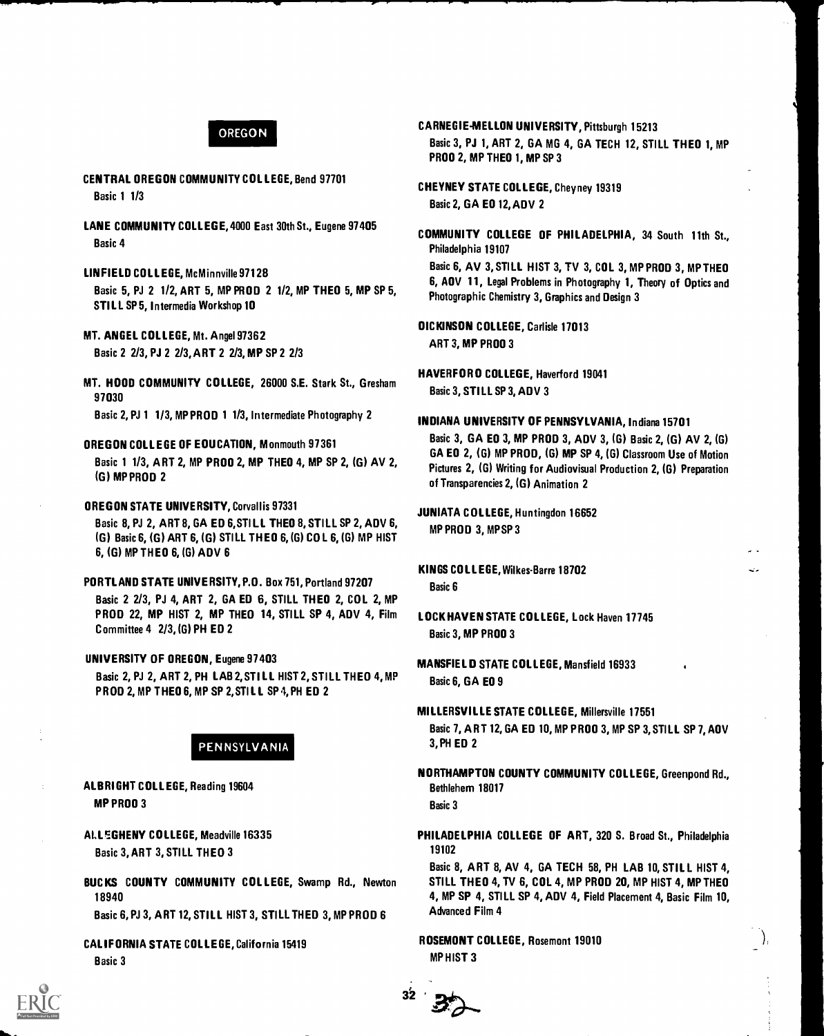## OREGON

**CENTRAL OREGON COMMUNITY COLLEGE**, Bend 97701
Basic 1 1/3

**LANE COMMUNITY COLLEGE**, 4000 East 30th St., Eugene 97405
Basic 4

**LINFIELD COLLEGE**, McMinnville 97128
Basic 5, PJ 2 1/2, ART 5, MP PROD 2 1/2, MP THEO 5, MP SP 5, STILL SP 5, Intermedia Workshop 10

**MT. ANGEL COLLEGE**, Mt. Angel 97362
Basic 2 2/3, PJ 2 2/3, ART 2 2/3, MP SP 2 2/3

**MT. HOOD COMMUNITY COLLEGE**, 26000 S.E. Stark St., Gresham 97030
Basic 2, PJ 1 1/3, MP PROD 1 1/3, Intermediate Photography 2

**OREGON COLLEGE OF EDUCATION**, Monmouth 97361
Basic 1 1/3, ART 2, MP PROD 2, MP THEO 4, MP SP 2, (G) AV 2, (G) MP PROD 2

**OREGON STATE UNIVERSITY**, Corvallis 97331
Basic 8, PJ 2, ART 8, GA ED 6, STILL THEO 8, STILL SP 2, ADV 6, (G) Basic 6, (G) ART 6, (G) STILL THEO 6, (G) COL 6, (G) MP HIST 6, (G) MP THEO 6, (G) ADV 6

**PORTLAND STATE UNIVERSITY**, P.O. Box 751, Portland 97207
Basic 2 2/3, PJ 4, ART 2, GA ED 6, STILL THEO 2, COL 2, MP PROD 22, MP HIST 2, MP THEO 14, STILL SP 4, ADV 4, Film Committee 4 2/3, (G) PH ED 2

**UNIVERSITY OF OREGON**, Eugene 97403
Basic 2, PJ 2, ART 2, PH LAB 2, STILL HIST 2, STILL THEO 4, MP PROD 2, MP THEO 6, MP SP 2, STILL SP 4, PH ED 2

## PENNSYLVANIA

**ALBRIGHT COLLEGE**, Reading 19604
MP PROD 3

**ALLEGHENY COLLEGE**, Meadville 16335
Basic 3, ART 3, STILL THEO 3

**BUCKS COUNTY COMMUNITY COLLEGE**, Swamp Rd., Newton 18940
Basic 6, PJ 3, ART 12, STILL HIST 3, STILL THED 3, MP PROD 6

**CALIFORNIA STATE COLLEGE**, California 15419
Basic 3

**CARNEGIE-MELLON UNIVERSITY**, Pittsburgh 15213
Basic 3, PJ 1, ART 2, GA MG 4, GA TECH 12, STILL THEO 1, MP PROD 2, MP THEO 1, MP SP 3

**CHEYNEY STATE COLLEGE**, Cheyney 19319
Basic 2, GA ED 12, ADV 2

**COMMUNITY COLLEGE OF PHILADELPHIA**, 34 South 11th St., Philadelphia 19107
Basic 6, AV 3, STILL HIST 3, TV 3, COL 3, MP PROD 3, MP THEO 6, ADV 11, Legal Problems in Photography 1, Theory of Optics and Photographic Chemistry 3, Graphics and Design 3

**DICKINSON COLLEGE**, Carlisle 17013
ART 3, MP PROD 3

**HAVERFORD COLLEGE**, Haverford 19041
Basic 3, STILL SP 3, ADV 3

**INDIANA UNIVERSITY OF PENNSYLVANIA**, Indiana 15701
Basic 3, GA ED 3, MP PROD 3, ADV 3, (G) Basic 2, (G) AV 2, (G) GA ED 2, (G) MP PROD, (G) MP SP 4, (G) Classroom Use of Motion Pictures 2, (G) Writing for Audiovisual Production 2, (G) Preparation of Transparencies 2, (G) Animation 2

**JUNIATA COLLEGE**, Huntingdon 16652
MP PROD 3, MP SP 3

**KINGS COLLEGE**, Wilkes-Barre 18702
Basic 6

**LOCK HAVEN STATE COLLEGE**, Lock Haven 17745
Basic 3, MP PROD 3

**MANSFIELD STATE COLLEGE**, Mansfield 16933
Basic 6, GA ED 9

**MILLERSVILLE STATE COLLEGE**, Millersville 17551
Basic 7, ART 12, GA ED 10, MP PROD 3, MP SP 3, STILL SP 7, ADV 3, PH ED 2

**NORTHAMPTON COUNTY COMMUNITY COLLEGE**, Greenpond Rd., Bethlehem 18017
Basic 3

**PHILADELPHIA COLLEGE OF ART**, 320 S. Broad St., Philadelphia 19102
Basic 8, ART 8, AV 4, GA TECH 58, PH LAB 10, STILL HIST 4, STILL THEO 4, TV 6, COL 4, MP PROD 20, MP HIST 4, MP THEO 4, MP SP 4, STILL SP 4, ADV 4, Field Placement 4, Basic Film 10, Advanced Film 4

**ROSEMONT COLLEGE**, Rosemont 19010
MP HIST 3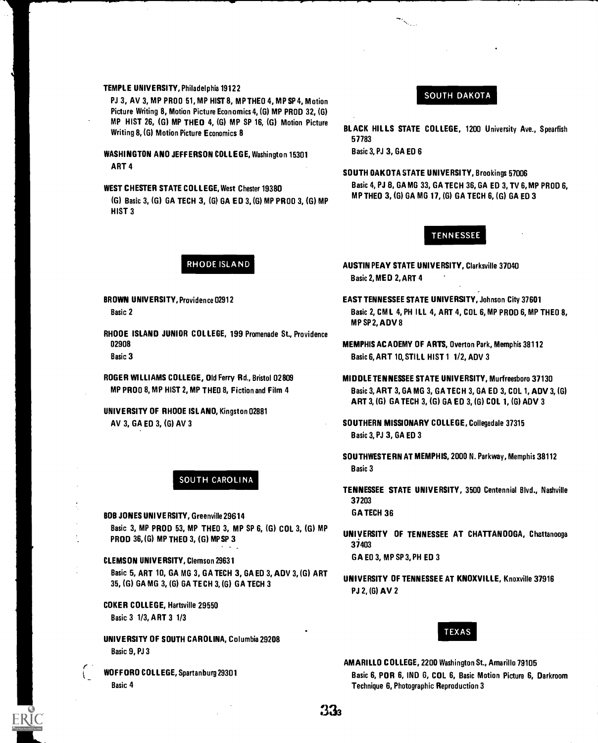**TEMPLE UNIVERSITY**, Philadelphia 19122
PJ 3, AV 3, MP PROD 51, MP HIST 8, MP THEO 4, MP SP 4, Motion Picture Writing 8, Motion Picture Economics 4, (G) MP PROD 32, (G) MP HIST 26, (G) MP THEO 4, (G) MP SP 16, (G) Motion Picture Writing 8, (G) Motion Picture Economics 8

**WASHINGTON AND JEFFERSON COLLEGE**, Washington 15301
ART 4

**WEST CHESTER STATE COLLEGE**, West Chester 19380
(G) Basic 3, (G) GA TECH 3, (G) GA ED 3, (G) MP PROD 3, (G) MP HIST 3

## RHODE ISLAND

**BROWN UNIVERSITY**, Providence 02912
Basic 2

**RHODE ISLAND JUNIOR COLLEGE**, 199 Promenade St., Providence 02908
Basic 3

**ROGER WILLIAMS COLLEGE**, Old Ferry Rd., Bristol 02809
MP PROD 8, MP HIST 2, MP THEO 8, Fiction and Film 4

**UNIVERSITY OF RHODE ISLAND**, Kingston 02881
AV 3, GA ED 3, (G) AV 3

## SOUTH CAROLINA

**BOB JONES UNIVERSITY**, Greenville 29614
Basic 3, MP PROD 53, MP THEO 3, MP SP 6, (G) COL 3, (G) MP PROD 36, (G) MP THEO 3, (G) MP SP 3

**CLEMSON UNIVERSITY**, Clemson 29631
Basic 5, ART 10, GA MG 3, GA TECH 3, GA ED 3, ADV 3, (G) ART 35, (G) GA MG 3, (G) GA TECH 3, (G) GA TECH 3

**COKER COLLEGE**, Hartsville 29550
Basic 3 1/3, ART 3 1/3

**UNIVERSITY OF SOUTH CAROLINA**, Columbia 29208
Basic 9, PJ 3

**WOFFORD COLLEGE**, Spartanburg 29301
Basic 4

## SOUTH DAKOTA

**BLACK HILLS STATE COLLEGE**, 1200 University Ave., Spearfish 57783
Basic 3, PJ 3, GA ED 6

**SOUTH DAKOTA STATE UNIVERSITY**, Brookings 57006
Basic 4, PJ 8, GA MG 33, GA TECH 36, GA ED 3, TV 6, MP PROD 6, MP THEO 3, (G) GA MG 17, (G) GA TECH 6, (G) GA ED 3

## TENNESSEE

**AUSTIN PEAY STATE UNIVERSITY**, Clarksville 37040
Basic 2, MED 2, ART 4

**EAST TENNESSEE STATE UNIVERSITY**, Johnson City 37601
Basic 2, CML 4, PH ILL 4, ART 4, COL 6, MP PROD 6, MP THEO 8, MP SP 2, ADV 8

**MEMPHIS ACADEMY OF ARTS**, Overton Park, Memphis 38112
Basic 6, ART 10, STILL HIST 1 1/2, ADV 3

**MIDDLE TENNESSEE STATE UNIVERSITY**, Murfreesboro 37130
Basic 3, ART 3, GA MG 3, GA TECH 3, GA ED 3, COL 1, ADV 3, (G) ART 3, (G) GA TECH 3, (G) GA ED 3, (G) COL 1, (G) ADV 3

**SOUTHERN MISSIONARY COLLEGE**, Collegedale 37315
Basic 3, PJ 3, GA ED 3

**SOUTHWESTERN AT MEMPHIS**, 2000 N. Parkway, Memphis 38112
Basic 3

**TENNESSEE STATE UNIVERSITY**, 3500 Centennial Blvd., Nashville 37203
GA TECH 36

**UNIVERSITY OF TENNESSEE AT CHATTANOOGA**, Chattanooga 37403
GA ED 3, MP SP 3, PH ED 3

**UNIVERSITY OF TENNESSEE AT KNOXVILLE**, Knoxville 37916
PJ 2, (G) AV 2

## TEXAS

**AMARILLO COLLEGE**, 2200 Washington St., Amarillo 79105
Basic 6, POR 6, IND 6, COL 6, Basic Motion Picture 6, Darkroom Technique 6, Photographic Reproduction 3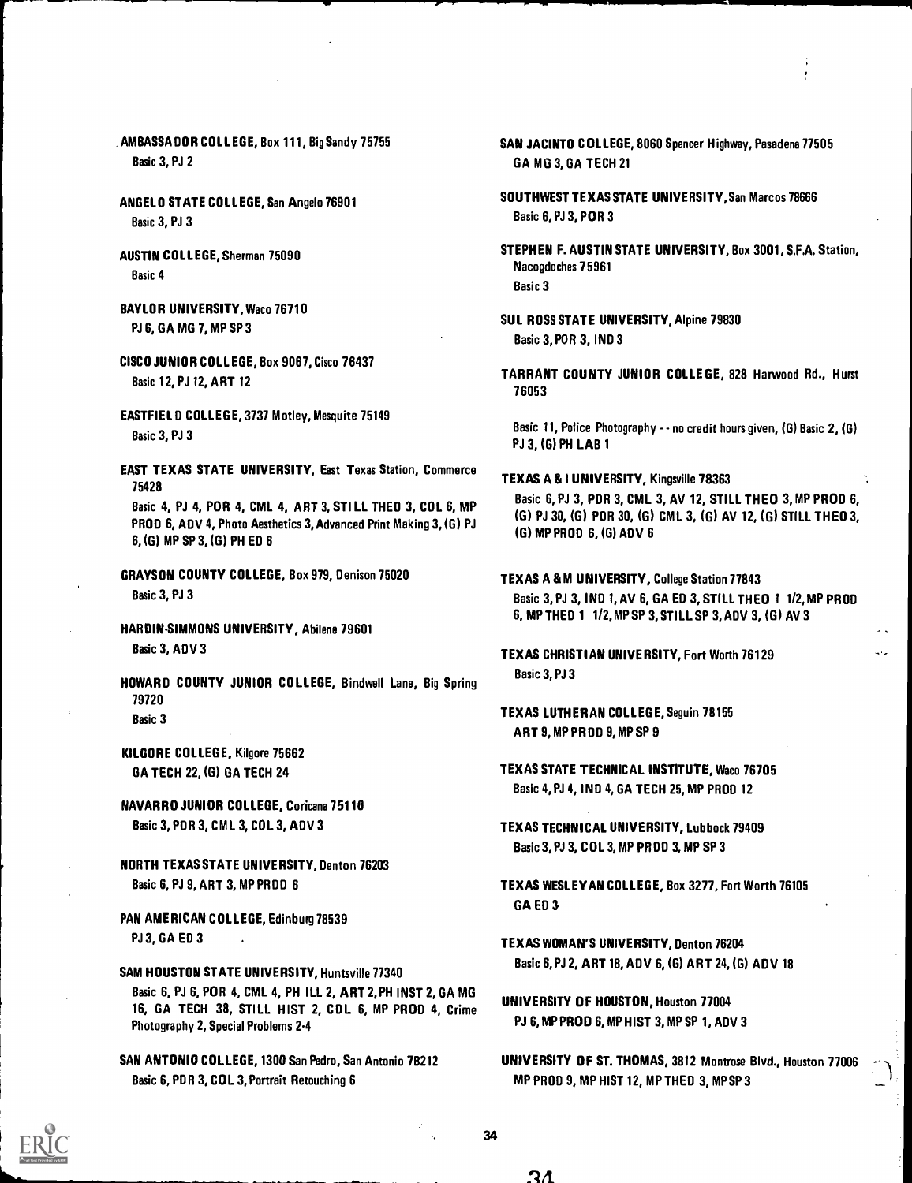**AMBASSADOR COLLEGE**, Box 111, Big Sandy 75755
Basic 3, PJ 2

**ANGELO STATE COLLEGE**, San Angelo 76901
Basic 3, PJ 3

**AUSTIN COLLEGE**, Sherman 75090
Basic 4

**BAYLOR UNIVERSITY**, Waco 76710
PJ 6, GA MG 7, MP SP 3

**CISCO JUNIOR COLLEGE**, Box 9067, Cisco 76437
Basic 12, PJ 12, ART 12

**EASTFIELD COLLEGE**, 3737 Motley, Mesquite 75149
Basic 3, PJ 3

**EAST TEXAS STATE UNIVERSITY**, East Texas Station, Commerce 75428
Basic 4, PJ 4, POR 4, CML 4, ART 3, STILL THEO 3, COL 6, MP PROD 6, ADV 4, Photo Aesthetics 3, Advanced Print Making 3, (G) PJ 6, (G) MP SP 3, (G) PH ED 6

**GRAYSON COUNTY COLLEGE**, Box 979, Denison 75020
Basic 3, PJ 3

**HARDIN-SIMMONS UNIVERSITY**, Abilene 79601
Basic 3, ADV 3

**HOWARD COUNTY JUNIOR COLLEGE**, Bindwell Lane, Big Spring 79720
Basic 3

**KILGORE COLLEGE**, Kilgore 75662
GA TECH 22, (G) GA TECH 24

**NAVARRO JUNIOR COLLEGE**, Coricana 75110
Basic 3, POR 3, CML 3, COL 3, ADV 3

**NORTH TEXAS STATE UNIVERSITY**, Denton 76203
Basic 6, PJ 9, ART 3, MP PROD 6

**PAN AMERICAN COLLEGE**, Edinburg 78539
PJ 3, GA ED 3

**SAM HOUSTON STATE UNIVERSITY**, Huntsville 77340
Basic 6, PJ 6, POR 4, CML 4, PH ILL 2, ART 2, PH INST 2, GA MG 16, GA TECH 38, STILL HIST 2, COL 6, MP PROD 4, Crime Photography 2, Special Problems 2-4

**SAN ANTONIO COLLEGE**, 1300 San Pedro, San Antonio 78212
Basic 6, POR 3, COL 3, Portrait Retouching 6

**SAN JACINTO COLLEGE**, 8060 Spencer Highway, Pasadena 77505
GA MG 3, GA TECH 21

**SOUTHWEST TEXAS STATE UNIVERSITY**, San Marcos 78666
Basic 6, PJ 3, POR 3

**STEPHEN F. AUSTIN STATE UNIVERSITY**, Box 3001, S.F.A. Station, Nacogdoches 75961
Basic 3

**SUL ROSS STATE UNIVERSITY**, Alpine 79830
Basic 3, POR 3, IND 3

**TARRANT COUNTY JUNIOR COLLEGE**, 828 Harwood Rd., Hurst 76053

Basic 11, Police Photography -- no credit hours given, (G) Basic 2, (G) PJ 3, (G) PH LAB 1

**TEXAS A & I UNIVERSITY**, Kingsville 78363
Basic 6, PJ 3, POR 3, CML 3, AV 12, STILL THEO 3, MP PROD 6, (G) PJ 30, (G) POR 30, (G) CML 3, (G) AV 12, (G) STILL THEO 3, (G) MP PROD 6, (G) ADV 6

**TEXAS A & M UNIVERSITY**, College Station 77843
Basic 3, PJ 3, IND 1, AV 6, GA ED 3, STILL THEO 1 1/2, MP PROD 6, MP THEO 1 1/2, MP SP 3, STILL SP 3, ADV 3, (G) AV 3

**TEXAS CHRISTIAN UNIVERSITY**, Fort Worth 76129
Basic 3, PJ 3

**TEXAS LUTHERAN COLLEGE**, Seguin 78155
ART 9, MP PROD 9, MP SP 9

**TEXAS STATE TECHNICAL INSTITUTE**, Waco 76705
Basic 4, PJ 4, IND 4, GA TECH 25, MP PROD 12

**TEXAS TECHNICAL UNIVERSITY**, Lubbock 79409
Basic 3, PJ 3, COL 3, MP PROD 3, MP SP 3

**TEXAS WESLEYAN COLLEGE**, Box 3277, Fort Worth 76105
GA ED 3

**TEXAS WOMAN'S UNIVERSITY**, Denton 76204
Basic 6, PJ 2, ART 18, ADV 6, (G) ART 24, (G) ADV 18

**UNIVERSITY OF HOUSTON**, Houston 77004
PJ 6, MP PROD 6, MP HIST 3, MP SP 1, ADV 3

**UNIVERSITY OF ST. THOMAS**, 3812 Montrose Blvd., Houston 77006
MP PROD 9, MP HIST 12, MP THEO 3, MP SP 3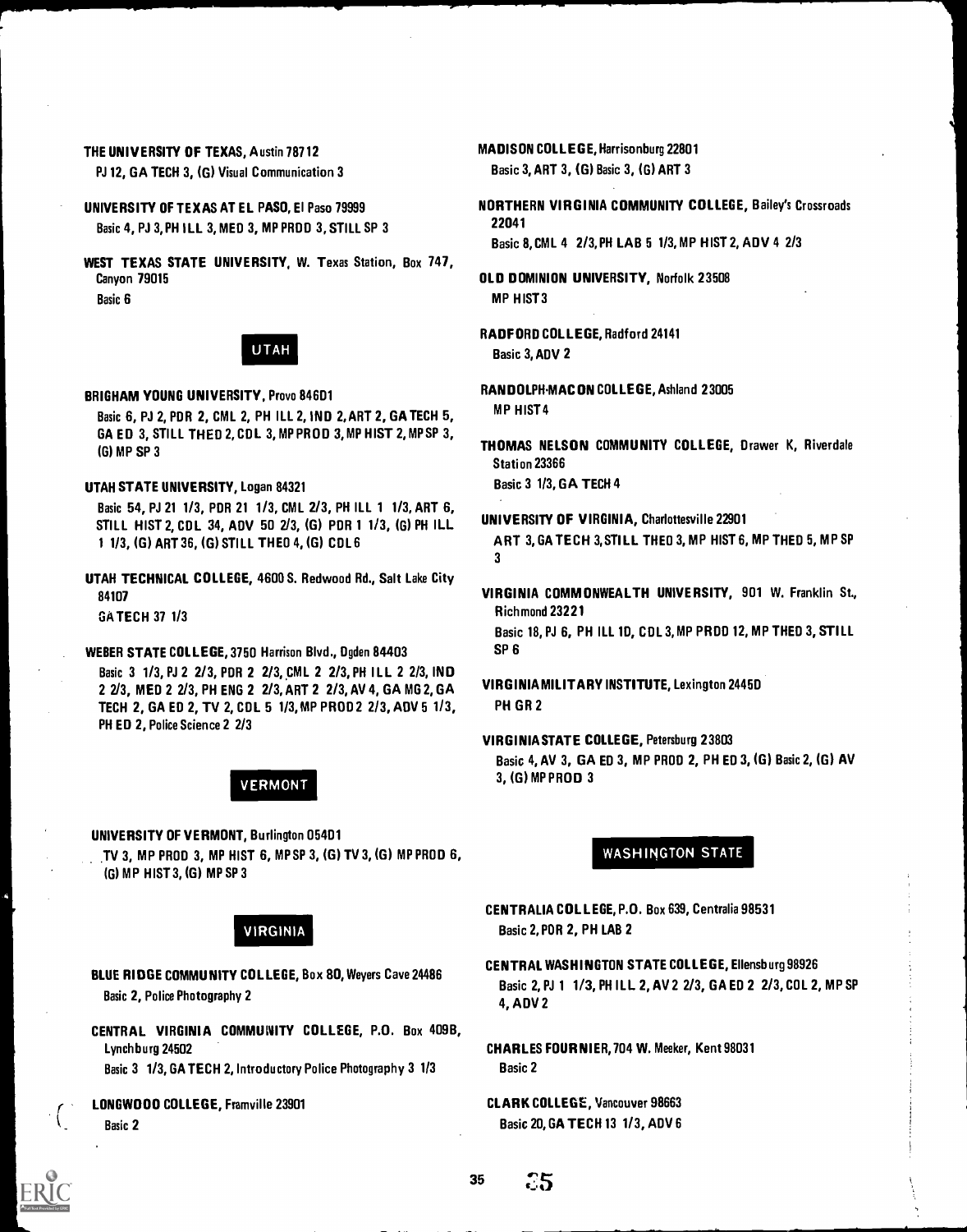**THE UNIVERSITY OF TEXAS**, Austin 78712
PJ 12, GA TECH 3, (G) Visual Communication 3

**UNIVERSITY OF TEXAS AT EL PASO**, El Paso 79999
Basic 4, PJ 3, PH ILL 3, MED 3, MP PROD 3, STILL SP 3

**WEST TEXAS STATE UNIVERSITY**, W. Texas Station, Box 747, Canyon 79015
Basic 6

## UTAH

**BRIGHAM YOUNG UNIVERSITY**, Provo 84601
Basic 6, PJ 2, PDR 2, CML 2, PH ILL 2, IND 2, ART 2, GA TECH 5, GA ED 3, STILL THED 2, CDL 3, MP PROD 3, MP HIST 2, MP SP 3, (G) MP SP 3

**UTAH STATE UNIVERSITY**, Logan 84321
Basic 54, PJ 21 1/3, PDR 21 1/3, CML 2/3, PH ILL 1 1/3, ART 6, STILL HIST 2, CDL 34, ADV 50 2/3, (G) PDR 1 1/3, (G) PH ILL 1 1/3, (G) ART 36, (G) STILL THED 4, (G) CDL 6

**UTAH TECHNICAL COLLEGE**, 4600 S. Redwood Rd., Salt Lake City 84107
GA TECH 37 1/3

**WEBER STATE COLLEGE**, 3750 Harrison Blvd., Ogden 84403
Basic 3 1/3, PJ 2 2/3, PDR 2 2/3, CML 2 2/3, PH ILL 2 2/3, IND 2 2/3, MED 2 2/3, PH ENG 2 2/3, ART 2 2/3, AV 4, GA MG 2, GA TECH 2, GA ED 2, TV 2, CDL 5 1/3, MP PROD 2 2/3, ADV 5 1/3, PH ED 2, Police Science 2 2/3

## VERMONT

**UNIVERSITY OF VERMONT**, Burlington 05401
TV 3, MP PROD 3, MP HIST 6, MP SP 3, (G) TV 3, (G) MP PROD 6, (G) MP HIST 3, (G) MP SP 3

## VIRGINIA

**BLUE RIDGE COMMUNITY COLLEGE**, Box 80, Weyers Cave 24486
Basic 2, Police Photography 2

**CENTRAL VIRGINIA COMMUNITY COLLEGE**, P.O. Box 409B, Lynchburg 24502
Basic 3 1/3, GA TECH 2, Introductory Police Photography 3 1/3

**LONGWOOD COLLEGE**, Framville 23901
Basic 2

**MADISON COLLEGE**, Harrisonburg 22801
Basic 3, ART 3, (G) Basic 3, (G) ART 3

**NORTHERN VIRGINIA COMMUNITY COLLEGE**, Bailey's Crossroads 22041
Basic 8, CML 4 2/3, PH LAB 5 1/3, MP HIST 2, ADV 4 2/3

**OLD DOMINION UNIVERSITY**, Norfolk 23508
MP HIST 3

**RADFORD COLLEGE**, Radford 24141
Basic 3, ADV 2

**RANDOLPH-MACON COLLEGE**, Ashland 23005
MP HIST 4

**THOMAS NELSON COMMUNITY COLLEGE**, Drawer K, Riverdale Station 23366
Basic 3 1/3, GA TECH 4

**UNIVERSITY OF VIRGINIA**, Charlottesville 22901
ART 3, GA TECH 3, STILL THED 3, MP HIST 6, MP THED 5, MP SP 3

**VIRGINIA COMMONWEALTH UNIVERSITY**, 901 W. Franklin St., Richmond 23221
Basic 18, PJ 6, PH ILL 10, CDL 3, MP PROD 12, MP THED 3, STILL SP 6

**VIRGINIA MILITARY INSTITUTE**, Lexington 24450
PH GR 2

**VIRGINIA STATE COLLEGE**, Petersburg 23803
Basic 4, AV 3, GA ED 3, MP PROD 2, PH ED 3, (G) Basic 2, (G) AV 3, (G) MP PROD 3

## WASHINGTON STATE

**CENTRALIA COLLEGE**, P.O. Box 639, Centralia 98531
Basic 2, PDR 2, PH LAB 2

**CENTRAL WASHINGTON STATE COLLEGE**, Ellensburg 98926
Basic 2, PJ 1 1/3, PH ILL 2, AV 2 2/3, GA ED 2 2/3, COL 2, MP SP 4, ADV 2

**CHARLES FOURNIER**, 704 W. Meeker, Kent 98031
Basic 2

**CLARK COLLEGE**, Vancouver 98663
Basic 20, GA TECH 13 1/3, ADV 6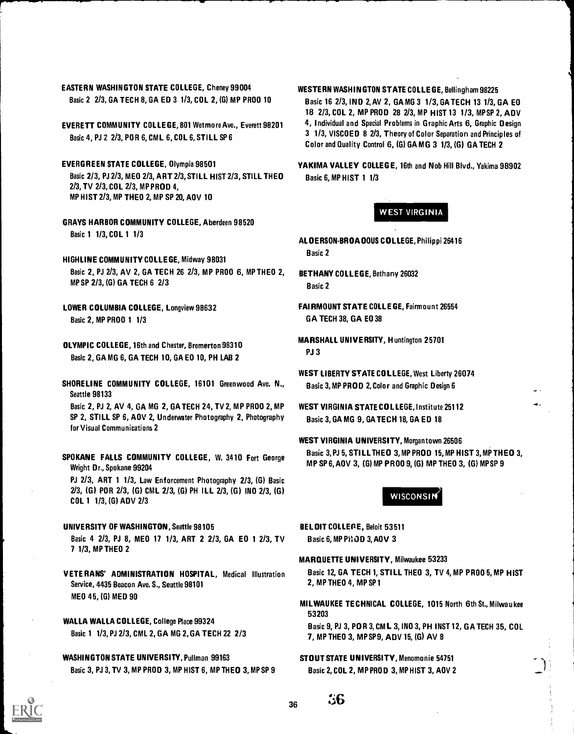**EASTERN WASHINGTON STATE COLLEGE**, Cheney 99004
Basic 2 2/3, GA TECH 8, GA ED 3 1/3, COL 2, (G) MP PROD 10

**EVERETT COMMUNITY COLLEGE**, 801 Wetmore Ave., Everett 98201
Basic 4, PJ 2 2/3, POR 6, CML 6, COL 6, STILL SP 6

**EVERGREEN STATE COLLEGE**, Olympia 98501
Basic 2/3, PJ 2/3, MED 2/3, ART 2/3, STILL HIST 2/3, STILL THEO 2/3, TV 2/3, COL 2/3, MP PROD 4, MP HIST 2/3, MP THEO 2, MP SP 20, ADV 10

**GRAYS HARBOR COMMUNITY COLLEGE**, Aberdeen 98520
Basic 1 1/3, COL 1 1/3

**HIGHLINE COMMUNITY COLLEGE**, Midway 98031
Basic 2, PJ 2/3, AV 2, GA TECH 26 2/3, MP PROD 6, MP THEO 2, MP SP 2/3, (G) GA TECH 6 2/3

**LOWER COLUMBIA COLLEGE**, Longview 98632
Basic 2, MP PROD 1 1/3

**OLYMPIC COLLEGE**, 16th and Chester, Bremerton 98310
Basic 2, GA MG 6, GA TECH 10, GA ED 10, PH LAB 2

**SHORELINE COMMUNITY COLLEGE**, 16101 Greenwood Ave. N., Seattle 98133
Basic 2, PJ 2, AV 4, GA MG 2, GA TECH 24, TV 2, MP PROD 2, MP SP 2, STILL SP 6, ADV 2, Underwater Photography 2, Photography for Visual Communications 2

**SPOKANE FALLS COMMUNITY COLLEGE**, W. 3410 Fort George Wright Dr., Spokane 99204
PJ 2/3, ART 1 1/3, Law Enforcement Photography 2/3, (G) Basic 2/3, (G) POR 2/3, (G) CML 2/3, (G) PH ILL 2/3, (G) IND 2/3, (G) COL 1 1/3, (G) ADV 2/3

**UNIVERSITY OF WASHINGTON**, Seattle 98105
Basic 4 2/3, PJ 8, MED 17 1/3, ART 2 2/3, GA ED 1 2/3, TV 7 1/3, MP THEO 2

**VETERANS' ADMINISTRATION HOSPITAL**, Medical Illustration Service, 4435 Beacon Ave. S., Seattle 98101
MED 45, (G) MED 90

**WALLA WALLA COLLEGE**, College Place 99324
Basic 1 1/3, PJ 2/3, CML 2, GA MG 2, GA TECH 22 2/3

**WASHINGTON STATE UNIVERSITY**, Pullman 99163
Basic 3, PJ 3, TV 3, MP PROD 3, MP HIST 6, MP THEO 3, MP SP 9

**WESTERN WASHINGTON STATE COLLEGE**, Bellingham 98225
Basic 16 2/3, IND 2, AV 2, GA MG 3 1/3, GA TECH 13 1/3, GA ED 18 2/3, COL 2, MP PROD 28 2/3, MP HIST 13 1/3, MP SP 2, ADV 4, Individual and Special Problems in Graphic Arts 6, Graphic Design 3 1/3, VISCOED 8 2/3, Theory of Color Separation and Principles of Color and Quality Control 6, (G) GA MG 3 1/3, (G) GA TECH 2

**YAKIMA VALLEY COLLEGE**, 16th and Nob Hill Blvd., Yakima 98902
Basic 6, MP HIST 1 1/3

## WEST VIRGINIA

**ALDERSON-BROADDUS COLLEGE**, Philippi 26416
Basic 2

**BETHANY COLLEGE**, Bethany 26032
Basic 2

**FAIRMOUNT STATE COLLEGE**, Fairmount 26554
GA TECH 38, GA ED 38

**MARSHALL UNIVERSITY**, Huntington 25701
PJ 3

**WEST LIBERTY STATE COLLEGE**, West Liberty 26074
Basic 3, MP PROD 2, Color and Graphic Design 6

**WEST VIRGINIA STATE COLLEGE**, Institute 25112
Basic 3, GA MG 9, GA TECH 18, GA ED 18

**WEST VIRGINIA UNIVERSITY**, Morgantown 26506
Basic 3, PJ 5, STILL THEO 3, MP PROD 15, MP HIST 3, MP THEO 3, MP SP 6, ADV 3, (G) MP PROD 9, (G) MP THEO 3, (G) MP SP 9

## WISCONSIN

**BELOIT COLLEGE**, Beloit 53511
Basic 6, MP PROD 3, ADV 3

**MARQUETTE UNIVERSITY**, Milwaukee 53233
Basic 12, GA TECH 1, STILL THEO 3, TV 4, MP PROD 5, MP HIST 2, MP THEO 4, MP SP 1

**MILWAUKEE TECHNICAL COLLEGE**, 1015 North 6th St., Milwaukee 53203
Basic 9, PJ 3, POR 3, CML 3, IND 3, PH INST 12, GA TECH 35, COL 7, MP THEO 3, MP SP 9, ADV 15, (G) AV 8

**STOUT STATE UNIVERSITY**, Menomonie 54751
Basic 2, COL 2, MP PROD 3, MP HIST 3, ADV 2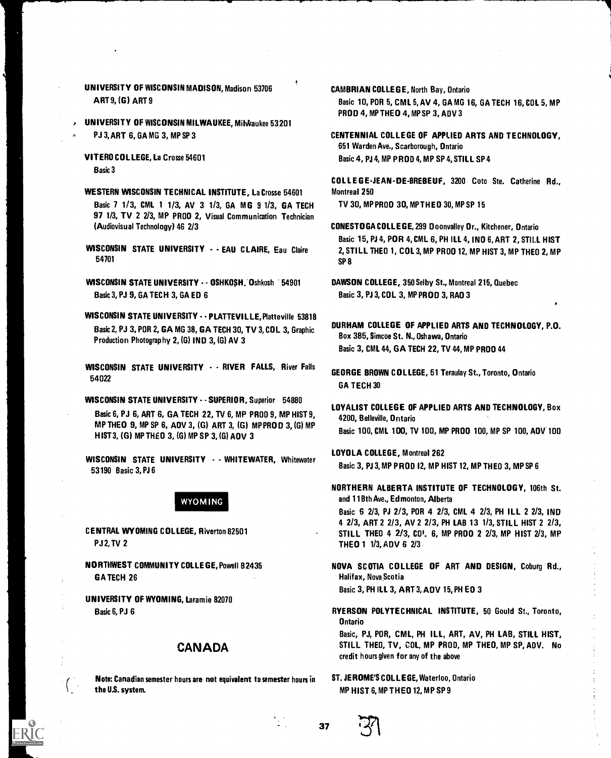**UNIVERSITY OF WISCONSIN MADISON,** Madison 53706
ART 9, (G) ART 9

**UNIVERSITY OF WISCONSIN MILWAUKEE,** Milwaukee 53201
PJ 3, ART 6, GA MG 3, MP SP 3

**VITERO COLLEGE,** La Crosse 54601
Basic 3

**WESTERN WISCONSIN TECHNICAL INSTITUTE,** La Crosse 54601
Basic 7 1/3, CML 1 1/3, AV 3 1/3, GA MG 9 1/3, GA TECH 97 1/3, TV 2 2/3, MP PROD 2, Visual Communication Technician (Audiovisual Technology) 46 2/3

**WISCONSIN STATE UNIVERSITY - - EAU CLAIRE,** Eau Claire 54701

**WISCONSIN STATE UNIVERSITY - - OSHKOSH,** Oshkosh 54901
Basic 3, PJ 9, GA TECH 3, GA ED 6

**WISCONSIN STATE UNIVERSITY - - PLATTEVILLE,** Platteville 53818
Basic 2, PJ 3, POR 2, GA MG 38, GA TECH 30, TV 3, COL 3, Graphic Production Photography 2, (G) IND 3, (G) AV 3

**WISCONSIN STATE UNIVERSITY - - RIVER FALLS,** River Falls 54022

**WISCONSIN STATE UNIVERSITY - - SUPERIOR,** Superior 54880
Basic 6, PJ 6, ART 6, GA TECH 22, TV 6, MP PROD 9, MP HIST 9, MP THEO 9, MP SP 6, ADV 3, (G) ART 3, (G) MP PROD 3, (G) MP HIST 3, (G) MP THEO 3, (G) MP SP 3, (G) ADV 3

**WISCONSIN STATE UNIVERSITY - - WHITEWATER,** Whitewater 53190 Basic 3, PJ 6

## WYOMING

**CENTRAL WYOMING COLLEGE,** Riverton 82501
PJ 2, TV 2

**NORTHWEST COMMUNITY COLLEGE,** Powell 82435
GA TECH 26

**UNIVERSITY OF WYOMING,** Laramie 82070
Basic 6, PJ 6

## CANADA

**Note: Canadian semester hours are not equivalent to semester hours in the U.S. system.**

**CAMBRIAN COLLEGE,** North Bay, Ontario
Basic 10, POR 5, CML 5, AV 4, GA MG 16, GA TECH 16, COL 5, MP PROD 4, MP THEO 4, MP SP 3, ADV 3

**CENTENNIAL COLLEGE OF APPLIED ARTS AND TECHNOLOGY,** 651 Warden Ave., Scarborough, Ontario
Basic 4, PJ 4, MP PROD 4, MP SP 4, STILL SP 4

**COLLEGE-JEAN-DE-BREBEUF,** 3200 Coto Ste. Catherine Rd., Montreal 250
TV 30, MP PROD 30, MP THEO 30, MP SP 15

**CONESTOGA COLLEGE,** 299 Doonvalley Dr., Kitchener, Ontario
Basic 15, PJ 4, POR 4, CML 6, PH ILL 4, IND 6, ART 2, STILL HIST 2, STILL THEO 1, COL 3, MP PROD 12, MP HIST 3, MP THEO 2, MP SP 8

**DAWSON COLLEGE,** 350 Selby St., Montreal 215, Quebec
Basic 3, PJ 3, COL 3, MP PROD 3, RAD 3

**DURHAM COLLEGE OF APPLIED ARTS AND TECHNOLOGY,** P.O. Box 385, Simcoe St. N., Oshawa, Ontario
Basic 3, CML 44, GA TECH 22, TV 44, MP PROD 44

**GEORGE BROWN COLLEGE,** 51 Teraulay St., Toronto, Ontario
GA TECH 30

**LOYALIST COLLEGE OF APPLIED ARTS AND TECHNOLOGY,** Box 4200, Belleville, Ontario
Basic 100, CML 100, TV 100, MP PROD 100, MP SP 100, ADV 100

**LOYOLA COLLEGE,** Montreal 262
Basic 3, PJ 3, MP PROD 12, MP HIST 12, MP THEO 3, MP SP 6

**NORTHERN ALBERTA INSTITUTE OF TECHNOLOGY,** 106th St. and 118th Ave., Edmonton, Alberta
Basic 6 2/3, PJ 2/3, POR 4 2/3, CML 4 2/3, PH ILL 2 2/3, IND 4 2/3, ART 2 2/3, AV 2 2/3, PH LAB 13 1/3, STILL HIST 2 2/3, STILL THEO 4 2/3, COL 6, MP PROD 2 2/3, MP HIST 2/3, MP THEO 1 1/3, ADV 6 2/3

**NOVA SCOTIA COLLEGE OF ART AND DESIGN,** Coburg Rd., Halifax, Nova Scotia
Basic 3, PH ILL 3, ART 3, ADV 15, PH ED 3

**RYERSON POLYTECHNICAL INSTITUTE,** 50 Gould St., Toronto, Ontario
Basic, PJ, POR, CML, PH ILL, ART, AV, PH LAB, STILL HIST, STILL THEO, TV, COL, MP PROD, MP THEO, MP SP, ADV. No credit hours given for any of the above

**ST. JEROME'S COLLEGE,** Waterloo, Ontario
MP HIST 6, MP THEO 12, MP SP 9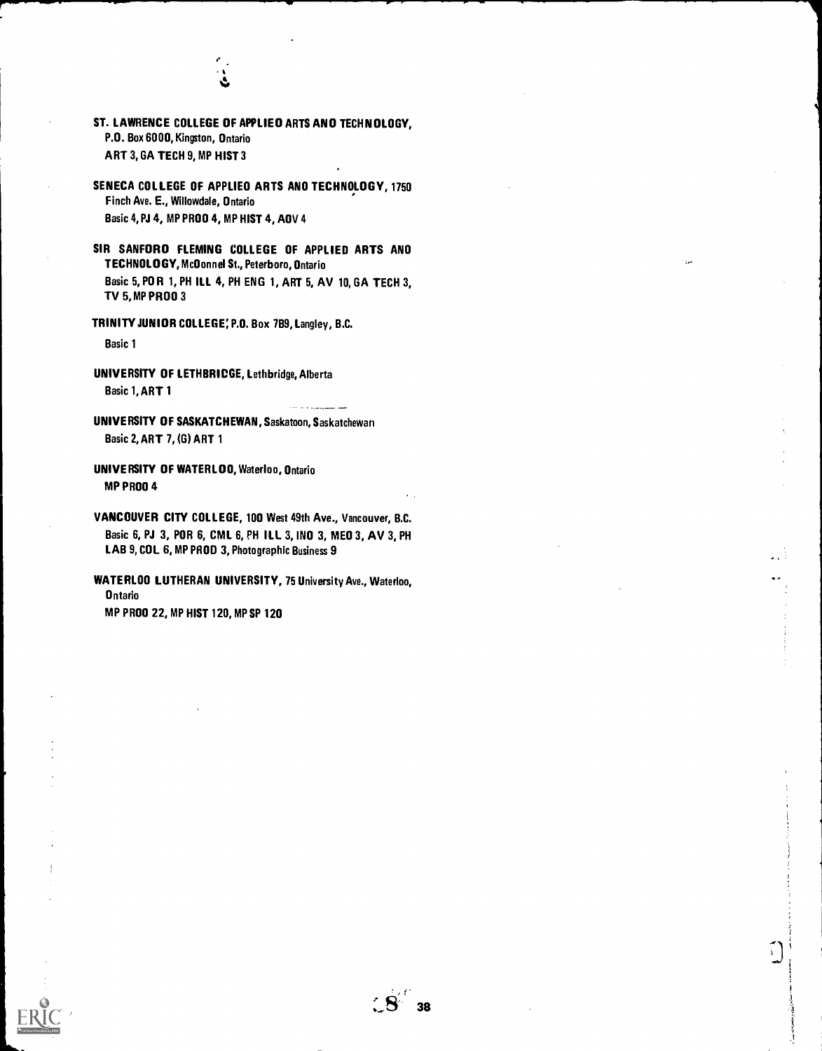**ST. LAWRENCE COLLEGE OF APPLIEO ARTS ANO TECHNOLOGY,** P.O. Box 6000, Kingston, Ontario
ART 3, GA TECH 9, MP HIST 3

**SENECA COLLEGE OF APPLIEO ARTS ANO TECHNOLOGY,** 1750 Finch Ave. E., Willowdale, Ontario
Basic 4, PJ 4, MP PROO 4, MP HIST 4, AOV 4

**SIR SANFORO FLEMING COLLEGE OF APPLIED ARTS ANO TECHNOLOGY,** McDonnel St., Peterboro, Ontario
Basic 5, POR 1, PH ILL 4, PH ENG 1, ART 5, AV 10, GA TECH 3, TV 5, MP PROO 3

**TRINITY JUNIOR COLLEGE,** P.O. Box 7B9, Langley, B.C.
Basic 1

**UNIVERSITY OF LETHBRICGE,** Lethbridge, Alberta
Basic 1, ART 1

**UNIVERSITY OF SASKATCHEWAN,** Saskatoon, Saskatchewan
Basic 2, ART 7, (G) ART 1

**UNIVERSITY OF WATERLOO,** Waterloo, Ontario
MP PROO 4

**VANCOUVER CITY COLLEGE,** 100 West 49th Ave., Vancouver, B.C.
Basic 6, PJ 3, POR 6, CML 6, PH ILL 3, INO 3, MEO 3, AV 3, PH LAB 9, COL 6, MP PROD 3, Photographic Business 9

**WATERLOO LUTHERAN UNIVERSITY,** 75 University Ave., Waterloo, Ontario
MP PROO 22, MP HIST 120, MP SP 120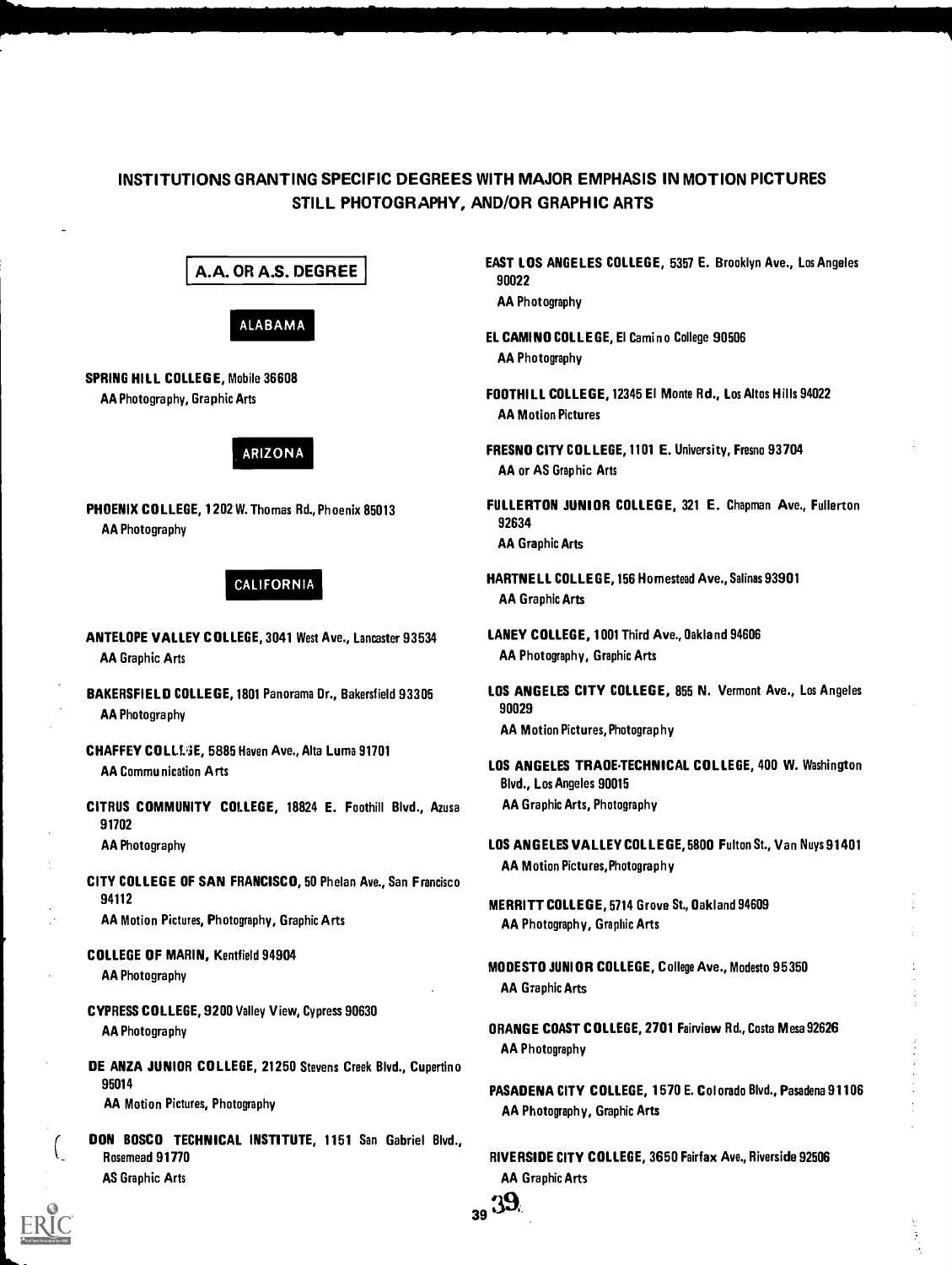## INSTITUTIONS GRANTING SPECIFIC DEGREES WITH MAJOR EMPHASIS IN MOTION PICTURES STILL PHOTOGRAPHY, AND/OR GRAPHIC ARTS

### A.A. OR A.S. DEGREE

#### ALABAMA

**SPRING HILL COLLEGE**, Mobile 36608
AA Photography, Graphic Arts

#### ARIZONA

**PHOENIX COLLEGE**, 1202 W. Thomas Rd., Phoenix 85013
AA Photography

#### CALIFORNIA

**ANTELOPE VALLEY COLLEGE**, 3041 West Ave., Lancaster 93534
AA Graphic Arts

**BAKERSFIELD COLLEGE**, 1801 Panorama Dr., Bakersfield 93305
AA Photography

**CHAFFEY COLLEGE**, 5885 Haven Ave., Alta Luma 91701
AA Communication Arts

**CITRUS COMMUNITY COLLEGE**, 18824 E. Foothill Blvd., Azusa 91702
AA Photography

**CITY COLLEGE OF SAN FRANCISCO**, 50 Phelan Ave., San Francisco 94112
AA Motion Pictures, Photography, Graphic Arts

**COLLEGE OF MARIN**, Kentfield 94904
AA Photography

**CYPRESS COLLEGE**, 9200 Valley View, Cypress 90630
AA Photography

**DE ANZA JUNIOR COLLEGE**, 21250 Stevens Creek Blvd., Cupertino 95014
AA Motion Pictures, Photography

**DON BOSCO TECHNICAL INSTITUTE**, 1151 San Gabriel Blvd., Rosemead 91770
AS Graphic Arts

**EAST LOS ANGELES COLLEGE**, 5357 E. Brooklyn Ave., Los Angeles 90022
AA Photography

**EL CAMINO COLLEGE**, El Camino College 90506
AA Photography

**FOOTHILL COLLEGE**, 12345 El Monte Rd., Los Altos Hills 94022
AA Motion Pictures

**FRESNO CITY COLLEGE**, 1101 E. University, Fresno 93704
AA or AS Graphic Arts

**FULLERTON JUNIOR COLLEGE**, 321 E. Chapman Ave., Fullerton 92634
AA Graphic Arts

**HARTNELL COLLEGE**, 156 Homestead Ave., Salinas 93901
AA Graphic Arts

**LANEY COLLEGE**, 1001 Third Ave., Oakland 94606
AA Photography, Graphic Arts

**LOS ANGELES CITY COLLEGE**, 855 N. Vermont Ave., Los Angeles 90029
AA Motion Pictures, Photography

**LOS ANGELES TRADE-TECHNICAL COLLEGE**, 400 W. Washington Blvd., Los Angeles 90015
AA Graphic Arts, Photography

**LOS ANGELES VALLEY COLLEGE**, 5800 Fulton St., Van Nuys 91401
AA Motion Pictures, Photography

**MERRITT COLLEGE**, 5714 Grove St., Oakland 94609
AA Photography, Graphic Arts

**MODESTO JUNIOR COLLEGE**, College Ave., Modesto 95350
AA Graphic Arts

**ORANGE COAST COLLEGE**, 2701 Fairview Rd., Costa Mesa 92626
AA Photography

**PASADENA CITY COLLEGE**, 1570 E. Colorado Blvd., Pasadena 91106
AA Photography, Graphic Arts

**RIVERSIDE CITY COLLEGE**, 3650 Fairfax Ave., Riverside 92506
AA Graphic Arts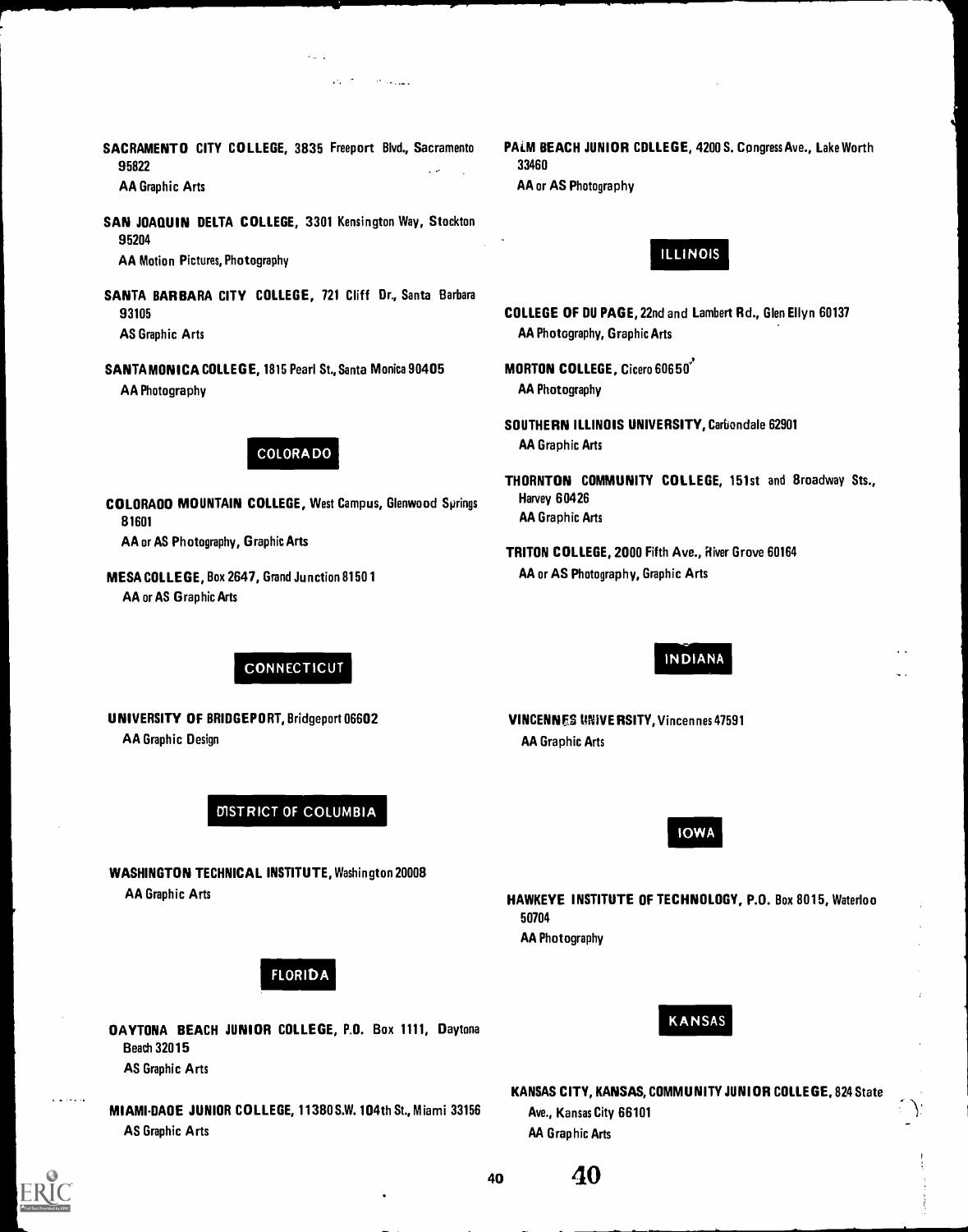**SACRAMENTO CITY COLLEGE**, 3835 Freeport Blvd., Sacramento 95822
AA Graphic Arts

**SAN JOAQUIN DELTA COLLEGE**, 3301 Kensington Way, Stockton 95204
AA Motion Pictures, Photography

**SANTA BARBARA CITY COLLEGE**, 721 Cliff Dr., Santa Barbara 93105
AS Graphic Arts

**SANTA MONICA COLLEGE**, 1815 Pearl St., Santa Monica 90405
AA Photography

## COLORADO

**COLORADO MOUNTAIN COLLEGE**, West Campus, Glenwood Springs 81601
AA or AS Photography, Graphic Arts

**MESA COLLEGE**, Box 2647, Grand Junction 81501
AA or AS Graphic Arts

## CONNECTICUT

**UNIVERSITY OF BRIDGEPORT**, Bridgeport 06602
AA Graphic Design

## DISTRICT OF COLUMBIA

**WASHINGTON TECHNICAL INSTITUTE**, Washington 20008
AA Graphic Arts

## FLORIDA

**DAYTONA BEACH JUNIOR COLLEGE**, P.O. Box 1111, Daytona Beach 32015
AS Graphic Arts

**MIAMI-DADE JUNIOR COLLEGE**, 11380 S.W. 104th St., Miami 33156
AS Graphic Arts

**PALM BEACH JUNIOR COLLEGE**, 4200 S. Congress Ave., Lake Worth 33460
AA or AS Photography

## ILLINOIS

**COLLEGE OF DU PAGE**, 22nd and Lambert Rd., Glen Ellyn 60137
AA Photography, Graphic Arts

**MORTON COLLEGE**, Cicero 60650
AA Photography

**SOUTHERN ILLINOIS UNIVERSITY**, Carbondale 62901
AA Graphic Arts

**THORNTON COMMUNITY COLLEGE**, 151st and Broadway Sts., Harvey 60426
AA Graphic Arts

**TRITON COLLEGE**, 2000 Fifth Ave., River Grove 60164
AA or AS Photography, Graphic Arts

## INDIANA

**VINCENNES UNIVERSITY**, Vincennes 47591
AA Graphic Arts

## IOWA

**HAWKEYE INSTITUTE OF TECHNOLOGY**, P.O. Box 8015, Waterloo 50704
AA Photography

## KANSAS

**KANSAS CITY, KANSAS, COMMUNITY JUNIOR COLLEGE**, 824 State Ave., Kansas City 66101
AA Graphic Arts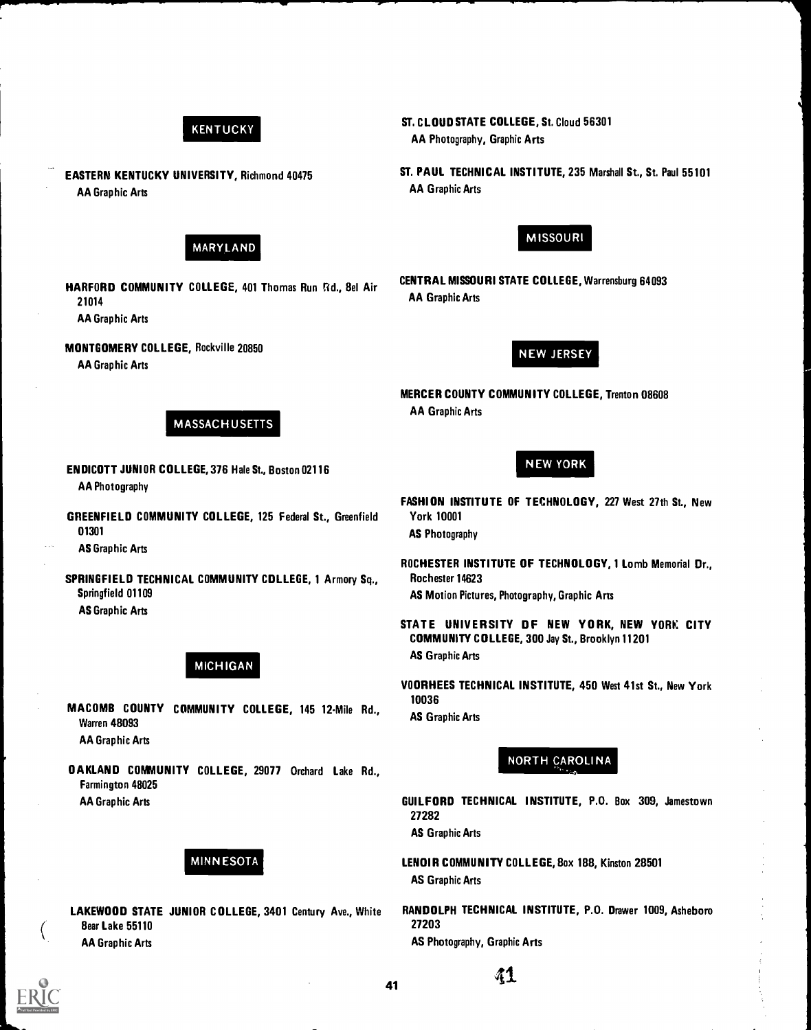## KENTUCKY

**EASTERN KENTUCKY UNIVERSITY**, Richmond 40475
AA Graphic Arts

## MARYLAND

**HARFORD COMMUNITY COLLEGE**, 401 Thomas Run Rd., Bel Air 21014
AA Graphic Arts

**MONTGOMERY COLLEGE**, Rockville 20850
AA Graphic Arts

## MASSACHUSETTS

**ENDICOTT JUNIOR COLLEGE**, 376 Hale St., Boston 02116
AA Photography

**GREENFIELD COMMUNITY COLLEGE**, 125 Federal St., Greenfield 01301
AS Graphic Arts

**SPRINGFIELD TECHNICAL COMMUNITY COLLEGE**, 1 Armory Sq., Springfield 01109
AS Graphic Arts

## MICHIGAN

**MACOMB COUNTY COMMUNITY COLLEGE**, 145 12-Mile Rd., Warren 48093
AA Graphic Arts

**OAKLAND COMMUNITY COLLEGE**, 29077 Orchard Lake Rd., Farmington 48025
AA Graphic Arts

## MINNESOTA

**LAKEWOOD STATE JUNIOR COLLEGE**, 3401 Century Ave., White Bear Lake 55110
AA Graphic Arts

**ST. CLOUD STATE COLLEGE**, St. Cloud 56301
AA Photography, Graphic Arts

**ST. PAUL TECHNICAL INSTITUTE**, 235 Marshall St., St. Paul 55101
AA Graphic Arts

## MISSOURI

**CENTRAL MISSOURI STATE COLLEGE**, Warrensburg 64093
AA Graphic Arts

## NEW JERSEY

**MERCER COUNTY COMMUNITY COLLEGE**, Trenton 08608
AA Graphic Arts

## NEW YORK

**FASHION INSTITUTE OF TECHNOLOGY**, 227 West 27th St., New York 10001
AS Photography

**ROCHESTER INSTITUTE OF TECHNOLOGY**, 1 Lomb Memorial Dr., Rochester 14623
AS Motion Pictures, Photography, Graphic Arts

**STATE UNIVERSITY OF NEW YORK, NEW YORK CITY COMMUNITY COLLEGE**, 300 Jay St., Brooklyn 11201
AS Graphic Arts

**VOORHEES TECHNICAL INSTITUTE**, 450 West 41st St., New York 10036
AS Graphic Arts

## NORTH CAROLINA

**GUILFORD TECHNICAL INSTITUTE**, P.O. Box 309, Jamestown 27282
AS Graphic Arts

**LENOIR COMMUNITY COLLEGE**, Box 188, Kinston 28501
AS Graphic Arts

**RANDOLPH TECHNICAL INSTITUTE**, P.O. Drawer 1009, Asheboro 27203
AS Photography, Graphic Arts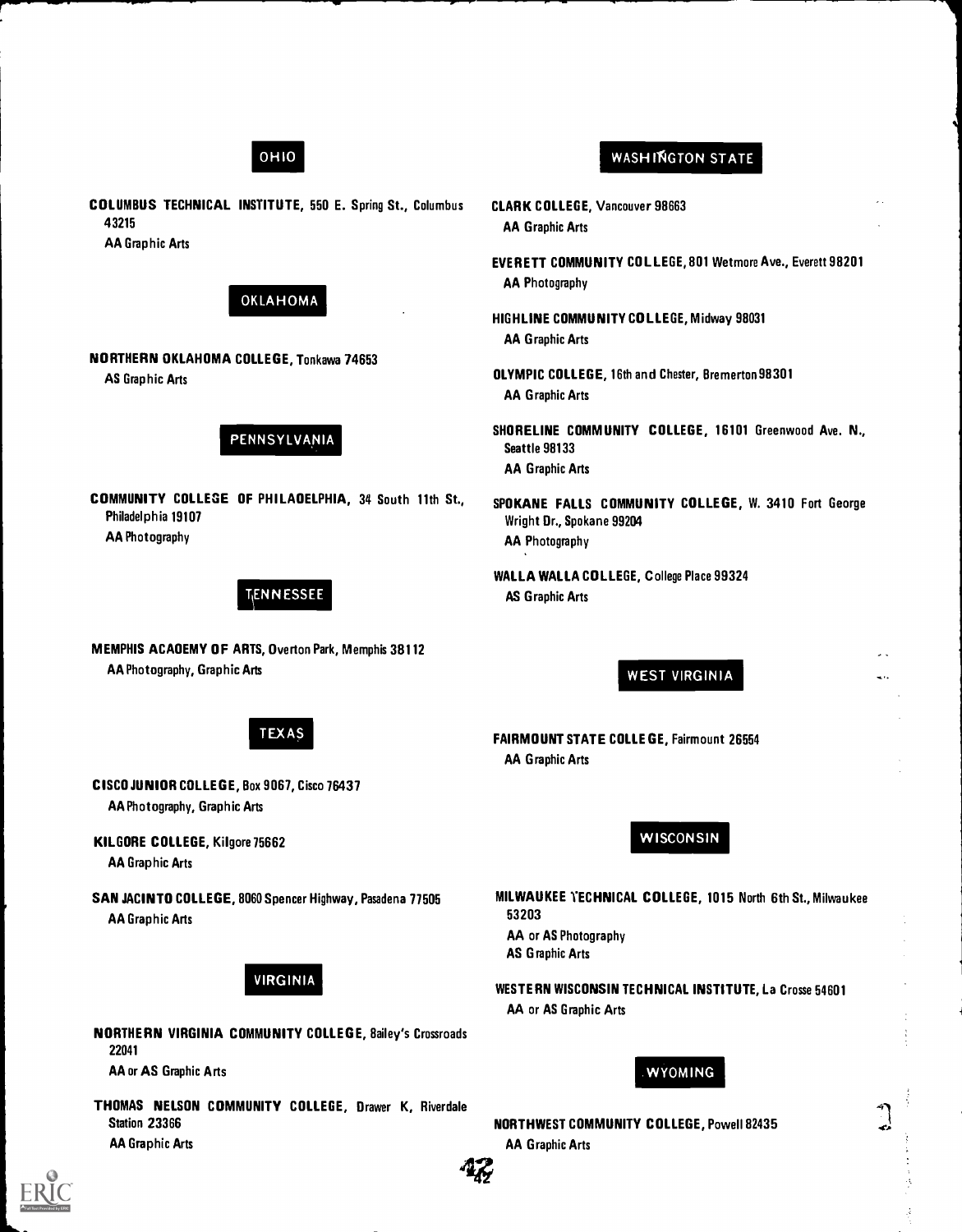## OHIO

**COLUMBUS TECHNICAL INSTITUTE**, 550 E. Spring St., Columbus 43215
AA Graphic Arts

## OKLAHOMA

**NORTHERN OKLAHOMA COLLEGE**, Tonkawa 74653
AS Graphic Arts

## PENNSYLVANIA

**COMMUNITY COLLEGE OF PHILADELPHIA**, 34 South 11th St., Philadelphia 19107
AA Photography

## TENNESSEE

**MEMPHIS ACADEMY OF ARTS**, Overton Park, Memphis 38112
AA Photography, Graphic Arts

## TEXAS

**CISCO JUNIOR COLLEGE**, Box 9067, Cisco 76437
AA Photography, Graphic Arts

**KILGORE COLLEGE**, Kilgore 75662
AA Graphic Arts

**SAN JACINTO COLLEGE**, 8060 Spencer Highway, Pasadena 77505
AA Graphic Arts

## VIRGINIA

**NORTHERN VIRGINIA COMMUNITY COLLEGE**, Bailey's Crossroads 22041
AA or AS Graphic Arts

**THOMAS NELSON COMMUNITY COLLEGE**, Drawer K, Riverdale Station 23366
AA Graphic Arts

## WASHINGTON STATE

**CLARK COLLEGE**, Vancouver 98663
AA Graphic Arts

**EVERETT COMMUNITY COLLEGE**, 801 Wetmore Ave., Everett 98201
AA Photography

**HIGHLINE COMMUNITY COLLEGE**, Midway 98031
AA Graphic Arts

**OLYMPIC COLLEGE**, 16th and Chester, Bremerton 98301
AA Graphic Arts

**SHORELINE COMMUNITY COLLEGE**, 16101 Greenwood Ave. N., Seattle 98133
AA Graphic Arts

**SPOKANE FALLS COMMUNITY COLLEGE**, W. 3410 Fort George Wright Dr., Spokane 99204
AA Photography

**WALLA WALLA COLLEGE**, College Place 99324
AS Graphic Arts

## WEST VIRGINIA

**FAIRMOUNT STATE COLLEGE**, Fairmount 26554
AA Graphic Arts

## WISCONSIN

**MILWAUKEE TECHNICAL COLLEGE**, 1015 North 6th St., Milwaukee 53203
AA or AS Photography
AS Graphic Arts

**WESTERN WISCONSIN TECHNICAL INSTITUTE**, La Crosse 54601
AA or AS Graphic Arts

## WYOMING

**NORTHWEST COMMUNITY COLLEGE**, Powell 82435
AA Graphic Arts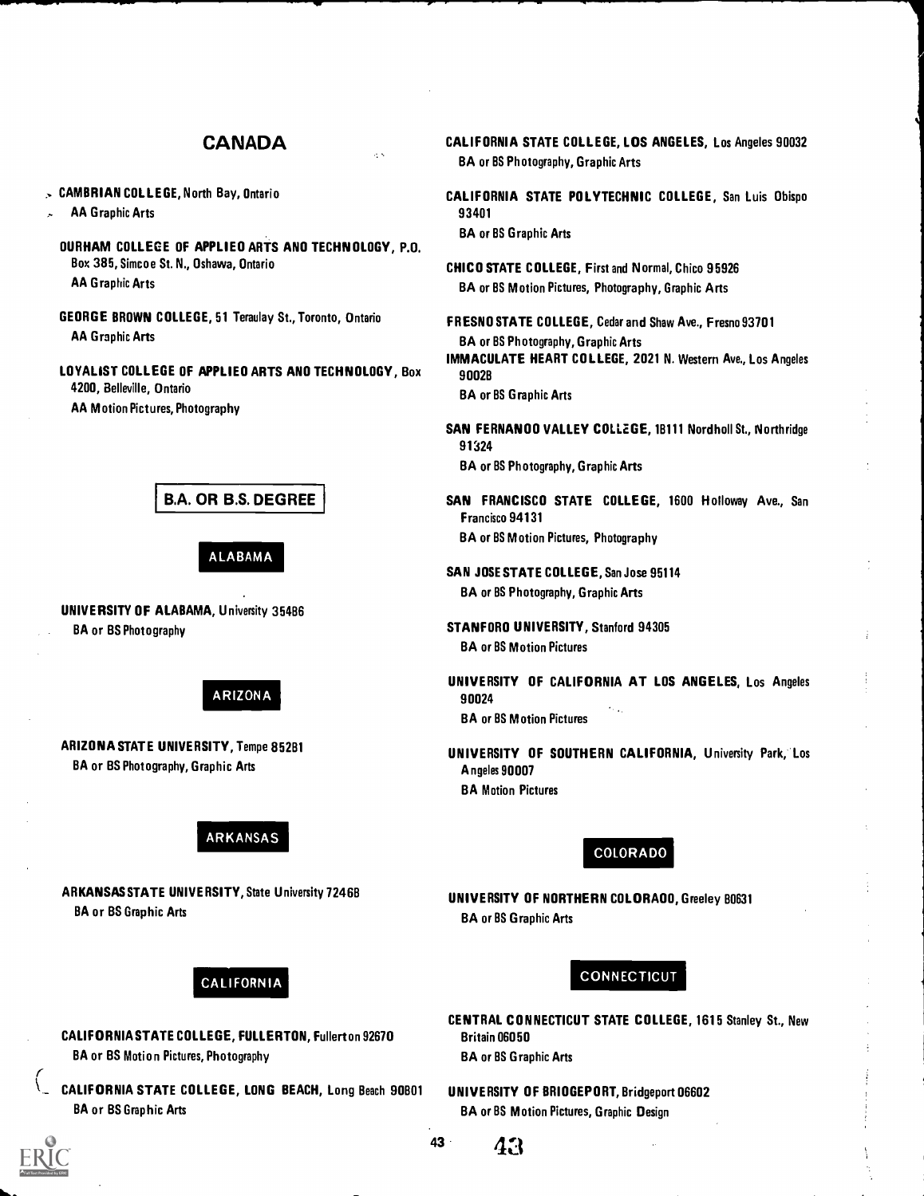## CANADA

**CAMBRIAN COLLEGE**, North Bay, Ontario
AA Graphic Arts

**DURHAM COLLEGE OF APPLIED ARTS AND TECHNOLOGY**, P.O. Box 385, Simcoe St. N., Oshawa, Ontario
AA Graphic Arts

**GEORGE BROWN COLLEGE**, 51 Teraulay St., Toronto, Ontario
AA Graphic Arts

**LOYALIST COLLEGE OF APPLIED ARTS AND TECHNOLOGY**, Box 4200, Belleville, Ontario
AA Motion Pictures, Photography

## B.A. OR B.S. DEGREE

### ALABAMA

**UNIVERSITY OF ALABAMA**, University 35486
BA or BS Photography

### ARIZONA

**ARIZONA STATE UNIVERSITY**, Tempe 85281
BA or BS Photography, Graphic Arts

### ARKANSAS

**ARKANSAS STATE UNIVERSITY**, State University 72468
BA or BS Graphic Arts

### CALIFORNIA

**CALIFORNIA STATE COLLEGE, FULLERTON**, Fullerton 92670
BA or BS Motion Pictures, Photography

**CALIFORNIA STATE COLLEGE, LONG BEACH**, Long Beach 90801
BA or BS Graphic Arts

**CALIFORNIA STATE COLLEGE, LOS ANGELES**, Los Angeles 90032
BA or BS Photography, Graphic Arts

**CALIFORNIA STATE POLYTECHNIC COLLEGE**, San Luis Obispo 93401
BA or BS Graphic Arts

**CHICO STATE COLLEGE**, First and Normal, Chico 95926
BA or BS Motion Pictures, Photography, Graphic Arts

**FRESNO STATE COLLEGE**, Cedar and Shaw Ave., Fresno 93701
BA or BS Photography, Graphic Arts

**IMMACULATE HEART COLLEGE**, 2021 N. Western Ave., Los Angeles 90028
BA or BS Graphic Arts

**SAN FERNANDO VALLEY COLLEGE**, 18111 Nordhoff St., Northridge 91324
BA or BS Photography, Graphic Arts

**SAN FRANCISCO STATE COLLEGE**, 1600 Holloway Ave., San Francisco 94131
BA or BS Motion Pictures, Photography

**SAN JOSE STATE COLLEGE**, San Jose 95114
BA or BS Photography, Graphic Arts

**STANFORD UNIVERSITY**, Stanford 94305
BA or BS Motion Pictures

**UNIVERSITY OF CALIFORNIA AT LOS ANGELES**, Los Angeles 90024
BA or BS Motion Pictures

**UNIVERSITY OF SOUTHERN CALIFORNIA**, University Park, Los Angeles 90007
BA Motion Pictures

### COLORADO

**UNIVERSITY OF NORTHERN COLORADO**, Greeley 80631
BA or BS Graphic Arts

### CONNECTICUT

**CENTRAL CONNECTICUT STATE COLLEGE**, 1615 Stanley St., New Britain 06050
BA or BS Graphic Arts

**UNIVERSITY OF BRIDGEPORT**, Bridgeport 06602
BA or BS Motion Pictures, Graphic Design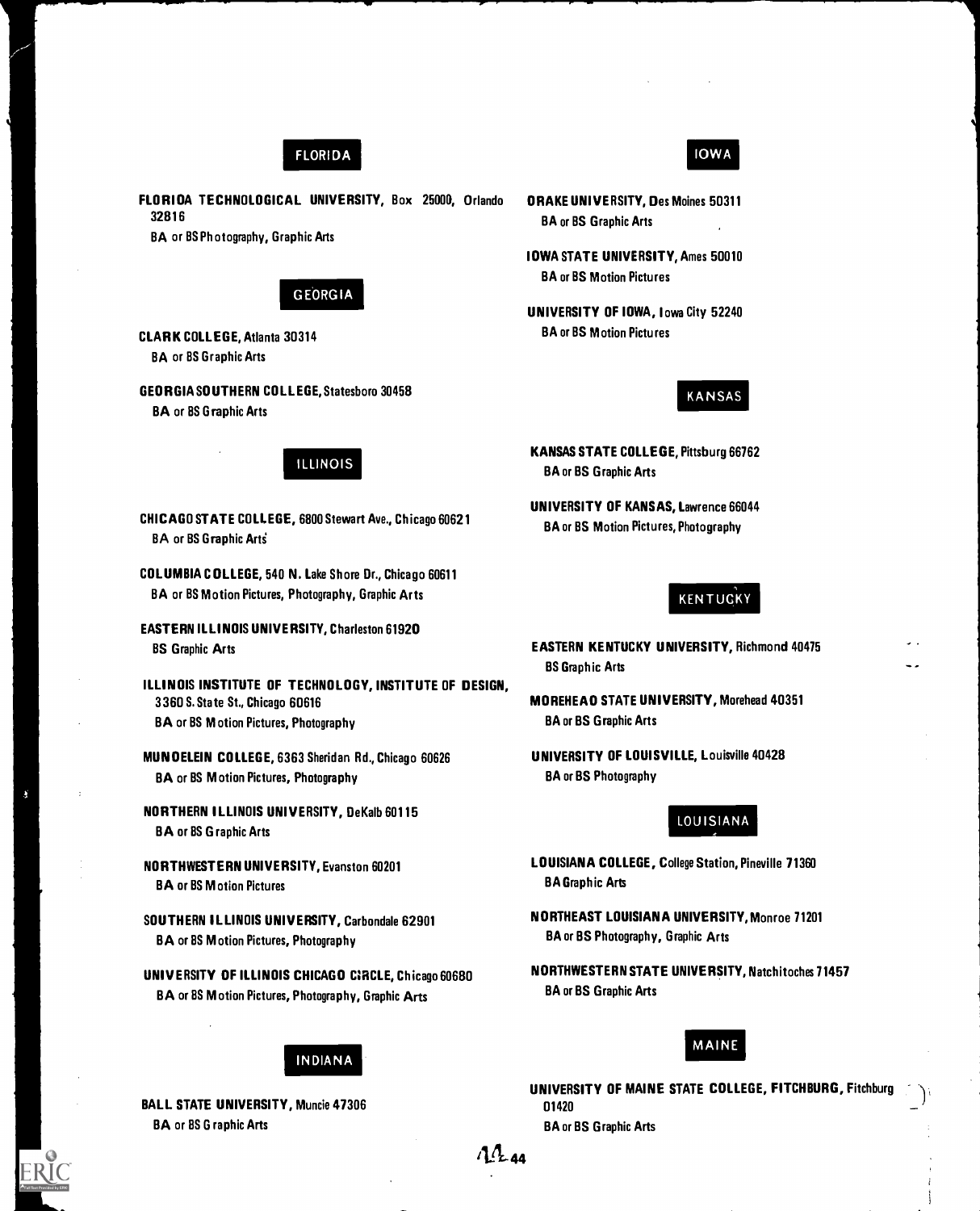## FLORIDA

**FLORIDA TECHNOLOGICAL UNIVERSITY**, Box 25000, Orlando 32816
BA or BS Photography, Graphic Arts

## GEORGIA

**CLARK COLLEGE**, Atlanta 30314
BA or BS Graphic Arts

**GEORGIA SOUTHERN COLLEGE**, Statesboro 30458
BA or BS Graphic Arts

## ILLINOIS

**CHICAGO STATE COLLEGE**, 6800 Stewart Ave., Chicago 60621
BA or BS Graphic Arts

**COLUMBIA COLLEGE**, 540 N. Lake Shore Dr., Chicago 60611
BA or BS Motion Pictures, Photography, Graphic Arts

**EASTERN ILLINOIS UNIVERSITY**, Charleston 61920
BS Graphic Arts

**ILLINOIS INSTITUTE OF TECHNOLOGY, INSTITUTE OF DESIGN**, 3360 S. State St., Chicago 60616
BA or BS Motion Pictures, Photography

**MUNDELEIN COLLEGE**, 6363 Sheridan Rd., Chicago 60626
BA or BS Motion Pictures, Photography

**NORTHERN ILLINOIS UNIVERSITY**, DeKalb 60115
BA or BS Graphic Arts

**NORTHWESTERN UNIVERSITY**, Evanston 60201
BA or BS Motion Pictures

**SOUTHERN ILLINOIS UNIVERSITY**, Carbondale 62901
BA or BS Motion Pictures, Photography

**UNIVERSITY OF ILLINOIS CHICAGO CIRCLE**, Chicago 60680
BA or BS Motion Pictures, Photography, Graphic Arts

## INDIANA

**BALL STATE UNIVERSITY**, Muncie 47306
BA or BS Graphic Arts

## IOWA

**DRAKE UNIVERSITY**, Des Moines 50311
BA or BS Graphic Arts

**IOWA STATE UNIVERSITY**, Ames 50010
BA or BS Motion Pictures

**UNIVERSITY OF IOWA**, Iowa City 52240
BA or BS Motion Pictures

## KANSAS

**KANSAS STATE COLLEGE**, Pittsburg 66762
BA or BS Graphic Arts

**UNIVERSITY OF KANSAS**, Lawrence 66044
BA or BS Motion Pictures, Photography

## KENTUCKY

**EASTERN KENTUCKY UNIVERSITY**, Richmond 40475
BS Graphic Arts

**MOREHEAD STATE UNIVERSITY**, Morehead 40351
BA or BS Graphic Arts

**UNIVERSITY OF LOUISVILLE**, Louisville 40428
BA or BS Photography

## LOUISIANA

**LOUISIANA COLLEGE**, College Station, Pineville 71360
BA Graphic Arts

**NORTHEAST LOUISIANA UNIVERSITY**, Monroe 71201
BA or BS Photography, Graphic Arts

**NORTHWESTERN STATE UNIVERSITY**, Natchitoches 71457
BA or BS Graphic Arts

## MAINE

**UNIVERSITY OF MAINE STATE COLLEGE, FITCHBURG**, Fitchburg 01420
BA or BS Graphic Arts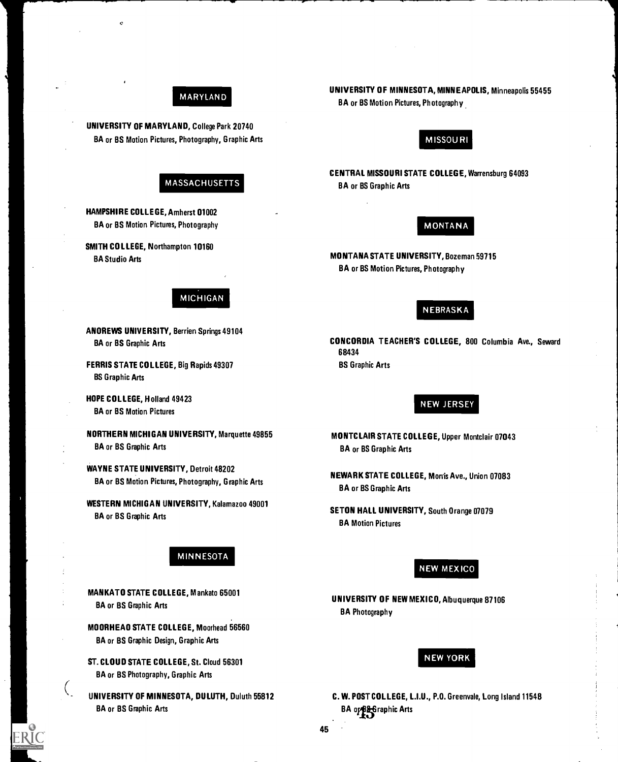## MARYLAND

**UNIVERSITY OF MARYLAND**, College Park 20740
BA or BS Motion Pictures, Photography, Graphic Arts

## MASSACHUSETTS

**HAMPSHIRE COLLEGE**, Amherst 01002
BA or BS Motion Pictures, Photography

**SMITH COLLEGE**, Northampton 10160
BA Studio Arts

## MICHIGAN

**ANDREWS UNIVERSITY**, Berrien Springs 49104
BA or BS Graphic Arts

**FERRIS STATE COLLEGE**, Big Rapids 49307
BS Graphic Arts

**HOPE COLLEGE**, Holland 49423
BA or BS Motion Pictures

**NORTHERN MICHIGAN UNIVERSITY**, Marquette 49855
BA or BS Graphic Arts

**WAYNE STATE UNIVERSITY**, Detroit 48202
BA or BS Motion Pictures, Photography, Graphic Arts

**WESTERN MICHIGAN UNIVERSITY**, Kalamazoo 49001
BA or BS Graphic Arts

## MINNESOTA

**MANKATO STATE COLLEGE**, Mankato 65001
BA or BS Graphic Arts

**MOORHEAD STATE COLLEGE**, Moorhead 56560
BA or BS Graphic Design, Graphic Arts

**ST. CLOUD STATE COLLEGE**, St. Cloud 56301
BA or BS Photography, Graphic Arts

**UNIVERSITY OF MINNESOTA, DULUTH**, Duluth 55812
BA or BS Graphic Arts

**UNIVERSITY OF MINNESOTA, MINNEAPOLIS**, Minneapolis 55455
BA or BS Motion Pictures, Photography

## MISSOURI

**CENTRAL MISSOURI STATE COLLEGE**, Warrensburg 64093
BA or BS Graphic Arts

## MONTANA

**MONTANA STATE UNIVERSITY**, Bozeman 59715
BA or BS Motion Pictures, Photography

## NEBRASKA

**CONCORDIA TEACHER'S COLLEGE**, 800 Columbia Ave., Seward 68434
BS Graphic Arts

## NEW JERSEY

**MONTCLAIR STATE COLLEGE**, Upper Montclair 07043
BA or BS Graphic Arts

**NEWARK STATE COLLEGE**, Morris Ave., Union 07083
BA or BS Graphic Arts

**SETON HALL UNIVERSITY**, South Orange 07079
BA Motion Pictures

## NEW MEXICO

**UNIVERSITY OF NEW MEXICO**, Albuquerque 87106
BA Photography

## NEW YORK

**C. W. POST COLLEGE, L.I.U.**, P.O. Greenvale, Long Island 11548
BA or BS Graphic Arts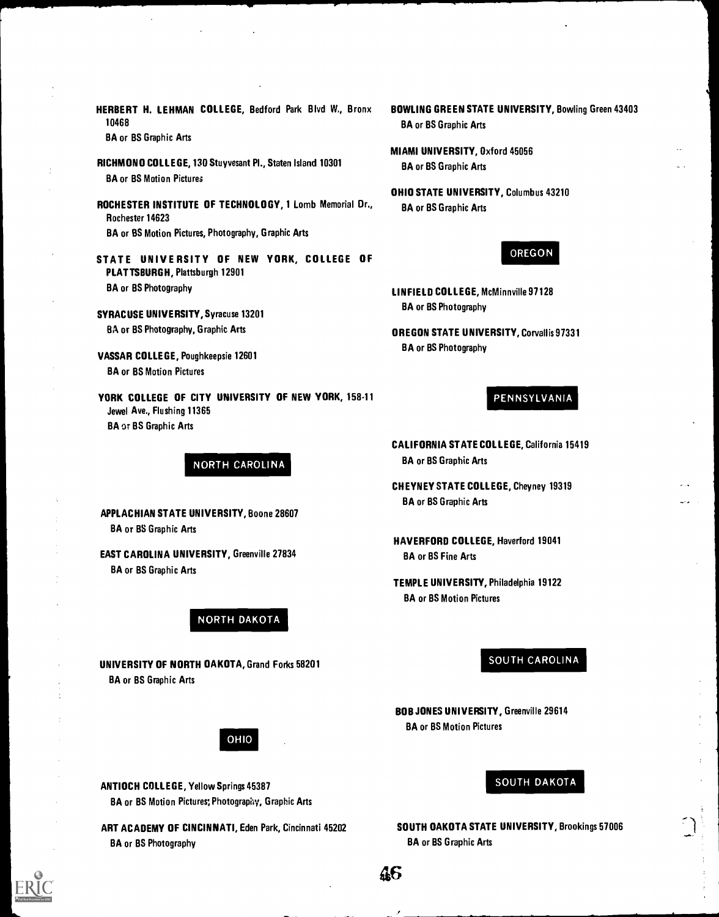**HERBERT H. LEHMAN COLLEGE**, Bedford Park Blvd W., Bronx 10468
BA or BS Graphic Arts

**RICHMOND COLLEGE**, 130 Stuyvesant Pl., Staten Island 10301
BA or BS Motion Pictures

**ROCHESTER INSTITUTE OF TECHNOLOGY**, 1 Lomb Memorial Dr., Rochester 14623
BA or BS Motion Pictures, Photography, Graphic Arts

**STATE UNIVERSITY OF NEW YORK, COLLEGE OF PLATTSBURGH**, Plattsburgh 12901
BA or BS Photography

**SYRACUSE UNIVERSITY**, Syracuse 13201
BA or BS Photography, Graphic Arts

**VASSAR COLLEGE**, Poughkeepsie 12601
BA or BS Motion Pictures

**YORK COLLEGE OF CITY UNIVERSITY OF NEW YORK**, 158-11 Jewel Ave., Flushing 11365
BA or BS Graphic Arts

## NORTH CAROLINA

**APPLACHIAN STATE UNIVERSITY**, Boone 28607
BA or BS Graphic Arts

**EAST CAROLINA UNIVERSITY**, Greenville 27834
BA or BS Graphic Arts

## NORTH DAKOTA

**UNIVERSITY OF NORTH DAKOTA**, Grand Forks 58201
BA or BS Graphic Arts

## OHIO

**ANTIOCH COLLEGE**, Yellow Springs 45387
BA or BS Motion Pictures; Photography, Graphic Arts

**ART ACADEMY OF CINCINNATI**, Eden Park, Cincinnati 45202
BA or BS Photography

**BOWLING GREEN STATE UNIVERSITY**, Bowling Green 43403
BA or BS Graphic Arts

**MIAMI UNIVERSITY**, Oxford 45056
BA or BS Graphic Arts

**OHIO STATE UNIVERSITY**, Columbus 43210
BA or BS Graphic Arts

## OREGON

**LINFIELD COLLEGE**, McMinnville 97128
BA or BS Photography

**OREGON STATE UNIVERSITY**, Corvallis 97331
BA or BS Photography

## PENNSYLVANIA

**CALIFORNIA STATE COLLEGE**, California 15419
BA or BS Graphic Arts

**CHEYNEY STATE COLLEGE**, Cheyney 19319
BA or BS Graphic Arts

**HAVERFORD COLLEGE**, Haverford 19041
BA or BS Fine Arts

**TEMPLE UNIVERSITY**, Philadelphia 19122
BA or BS Motion Pictures

## SOUTH CAROLINA

**BOB JONES UNIVERSITY**, Greenville 29614
BA or BS Motion Pictures

## SOUTH DAKOTA

**SOUTH DAKOTA STATE UNIVERSITY**, Brookings 57006
BA or BS Graphic Arts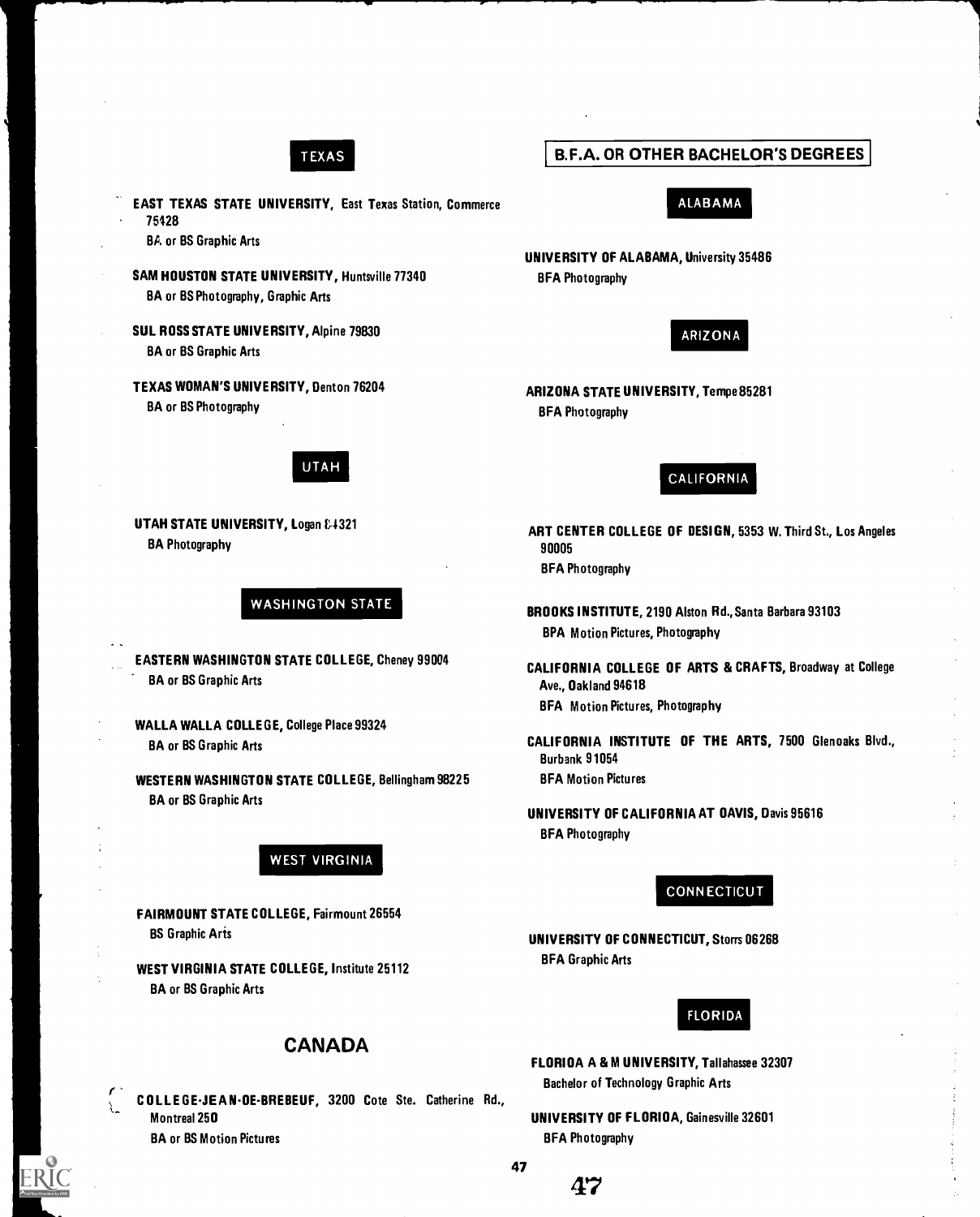## TEXAS

**EAST TEXAS STATE UNIVERSITY,** East Texas Station, Commerce 75428
BA or BS Graphic Arts

**SAM HOUSTON STATE UNIVERSITY,** Huntsville 77340
BA or BS Photography, Graphic Arts

**SUL ROSS STATE UNIVERSITY,** Alpine 79830
BA or BS Graphic Arts

**TEXAS WOMAN'S UNIVERSITY,** Denton 76204
BA or BS Photography

## UTAH

**UTAH STATE UNIVERSITY,** Logan 84321
BA Photography

## WASHINGTON STATE

**EASTERN WASHINGTON STATE COLLEGE,** Cheney 99004
BA or BS Graphic Arts

**WALLA WALLA COLLEGE,** College Place 99324
BA or BS Graphic Arts

**WESTERN WASHINGTON STATE COLLEGE,** Bellingham 98225
BA or BS Graphic Arts

## WEST VIRGINIA

**FAIRMOUNT STATE COLLEGE,** Fairmount 26554
BS Graphic Arts

**WEST VIRGINIA STATE COLLEGE,** Institute 25112
BA or BS Graphic Arts

# CANADA

**COLLEGE-JEAN-DE-BREBEUF,** 3200 Cote Ste. Catherine Rd., Montreal 250
BA or BS Motion Pictures

# B.F.A. OR OTHER BACHELOR'S DEGREES

## ALABAMA

**UNIVERSITY OF ALABAMA,** University 35486
BFA Photography

## ARIZONA

**ARIZONA STATE UNIVERSITY,** Tempe 85281
BFA Photography

## CALIFORNIA

**ART CENTER COLLEGE OF DESIGN,** 5353 W. Third St., Los Angeles 90005
BFA Photography

**BROOKS INSTITUTE,** 2190 Alston Rd., Santa Barbara 93103
BPA Motion Pictures, Photography

**CALIFORNIA COLLEGE OF ARTS & CRAFTS,** Broadway at College Ave., Oakland 94618
BFA Motion Pictures, Photography

**CALIFORNIA INSTITUTE OF THE ARTS,** 7500 Glenoaks Blvd., Burbank 91054
BFA Motion Pictures

**UNIVERSITY OF CALIFORNIA AT DAVIS,** Davis 95616
BFA Photography

## CONNECTICUT

**UNIVERSITY OF CONNECTICUT,** Storrs 06268
BFA Graphic Arts

## FLORIDA

**FLORIDA A & M UNIVERSITY,** Tallahassee 32307
Bachelor of Technology Graphic Arts

**UNIVERSITY OF FLORIDA,** Gainesville 32601
BFA Photography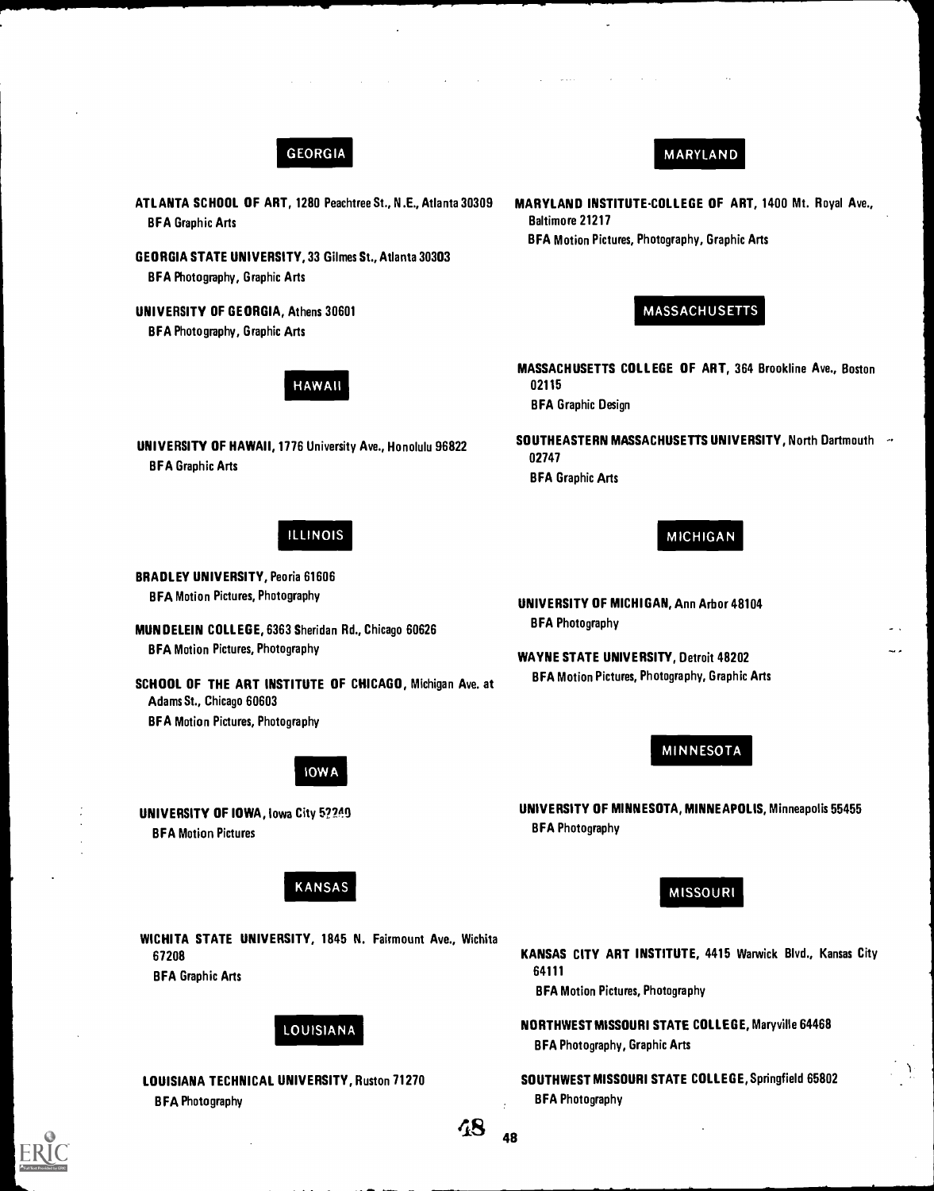## GEORGIA

**ATLANTA SCHOOL OF ART**, 1280 Peachtree St., N.E., Atlanta 30309
BFA Graphic Arts

**GEORGIA STATE UNIVERSITY**, 33 Gilmes St., Atlanta 30303
BFA Photography, Graphic Arts

**UNIVERSITY OF GEORGIA**, Athens 30601
BFA Photography, Graphic Arts

## HAWAII

**UNIVERSITY OF HAWAII**, 1776 University Ave., Honolulu 96822
BFA Graphic Arts

## ILLINOIS

**BRADLEY UNIVERSITY**, Peoria 61606
BFA Motion Pictures, Photography

**MUNDELEIN COLLEGE**, 6363 Sheridan Rd., Chicago 60626
BFA Motion Pictures, Photography

**SCHOOL OF THE ART INSTITUTE OF CHICAGO**, Michigan Ave. at Adams St., Chicago 60603
BFA Motion Pictures, Photography

## IOWA

**UNIVERSITY OF IOWA**, Iowa City 52240
BFA Motion Pictures

## KANSAS

**WICHITA STATE UNIVERSITY**, 1845 N. Fairmount Ave., Wichita 67208
BFA Graphic Arts

## LOUISIANA

**LOUISIANA TECHNICAL UNIVERSITY**, Ruston 71270
BFA Photography

## MARYLAND

**MARYLAND INSTITUTE-COLLEGE OF ART**, 1400 Mt. Royal Ave., Baltimore 21217
BFA Motion Pictures, Photography, Graphic Arts

## MASSACHUSETTS

**MASSACHUSETTS COLLEGE OF ART**, 364 Brookline Ave., Boston 02115
BFA Graphic Design

**SOUTHEASTERN MASSACHUSETTS UNIVERSITY**, North Dartmouth 02747
BFA Graphic Arts

## MICHIGAN

**UNIVERSITY OF MICHIGAN**, Ann Arbor 48104
BFA Photography

**WAYNE STATE UNIVERSITY**, Detroit 48202
BFA Motion Pictures, Photography, Graphic Arts

## MINNESOTA

**UNIVERSITY OF MINNESOTA, MINNEAPOLIS**, Minneapolis 55455
BFA Photography

## MISSOURI

**KANSAS CITY ART INSTITUTE**, 4415 Warwick Blvd., Kansas City 64111
BFA Motion Pictures, Photography

**NORTHWEST MISSOURI STATE COLLEGE**, Maryville 64468
BFA Photography, Graphic Arts

**SOUTHWEST MISSOURI STATE COLLEGE**, Springfield 65802
BFA Photography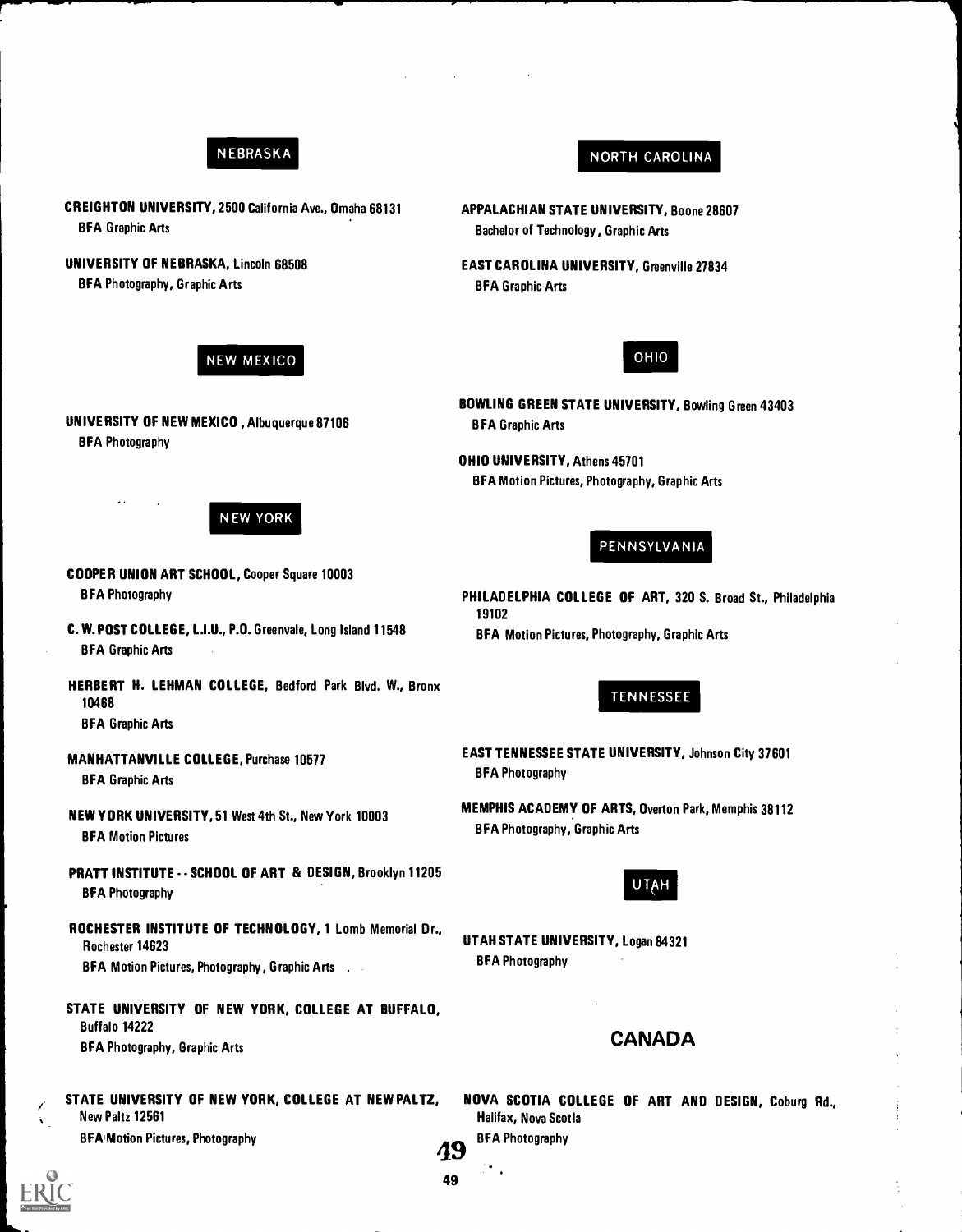## NEBRASKA

**CREIGHTON UNIVERSITY,** 2500 California Ave., Omaha 68131
BFA Graphic Arts

**UNIVERSITY OF NEBRASKA,** Lincoln 68508
BFA Photography, Graphic Arts

## NEW MEXICO

**UNIVERSITY OF NEW MEXICO,** Albuquerque 87106
BFA Photography

## NEW YORK

**COOPER UNION ART SCHOOL,** Cooper Square 10003
BFA Photography

**C. W. POST COLLEGE, L.I.U.,** P.O. Greenvale, Long Island 11548
BFA Graphic Arts

**HERBERT H. LEHMAN COLLEGE,** Bedford Park Blvd. W., Bronx 10468
BFA Graphic Arts

**MANHATTANVILLE COLLEGE,** Purchase 10577
BFA Graphic Arts

**NEW YORK UNIVERSITY,** 51 West 4th St., New York 10003
BFA Motion Pictures

**PRATT INSTITUTE -- SCHOOL OF ART & DESIGN,** Brooklyn 11205
BFA Photography

**ROCHESTER INSTITUTE OF TECHNOLOGY,** 1 Lomb Memorial Dr., Rochester 14623
BFA Motion Pictures, Photography, Graphic Arts

**STATE UNIVERSITY OF NEW YORK, COLLEGE AT BUFFALO,** Buffalo 14222
BFA Photography, Graphic Arts

**STATE UNIVERSITY OF NEW YORK, COLLEGE AT NEW PALTZ,** New Paltz 12561
BFA Motion Pictures, Photography

## NORTH CAROLINA

**APPALACHIAN STATE UNIVERSITY,** Boone 28607
Bachelor of Technology, Graphic Arts

**EAST CAROLINA UNIVERSITY,** Greenville 27834
BFA Graphic Arts

## OHIO

**BOWLING GREEN STATE UNIVERSITY,** Bowling Green 43403
BFA Graphic Arts

**OHIO UNIVERSITY,** Athens 45701
BFA Motion Pictures, Photography, Graphic Arts

## PENNSYLVANIA

**PHILADELPHIA COLLEGE OF ART,** 320 S. Broad St., Philadelphia 19102
BFA Motion Pictures, Photography, Graphic Arts

## TENNESSEE

**EAST TENNESSEE STATE UNIVERSITY,** Johnson City 37601
BFA Photography

**MEMPHIS ACADEMY OF ARTS,** Overton Park, Memphis 38112
BFA Photography, Graphic Arts

## UTAH

**UTAH STATE UNIVERSITY,** Logan 84321
BFA Photography

# CANADA

**NOVA SCOTIA COLLEGE OF ART AND DESIGN,** Coburg Rd., Halifax, Nova Scotia
BFA Photography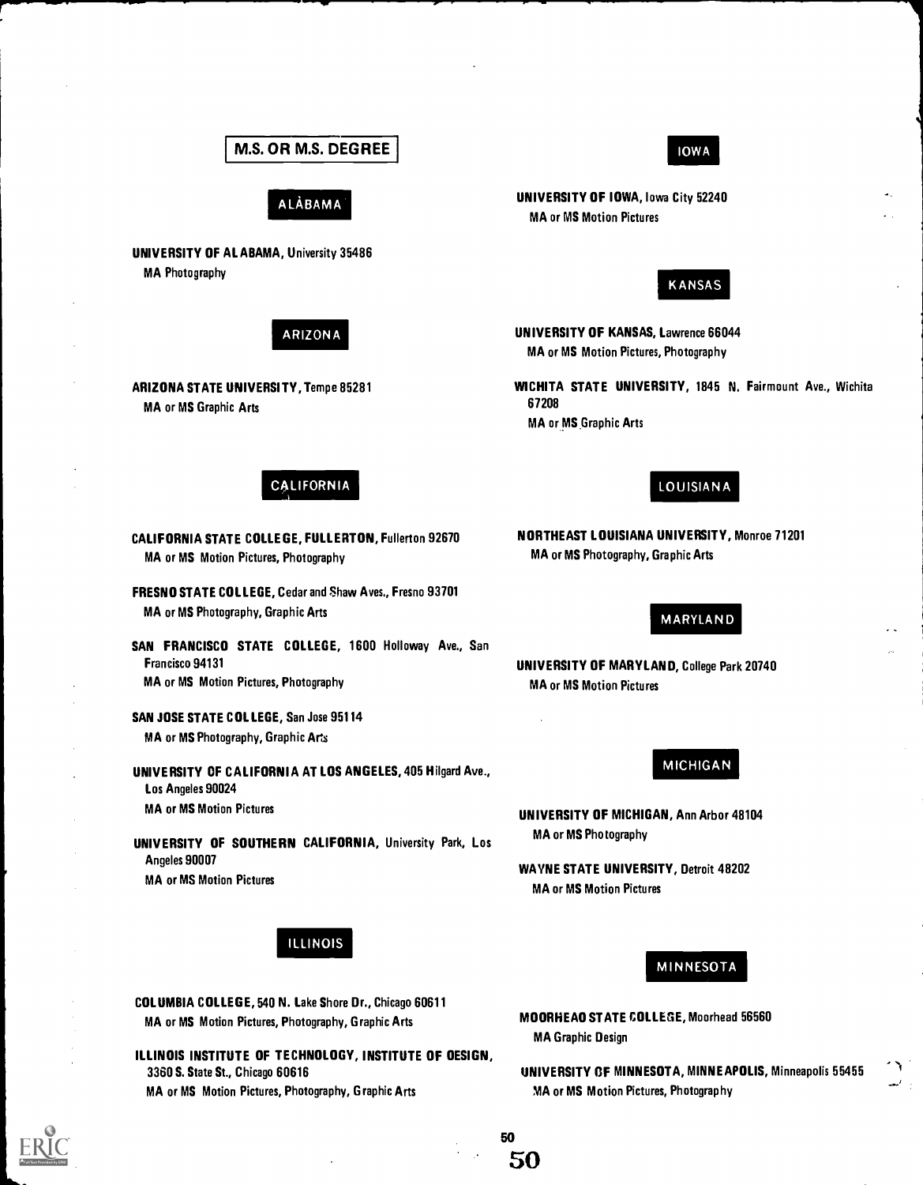## M.S. OR M.S. DEGREE

### ALABAMA

**UNIVERSITY OF ALABAMA**, University 35486
MA Photography

### ARIZONA

**ARIZONA STATE UNIVERSITY**, Tempe 85281
MA or MS Graphic Arts

### CALIFORNIA

**CALIFORNIA STATE COLLEGE, FULLERTON**, Fullerton 92670
MA or MS Motion Pictures, Photography

**FRESNO STATE COLLEGE**, Cedar and Shaw Aves., Fresno 93701
MA or MS Photography, Graphic Arts

**SAN FRANCISCO STATE COLLEGE**, 1600 Holloway Ave., San Francisco 94131
MA or MS Motion Pictures, Photography

**SAN JOSE STATE COLLEGE**, San Jose 95114
MA or MS Photography, Graphic Arts

**UNIVERSITY OF CALIFORNIA AT LOS ANGELES**, 405 Hilgard Ave., Los Angeles 90024
MA or MS Motion Pictures

**UNIVERSITY OF SOUTHERN CALIFORNIA**, University Park, Los Angeles 90007
MA or MS Motion Pictures

### ILLINOIS

**COLUMBIA COLLEGE**, 540 N. Lake Shore Dr., Chicago 60611
MA or MS Motion Pictures, Photography, Graphic Arts

**ILLINOIS INSTITUTE OF TECHNOLOGY, INSTITUTE OF DESIGN**, 3360 S. State St., Chicago 60616
MA or MS Motion Pictures, Photography, Graphic Arts

### IOWA

**UNIVERSITY OF IOWA**, Iowa City 52240
MA or MS Motion Pictures

### KANSAS

**UNIVERSITY OF KANSAS**, Lawrence 66044
MA or MS Motion Pictures, Photography

**WICHITA STATE UNIVERSITY**, 1845 N. Fairmount Ave., Wichita 67208
MA or MS Graphic Arts

### LOUISIANA

**NORTHEAST LOUISIANA UNIVERSITY**, Monroe 71201
MA or MS Photography, Graphic Arts

### MARYLAND

**UNIVERSITY OF MARYLAND**, College Park 20740
MA or MS Motion Pictures

### MICHIGAN

**UNIVERSITY OF MICHIGAN**, Ann Arbor 48104
MA or MS Photography

**WAYNE STATE UNIVERSITY**, Detroit 48202
MA or MS Motion Pictures

### MINNESOTA

**MOORHEAD STATE COLLEGE**, Moorhead 56560
MA Graphic Design

**UNIVERSITY OF MINNESOTA, MINNEAPOLIS**, Minneapolis 55455
MA or MS Motion Pictures, Photography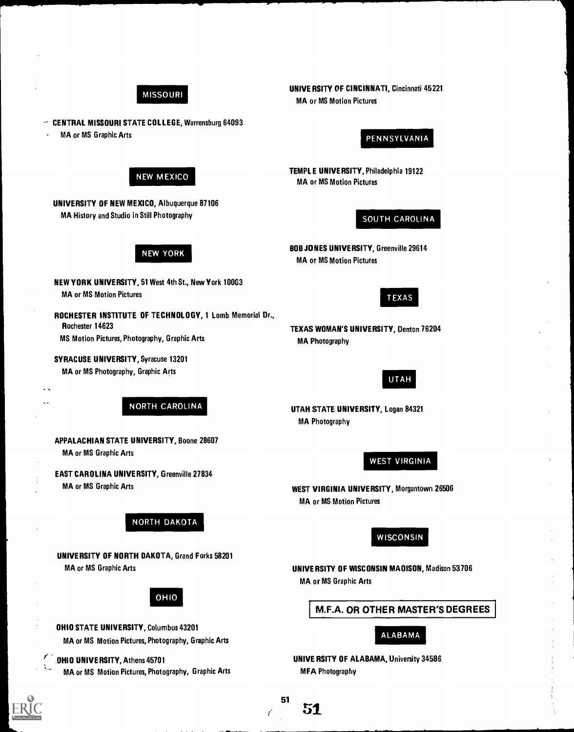### MISSOURI

**CENTRAL MISSOURI STATE COLLEGE**, Warrensburg 64093
MA or MS Graphic Arts

### NEW MEXICO

**UNIVERSITY OF NEW MEXICO**, Albuquerque 87106
MA History and Studio in Still Photography

### NEW YORK

**NEW YORK UNIVERSITY**, 51 West 4th St., New York 10003
MA or MS Motion Pictures

**ROCHESTER INSTITUTE OF TECHNOLOGY**, 1 Lomb Memorial Dr., Rochester 14623
MS Motion Pictures, Photography, Graphic Arts

**SYRACUSE UNIVERSITY**, Syracuse 13201
MA or MS Photography, Graphic Arts

### NORTH CAROLINA

**APPALACHIAN STATE UNIVERSITY**, Boone 28607
MA or MS Graphic Arts

**EAST CAROLINA UNIVERSITY**, Greenville 27834
MA or MS Graphic Arts

### NORTH DAKOTA

**UNIVERSITY OF NORTH DAKOTA**, Grand Forks 58201
MA or MS Graphic Arts

### OHIO

**OHIO STATE UNIVERSITY**, Columbus 43201
MA or MS Motion Pictures, Photography, Graphic Arts

**OHIO UNIVERSITY**, Athens 45701
MA or MS Motion Pictures, Photography, Graphic Arts

**UNIVERSITY OF CINCINNATI**, Cincinnati 45221
MA or MS Motion Pictures

### PENNSYLVANIA

**TEMPLE UNIVERSITY**, Philadelphia 19122
MA or MS Motion Pictures

### SOUTH CAROLINA

**BOB JONES UNIVERSITY**, Greenville 29614
MA or MS Motion Pictures

### TEXAS

**TEXAS WOMAN'S UNIVERSITY**, Denton 76204
MA Photography

### UTAH

**UTAH STATE UNIVERSITY**, Logan 84321
MA Photography

### WEST VIRGINIA

**WEST VIRGINIA UNIVERSITY**, Morgantown 26506
MA or MS Motion Pictures

### WISCONSIN

**UNIVERSITY OF WISCONSIN MADISON**, Madison 53706
MA or MS Graphic Arts

## M.F.A. OR OTHER MASTER'S DEGREES

### ALABAMA

**UNIVERSITY OF ALABAMA**, University 34586
MFA Photography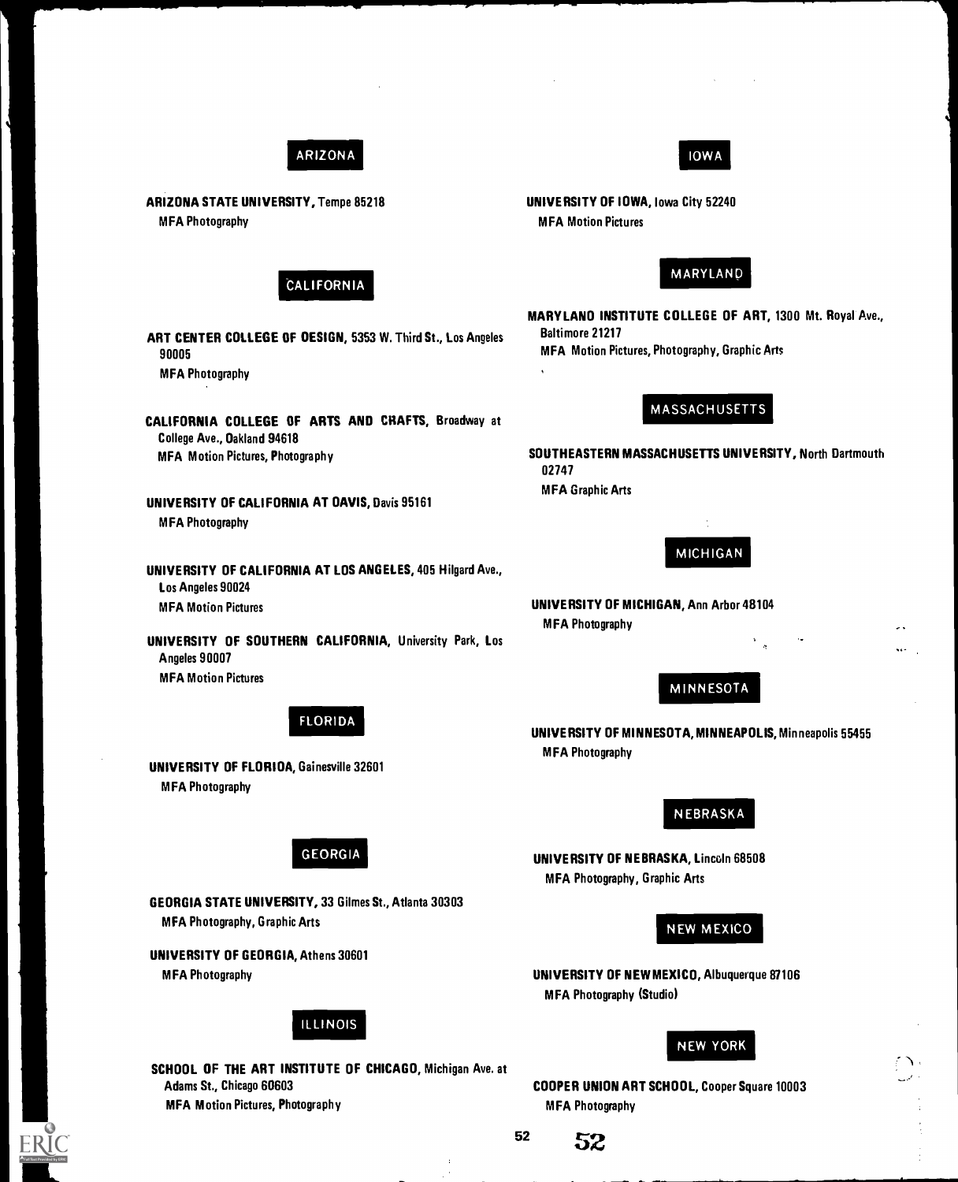## ARIZONA

**ARIZONA STATE UNIVERSITY,** Tempe 85218
MFA Photography

## CALIFORNIA

**ART CENTER COLLEGE OF OESIGN,** 5353 W. Third St., Los Angeles 90005
MFA Photography

**CALIFORNIA COLLEGE OF ARTS AND CRAFTS,** Broadway at College Ave., Oakland 94618
MFA Motion Pictures, Photography

**UNIVERSITY OF CALIFORNIA AT OAVIS,** Davis 95161
MFA Photography

**UNIVERSITY OF CALIFORNIA AT LOS ANGELES,** 405 Hilgard Ave., Los Angeles 90024
MFA Motion Pictures

**UNIVERSITY OF SOUTHERN CALIFORNIA,** University Park, Los Angeles 90007
MFA Motion Pictures

## FLORIDA

**UNIVERSITY OF FLORIOA,** Gainesville 32601
MFA Photography

## GEORGIA

**GEORGIA STATE UNIVERSITY,** 33 Gilmes St., Atlanta 30303
MFA Photography, Graphic Arts

**UNIVERSITY OF GEORGIA,** Athens 30601
MFA Photography

## ILLINOIS

**SCHOOL OF THE ART INSTITUTE OF CHICAGO,** Michigan Ave. at Adams St., Chicago 60603
MFA Motion Pictures, Photography

## IOWA

**UNIVERSITY OF IOWA,** Iowa City 52240
MFA Motion Pictures

## MARYLAND

**MARYLANO INSTITUTE COLLEGE OF ART,** 1300 Mt. Royal Ave., Baltimore 21217
MFA Motion Pictures, Photography, Graphic Arts

## MASSACHUSETTS

**SOUTHEASTERN MASSACHUSETTS UNIVERSITY,** North Dartmouth 02747
MFA Graphic Arts

## MICHIGAN

**UNIVERSITY OF MICHIGAN,** Ann Arbor 48104
MFA Photography

## MINNESOTA

**UNIVERSITY OF MINNESOTA, MINNEAPOLIS,** Minneapolis 55455
MFA Photography

## NEBRASKA

**UNIVERSITY OF NEBRASKA,** Lincoln 68508
MFA Photography, Graphic Arts

## NEW MEXICO

**UNIVERSITY OF NEW MEXICO,** Albuquerque 87106
MFA Photography (Studio)

## NEW YORK

**COOPER UNION ART SCHOOL,** Cooper Square 10003
MFA Photography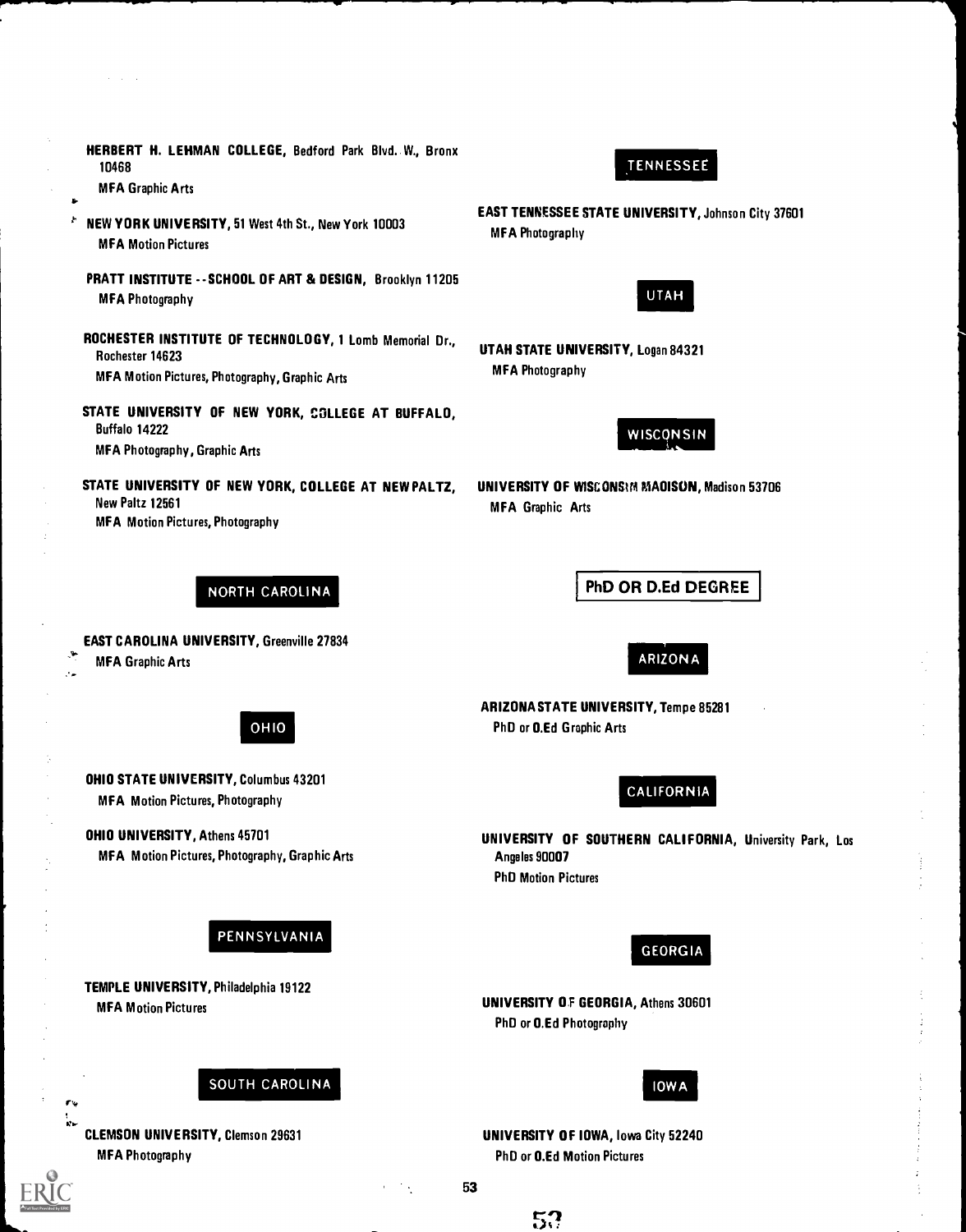**HERBERT H. LEHMAN COLLEGE**, Bedford Park Blvd. W., Bronx 10468
MFA Graphic Arts

**NEW YORK UNIVERSITY**, 51 West 4th St., New York 10003
MFA Motion Pictures

**PRATT INSTITUTE -- SCHOOL OF ART & DESIGN**, Brooklyn 11205
MFA Photography

**ROCHESTER INSTITUTE OF TECHNOLOGY**, 1 Lomb Memorial Dr., Rochester 14623
MFA Motion Pictures, Photography, Graphic Arts

**STATE UNIVERSITY OF NEW YORK, COLLEGE AT BUFFALO**, Buffalo 14222
MFA Photography, Graphic Arts

**STATE UNIVERSITY OF NEW YORK, COLLEGE AT NEW PALTZ**, New Paltz 12561
MFA Motion Pictures, Photography

### NORTH CAROLINA

**EAST CAROLINA UNIVERSITY**, Greenville 27834
MFA Graphic Arts

### OHIO

**OHIO STATE UNIVERSITY**, Columbus 43201
MFA Motion Pictures, Photography

**OHIO UNIVERSITY**, Athens 45701
MFA Motion Pictures, Photography, Graphic Arts

### PENNSYLVANIA

**TEMPLE UNIVERSITY**, Philadelphia 19122
MFA Motion Pictures

### SOUTH CAROLINA

**CLEMSON UNIVERSITY**, Clemson 29631
MFA Photography

### TENNESSEE

**EAST TENNESSEE STATE UNIVERSITY**, Johnson City 37601
MFA Photography

### UTAH

**UTAH STATE UNIVERSITY**, Logan 84321
MFA Photography

### WISCONSIN

**UNIVERSITY OF WISCONSIN MADISON**, Madison 53706
MFA Graphic Arts

## PhD OR D.Ed DEGREE

### ARIZONA

**ARIZONA STATE UNIVERSITY**, Tempe 85281
PhD or D.Ed Graphic Arts

### CALIFORNIA

**UNIVERSITY OF SOUTHERN CALIFORNIA**, University Park, Los Angeles 90007
PhD Motion Pictures

### GEORGIA

**UNIVERSITY OF GEORGIA**, Athens 30601
PhD or D.Ed Photography

### IOWA

**UNIVERSITY OF IOWA**, Iowa City 52240
PhD or D.Ed Motion Pictures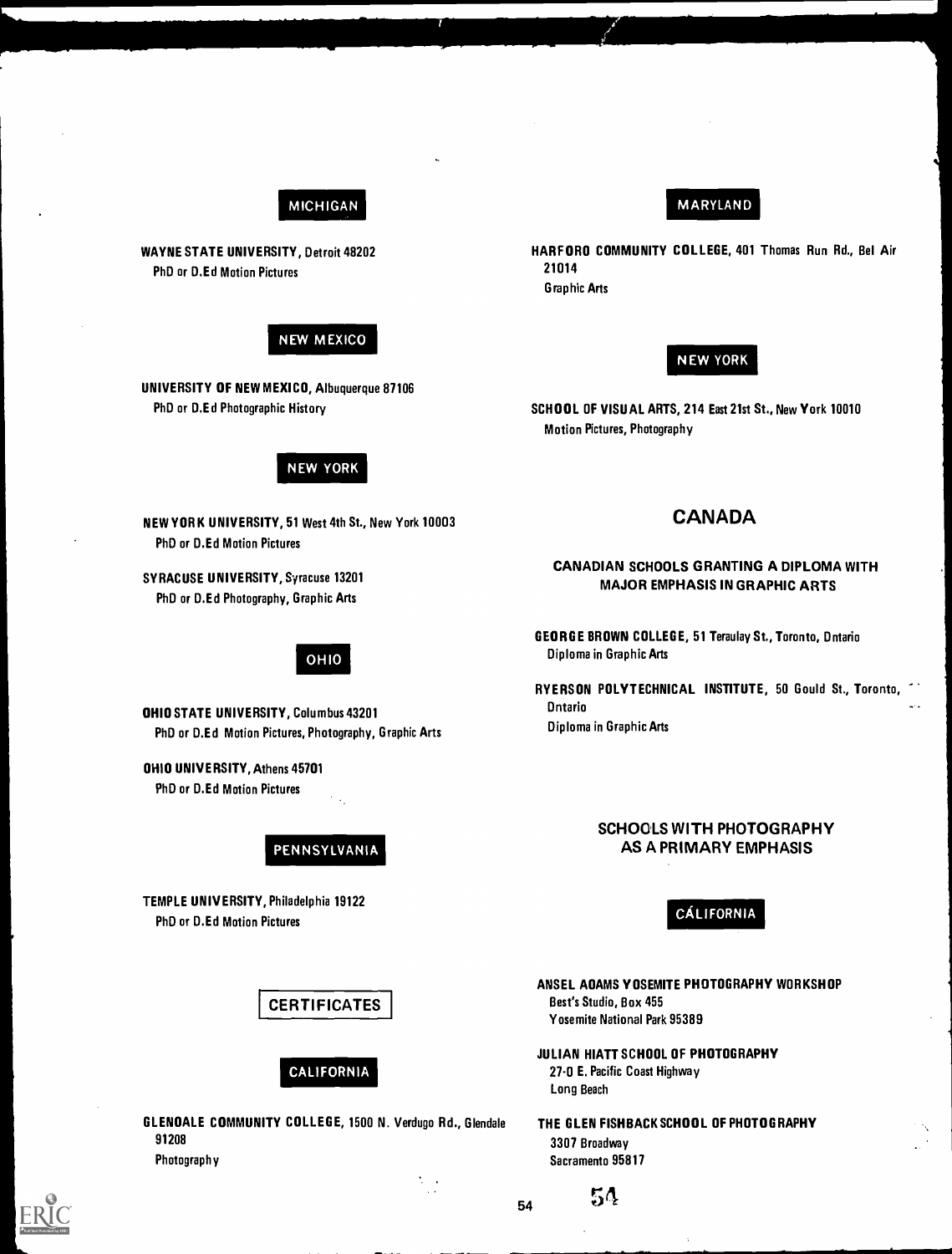## MICHIGAN

**WAYNE STATE UNIVERSITY**, Detroit 48202
PhD or D.Ed Motion Pictures

## NEW MEXICO

**UNIVERSITY OF NEW MEXICO**, Albuquerque 87106
PhD or D.Ed Photographic History

## NEW YORK

**NEW YORK UNIVERSITY**, 51 West 4th St., New York 10003
PhD or D.Ed Motion Pictures

**SYRACUSE UNIVERSITY**, Syracuse 13201
PhD or D.Ed Photography, Graphic Arts

## OHIO

**OHIO STATE UNIVERSITY**, Columbus 43201
PhD or D.Ed Motion Pictures, Photography, Graphic Arts

**OHIO UNIVERSITY**, Athens 45701
PhD or D.Ed Motion Pictures

## PENNSYLVANIA

**TEMPLE UNIVERSITY**, Philadelphia 19122
PhD or D.Ed Motion Pictures

# CERTIFICATES

## CALIFORNIA

**GLENDALE COMMUNITY COLLEGE**, 1500 N. Verdugo Rd., Glendale 91208
Photography

## MARYLAND

**HARFORD COMMUNITY COLLEGE**, 401 Thomas Run Rd., Bel Air 21014
Graphic Arts

## NEW YORK

**SCHOOL OF VISUAL ARTS**, 214 East 21st St., New York 10010
Motion Pictures, Photography

# CANADA

### CANADIAN SCHOOLS GRANTING A DIPLOMA WITH MAJOR EMPHASIS IN GRAPHIC ARTS

**GEORGE BROWN COLLEGE**, 51 Teraulay St., Toronto, Ontario
Diploma in Graphic Arts

**RYERSON POLYTECHNICAL INSTITUTE**, 50 Gould St., Toronto, Ontario
Diploma in Graphic Arts

### SCHOOLS WITH PHOTOGRAPHY AS A PRIMARY EMPHASIS

## CALIFORNIA

**ANSEL ADAMS YOSEMITE PHOTOGRAPHY WORKSHOP**
Best's Studio, Box 455
Yosemite National Park 95389

**JULIAN HIATT SCHOOL OF PHOTOGRAPHY**
27-0 E. Pacific Coast Highway
Long Beach

**THE GLEN FISHBACK SCHOOL OF PHOTOGRAPHY**
3307 Broadway
Sacramento 95817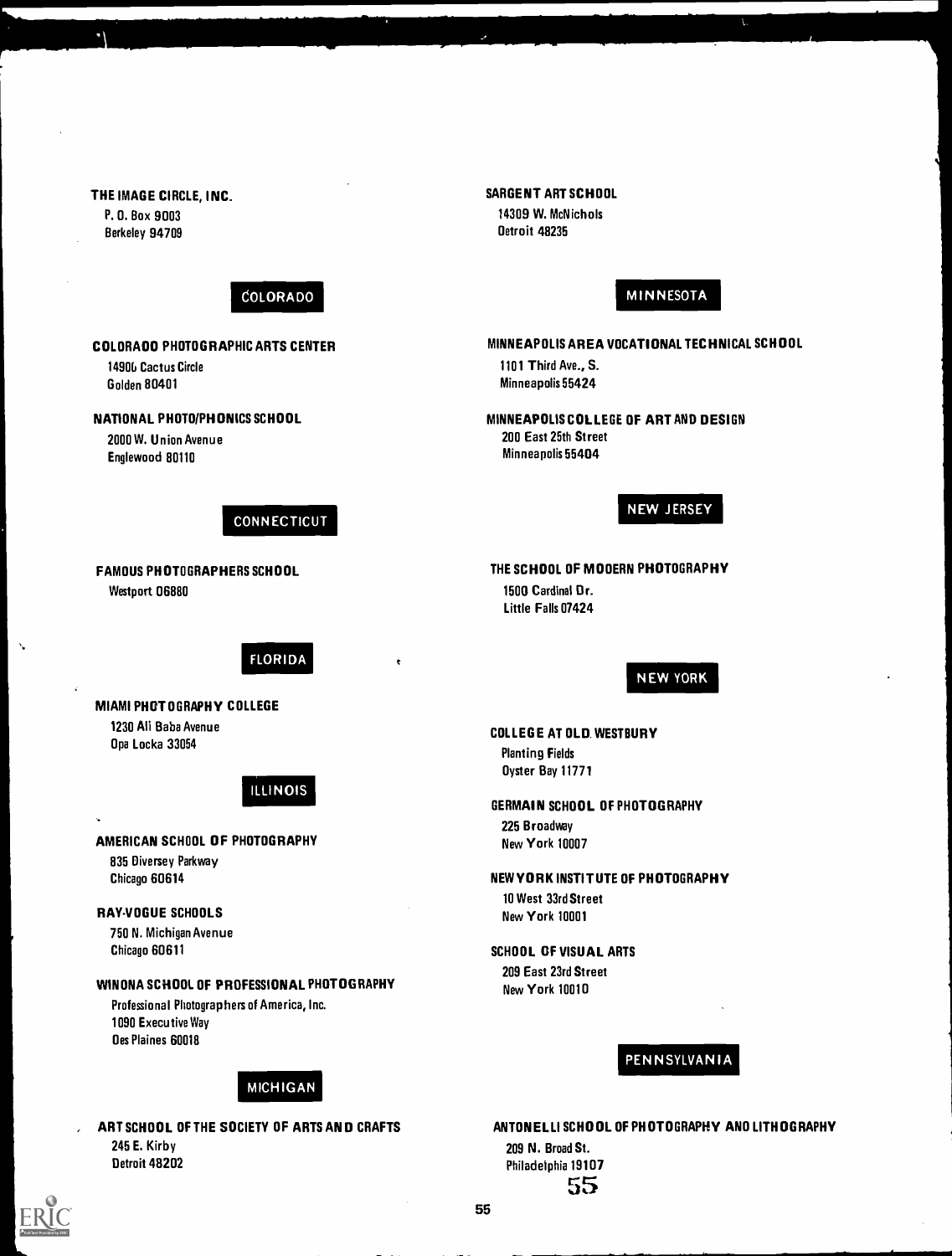**THE IMAGE CIRCLE, INC.**
P. O. Box 9003
Berkeley 94709

## COLORADO

**COLORADO PHOTOGRAPHIC ARTS CENTER**
1490b Cactus Circle
Golden 80401

**NATIONAL PHOTO/PHONICS SCHOOL**
2000 W. Union Avenue
Englewood 80110

## CONNECTICUT

**FAMOUS PHOTOGRAPHERS SCHOOL**
Westport 06880

## FLORIDA

**MIAMI PHOTOGRAPHY COLLEGE**
1230 Ali Baba Avenue
Opa Locka 33054

## ILLINOIS

**AMERICAN SCHOOL OF PHOTOGRAPHY**
835 Diversey Parkway
Chicago 60614

**RAY-VOGUE SCHOOLS**
750 N. Michigan Avenue
Chicago 60611

**WINONA SCHOOL OF PROFESSIONAL PHOTOGRAPHY**
Professional Photographers of America, Inc.
1090 Executive Way
Des Plaines 60018

## MICHIGAN

**ART SCHOOL OF THE SOCIETY OF ARTS AND CRAFTS**
245 E. Kirby
Detroit 48202

**SARGENT ART SCHOOL**
14309 W. McNichols
Detroit 48235

## MINNESOTA

**MINNEAPOLIS AREA VOCATIONAL TECHNICAL SCHOOL**
1101 Third Ave., S.
Minneapolis 55424

**MINNEAPOLIS COLLEGE OF ART AND DESIGN**
200 East 25th Street
Minneapolis 55404

## NEW JERSEY

**THE SCHOOL OF MODERN PHOTOGRAPHY**
1500 Cardinal Dr.
Little Falls 07424

## NEW YORK

**COLLEGE AT OLD WESTBURY**
Planting Fields
Oyster Bay 11771

**GERMAIN SCHOOL OF PHOTOGRAPHY**
225 Broadway
New York 10007

**NEW YORK INSTITUTE OF PHOTOGRAPHY**
10 West 33rd Street
New York 10001

**SCHOOL OF VISUAL ARTS**
209 East 23rd Street
New York 10010

## PENNSYLVANIA

**ANTONELLI SCHOOL OF PHOTOGRAPHY AND LITHOGRAPHY**
209 N. Broad St.
Philadelphia 19107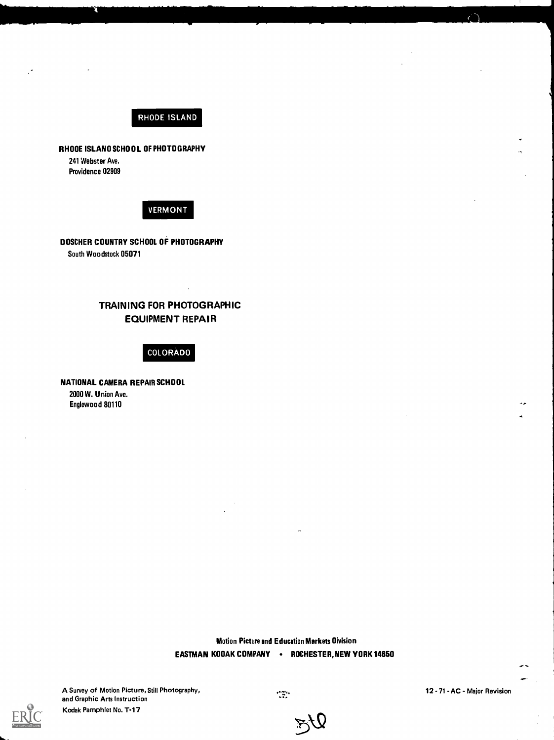## RHODE ISLAND

**RHODE ISLAND SCHOOL OF PHOTOGRAPHY**
241 Webster Ave.
Providence 02909

## VERMONT

**DOSCHER COUNTRY SCHOOL OF PHOTOGRAPHY**
South Woodstock 05071

# TRAINING FOR PHOTOGRAPHIC EQUIPMENT REPAIR

## COLORADO

**NATIONAL CAMERA REPAIR SCHOOL**
2000 W. Union Ave.
Englewood 80110

Motion Picture and Education Markets Division
**EASTMAN KODAK COMPANY • ROCHESTER, NEW YORK 14650**

A Survey of Motion Picture, Still Photography, and Graphic Arts Instruction
Kodak Pamphlet No. T-17

12 - 71 - AC - Major Revision